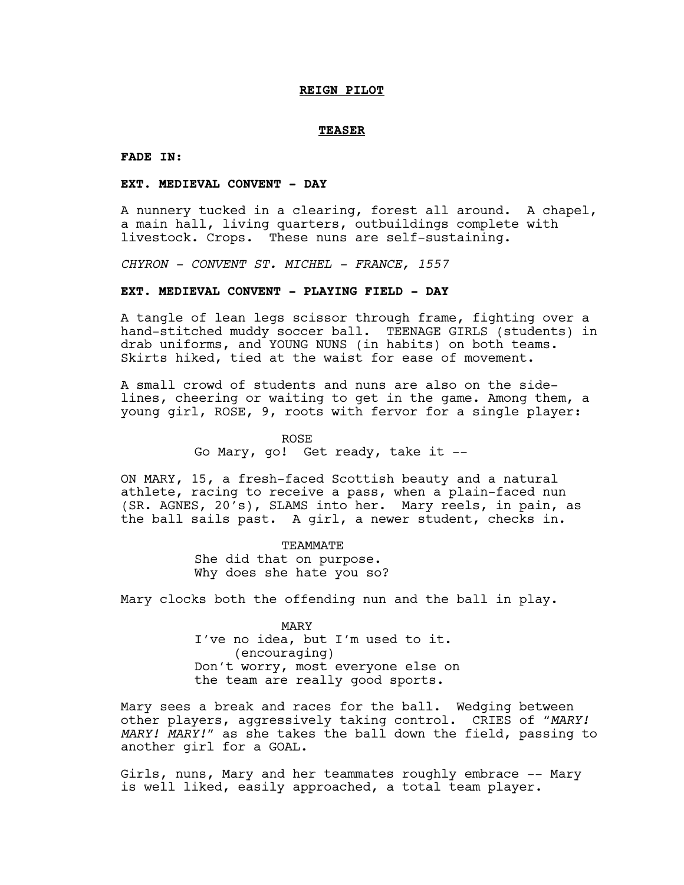**<u>REIGN PILOT</u>**

**<u>TEASER</u>**

**FADE IN:**

**EXT. MEDIEVAL CONVENT - DAY**

A nunnery tucked in a clearing, forest all around. A chapel, a main hall, living quarters, outbuildings complete with livestock. Crops. These nuns are self-sustaining.

*CHYRON - CONVENT ST. MICHEL - FRANCE, 1557*

**EXT. MEDIEVAL CONVENT - PLAYING FIELD - DAY**

A tangle of lean legs scissor through frame, fighting over a hand-stitched muddy soccer ball. TEENAGE GIRLS (students) in drab uniforms, and YOUNG NUNS (in habits) on both teams. Skirts hiked, tied at the waist for ease of movement.

A small crowd of students and nuns are also on the side-lines, cheering or waiting to get in the game. Among them, a young girl, ROSE, 9, roots with fervor for a single player:

ROSE
Go Mary, go! Get ready, take it --

ON MARY, 15, a fresh-faced Scottish beauty and a natural athlete, racing to receive a pass, when a plain-faced nun (SR. AGNES, 20's), SLAMS into her. Mary reels, in pain, as the ball sails past. A girl, a newer student, checks in.

TEAMMATE
She did that on purpose.
Why does she hate you so?

Mary clocks both the offending nun and the ball in play.

MARY
I've no idea, but I'm used to it.
(encouraging)
Don't worry, most everyone else on the team are really good sports.

Mary sees a break and races for the ball. Wedging between other players, aggressively taking control. CRIES of "*MARY! MARY! MARY!*" as she takes the ball down the field, passing to another girl for a GOAL.

Girls, nuns, Mary and her teammates roughly embrace -- Mary is well liked, easily approached, a total team player.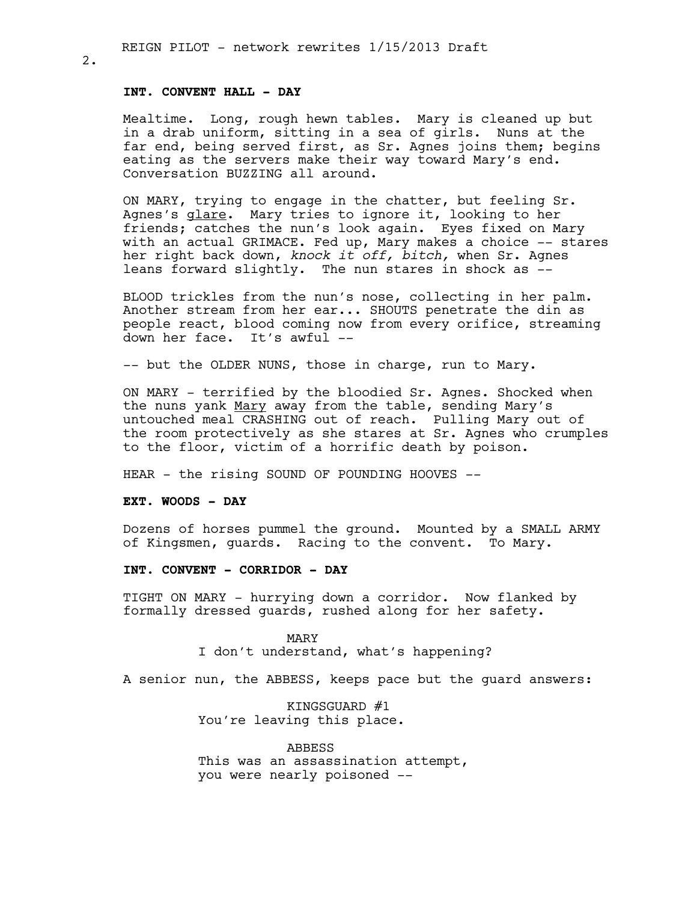**INT. CONVENT HALL - DAY**

Mealtime. Long, rough hewn tables. Mary is cleaned up but in a drab uniform, sitting in a sea of girls. Nuns at the far end, being served first, as Sr. Agnes joins them; begins eating as the servers make their way toward Mary's end. Conversation BUZZING all around.

ON MARY, trying to engage in the chatter, but feeling Sr. Agnes's <u>glare</u>. Mary tries to ignore it, looking to her friends; catches the nun's look again. Eyes fixed on Mary with an actual GRIMACE. Fed up, Mary makes a choice -- stares her right back down, *knock it off, bitch,* when Sr. Agnes leans forward slightly. The nun stares in shock as --

BLOOD trickles from the nun's nose, collecting in her palm. Another stream from her ear... SHOUTS penetrate the din as people react, blood coming now from every orifice, streaming down her face. It's awful --

-- but the OLDER NUNS, those in charge, run to Mary.

ON MARY - terrified by the bloodied Sr. Agnes. Shocked when the nuns yank <u>Mary</u> away from the table, sending Mary's untouched meal CRASHING out of reach. Pulling Mary out of the room protectively as she stares at Sr. Agnes who crumples to the floor, victim of a horrific death by poison.

HEAR - the rising SOUND OF POUNDING HOOVES --

**EXT. WOODS - DAY**

Dozens of horses pummel the ground. Mounted by a SMALL ARMY of Kingsmen, guards. Racing to the convent. To Mary.

**INT. CONVENT - CORRIDOR - DAY**

TIGHT ON MARY - hurrying down a corridor. Now flanked by formally dressed guards, rushed along for her safety.

MARY
I don't understand, what's happening?

A senior nun, the ABBESS, keeps pace but the guard answers:

KINGSGUARD #1
You're leaving this place.

ABBESS
This was an assassination attempt, you were nearly poisoned --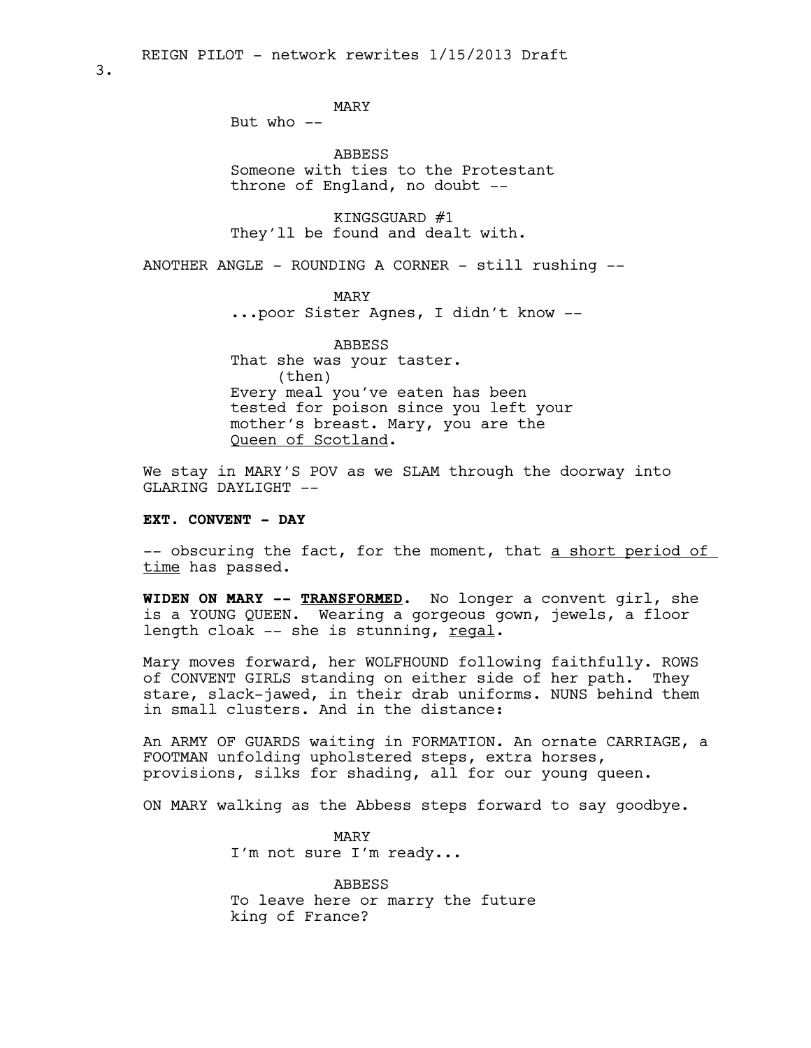MARY
But who --

ABBESS
Someone with ties to the Protestant throne of England, no doubt --

KINGSGUARD #1
They'll be found and dealt with.

ANOTHER ANGLE - ROUNDING A CORNER - still rushing --

MARY
...poor Sister Agnes, I didn't know --

ABBESS
That she was your taster.
(then)
Every meal you've eaten has been tested for poison since you left your mother's breast. Mary, you are the <u>Queen of Scotland</u>.

We stay in MARY'S POV as we SLAM through the doorway into GLARING DAYLIGHT --

**EXT. CONVENT - DAY**

-- obscuring the fact, for the moment, that <u>a short period of time</u> has passed.

**WIDEN ON MARY -- <u>TRANSFORMED</u>.** No longer a convent girl, she is a YOUNG QUEEN. Wearing a gorgeous gown, jewels, a floor length cloak -- she is stunning, <u>regal</u>.

Mary moves forward, her WOLFHOUND following faithfully. ROWS of CONVENT GIRLS standing on either side of her path. They stare, slack-jawed, in their drab uniforms. NUNS behind them in small clusters. And in the distance:

An ARMY OF GUARDS waiting in FORMATION. An ornate CARRIAGE, a FOOTMAN unfolding upholstered steps, extra horses, provisions, silks for shading, all for our young queen.

ON MARY walking as the Abbess steps forward to say goodbye.

MARY
I'm not sure I'm ready...

ABBESS
To leave here or marry the future king of France?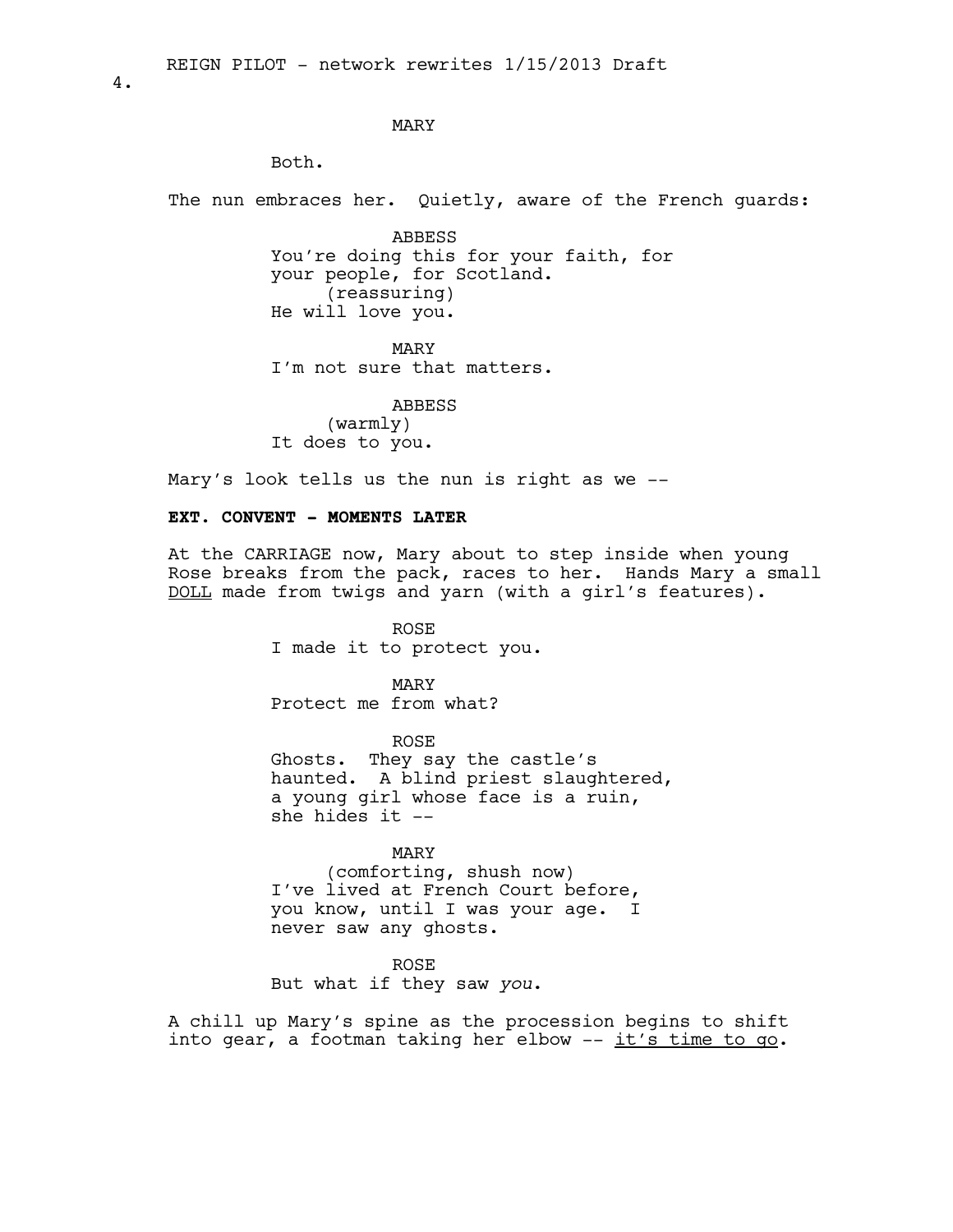MARY

Both.

The nun embraces her. Quietly, aware of the French guards:

ABBESS
You're doing this for your faith, for your people, for Scotland.
(reassuring)
He will love you.

MARY
I'm not sure that matters.

ABBESS
(warmly)
It does to you.

Mary's look tells us the nun is right as we --

**EXT. CONVENT - MOMENTS LATER**

At the CARRIAGE now, Mary about to step inside when young Rose breaks from the pack, races to her. Hands Mary a small DOLL made from twigs and yarn (with a girl's features).

ROSE
I made it to protect you.

MARY
Protect me from what?

ROSE
Ghosts. They say the castle's haunted. A blind priest slaughtered, a young girl whose face is a ruin, she hides it --

MARY
(comforting, shush now)
I've lived at French Court before, you know, until I was your age. I never saw any ghosts.

ROSE
But what if they saw *you*.

A chill up Mary's spine as the procession begins to shift into gear, a footman taking her elbow -- it's time to go.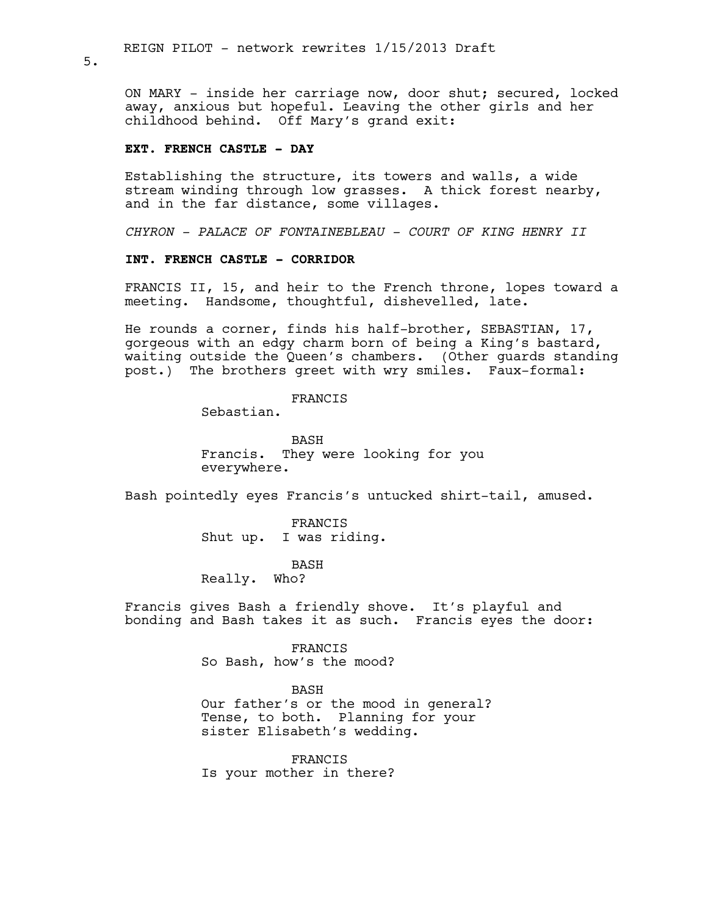ON MARY - inside her carriage now, door shut; secured, locked away, anxious but hopeful. Leaving the other girls and her childhood behind. Off Mary's grand exit:

**EXT. FRENCH CASTLE - DAY**

Establishing the structure, its towers and walls, a wide stream winding through low grasses. A thick forest nearby, and in the far distance, some villages.

*CHYRON - PALACE OF FONTAINEBLEAU - COURT OF KING HENRY II*

**INT. FRENCH CASTLE - CORRIDOR**

FRANCIS II, 15, and heir to the French throne, lopes toward a meeting. Handsome, thoughtful, dishevelled, late.

He rounds a corner, finds his half-brother, SEBASTIAN, 17, gorgeous with an edgy charm born of being a King's bastard, waiting outside the Queen's chambers. (Other guards standing post.) The brothers greet with wry smiles. Faux-formal:

FRANCIS
Sebastian.

BASH
Francis. They were looking for you everywhere.

Bash pointedly eyes Francis's untucked shirt-tail, amused.

FRANCIS
Shut up. I was riding.

BASH
Really. Who?

Francis gives Bash a friendly shove. It's playful and bonding and Bash takes it as such. Francis eyes the door:

FRANCIS
So Bash, how's the mood?

BASH
Our father's or the mood in general? Tense, to both. Planning for your sister Elisabeth's wedding.

FRANCIS
Is your mother in there?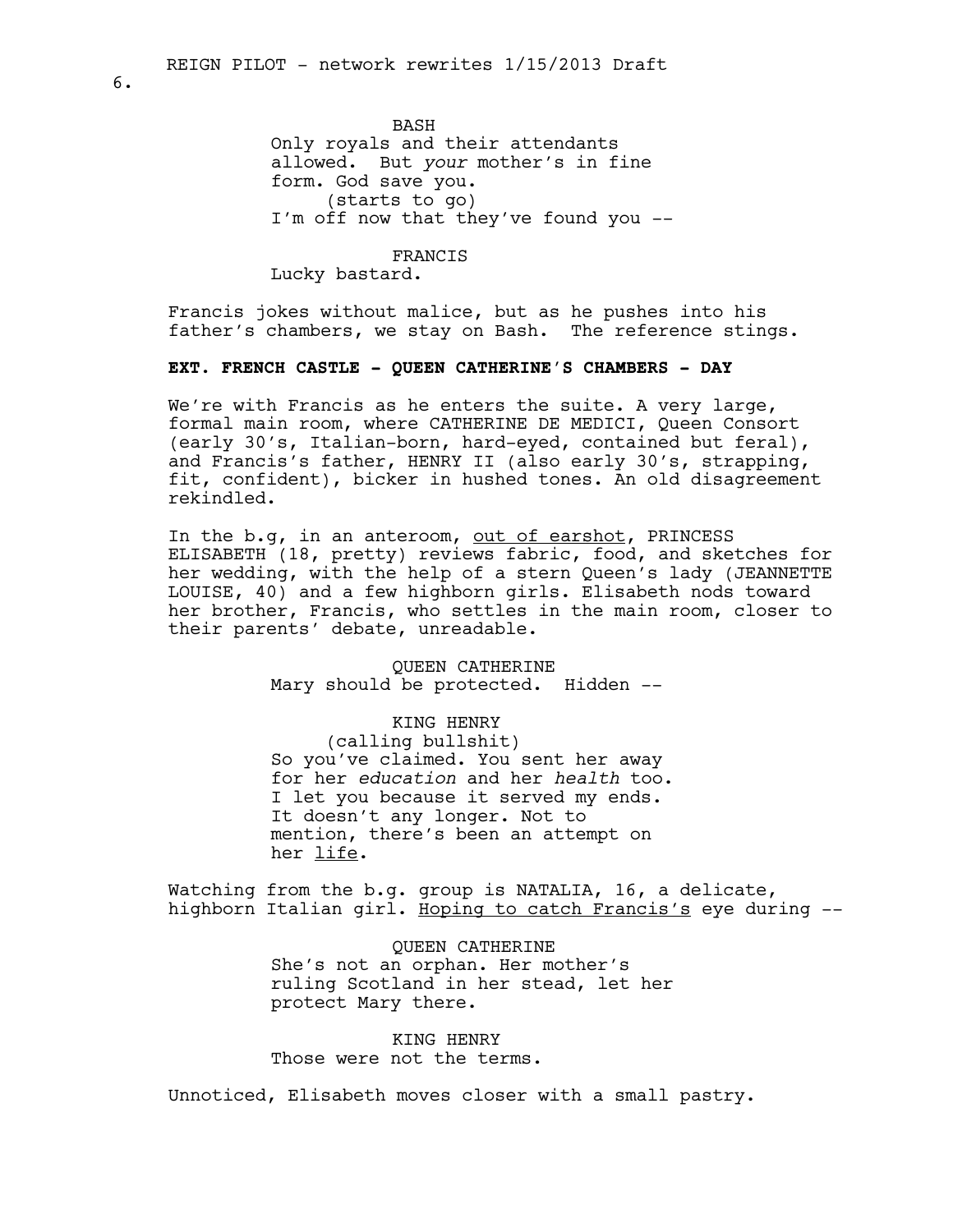BASH
Only royals and their attendants allowed. But *your* mother's in fine form. God save you.
(starts to go)
I'm off now that they've found you --

FRANCIS
Lucky bastard.

Francis jokes without malice, but as he pushes into his father's chambers, we stay on Bash. The reference stings.

**EXT. FRENCH CASTLE - QUEEN CATHERINE'S CHAMBERS - DAY**

We're with Francis as he enters the suite. A very large, formal main room, where CATHERINE DE MEDICI, Queen Consort (early 30's, Italian-born, hard-eyed, contained but feral), and Francis's father, HENRY II (also early 30's, strapping, fit, confident), bicker in hushed tones. An old disagreement rekindled.

In the b.g, in an anteroom, out of earshot, PRINCESS ELISABETH (18, pretty) reviews fabric, food, and sketches for her wedding, with the help of a stern Queen's lady (JEANNETTE LOUISE, 40) and a few highborn girls. Elisabeth nods toward her brother, Francis, who settles in the main room, closer to their parents' debate, unreadable.

QUEEN CATHERINE
Mary should be protected. Hidden --

KING HENRY
(calling bullshit)
So you've claimed. You sent her away for her *education* and her *health* too. I let you because it served my ends. It doesn't any longer. Not to mention, there's been an attempt on her life.

Watching from the b.g. group is NATALIA, 16, a delicate, highborn Italian girl. Hoping to catch Francis's eye during --

QUEEN CATHERINE
She's not an orphan. Her mother's ruling Scotland in her stead, let her protect Mary there.

KING HENRY
Those were not the terms.

Unnoticed, Elisabeth moves closer with a small pastry.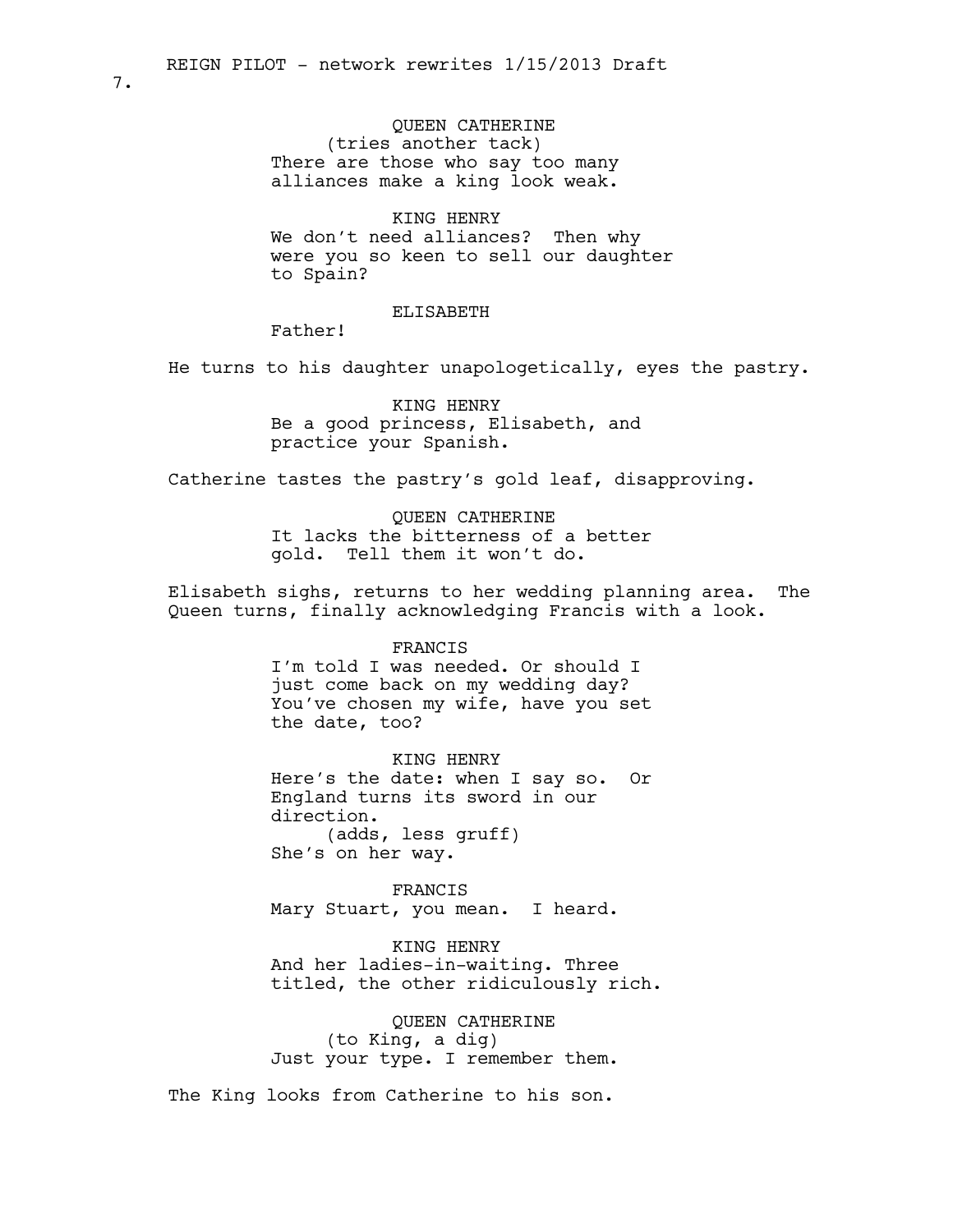QUEEN CATHERINE
(tries another tack)
There are those who say too many alliances make a king look weak.

KING HENRY
We don't need alliances? Then why were you so keen to sell our daughter to Spain?

ELISABETH
Father!

He turns to his daughter unapologetically, eyes the pastry.

KING HENRY
Be a good princess, Elisabeth, and practice your Spanish.

Catherine tastes the pastry's gold leaf, disapproving.

QUEEN CATHERINE
It lacks the bitterness of a better gold. Tell them it won't do.

Elisabeth sighs, returns to her wedding planning area. The Queen turns, finally acknowledging Francis with a look.

FRANCIS
I'm told I was needed. Or should I just come back on my wedding day? You've chosen my wife, have you set the date, too?

KING HENRY
Here's the date: when I say so. Or England turns its sword in our direction.
(adds, less gruff)
She's on her way.

FRANCIS
Mary Stuart, you mean. I heard.

KING HENRY
And her ladies-in-waiting. Three titled, the other ridiculously rich.

QUEEN CATHERINE
(to King, a dig)
Just your type. I remember them.

The King looks from Catherine to his son.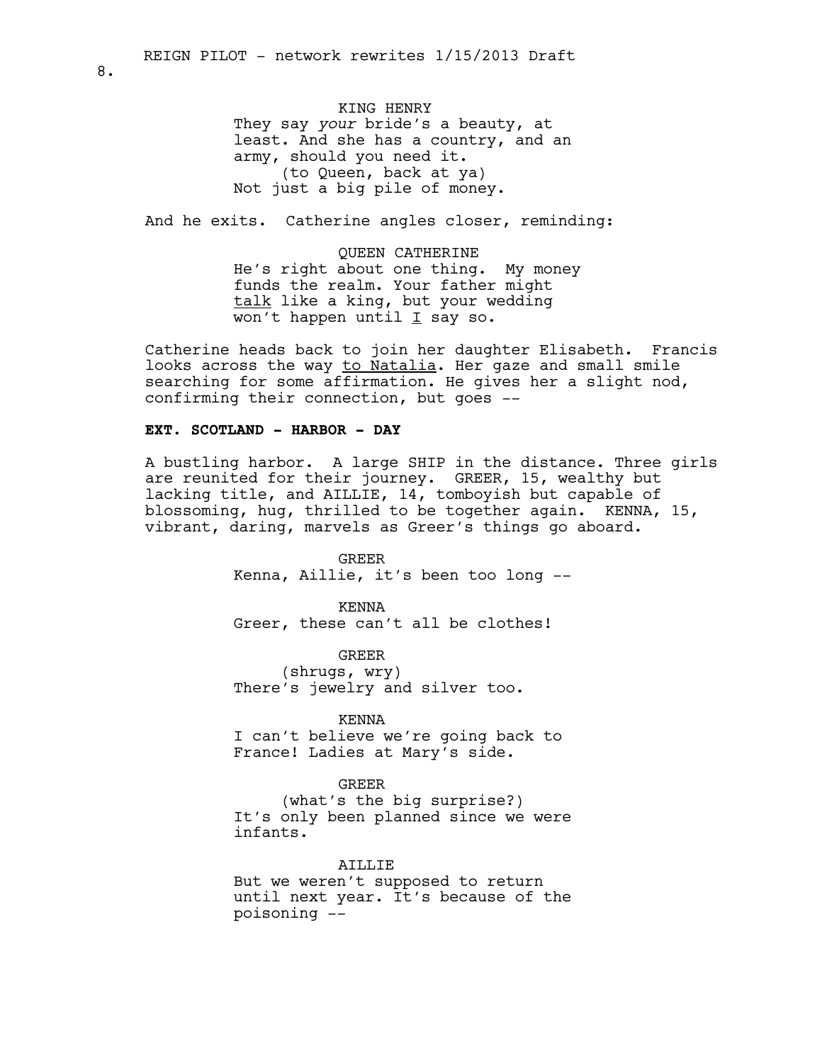KING HENRY
They say *your* bride's a beauty, at least. And she has a country, and an army, should you need it.
(to Queen, back at ya)
Not just a big pile of money.

And he exits. Catherine angles closer, reminding:

QUEEN CATHERINE
He's right about one thing. My money funds the realm. Your father might talk like a king, but your wedding won't happen until I say so.

Catherine heads back to join her daughter Elisabeth. Francis looks across the way to Natalia. Her gaze and small smile searching for some affirmation. He gives her a slight nod, confirming their connection, but goes --

**EXT. SCOTLAND - HARBOR - DAY**

A bustling harbor. A large SHIP in the distance. Three girls are reunited for their journey. GREER, 15, wealthy but lacking title, and AILLIE, 14, tomboyish but capable of blossoming, hug, thrilled to be together again. KENNA, 15, vibrant, daring, marvels as Greer's things go aboard.

GREER
Kenna, Aillie, it's been too long --

KENNA
Greer, these can't all be clothes!

GREER
(shrugs, wry)
There's jewelry and silver too.

KENNA
I can't believe we're going back to France! Ladies at Mary's side.

GREER
(what's the big surprise?)
It's only been planned since we were infants.

AILLIE
But we weren't supposed to return until next year. It's because of the poisoning --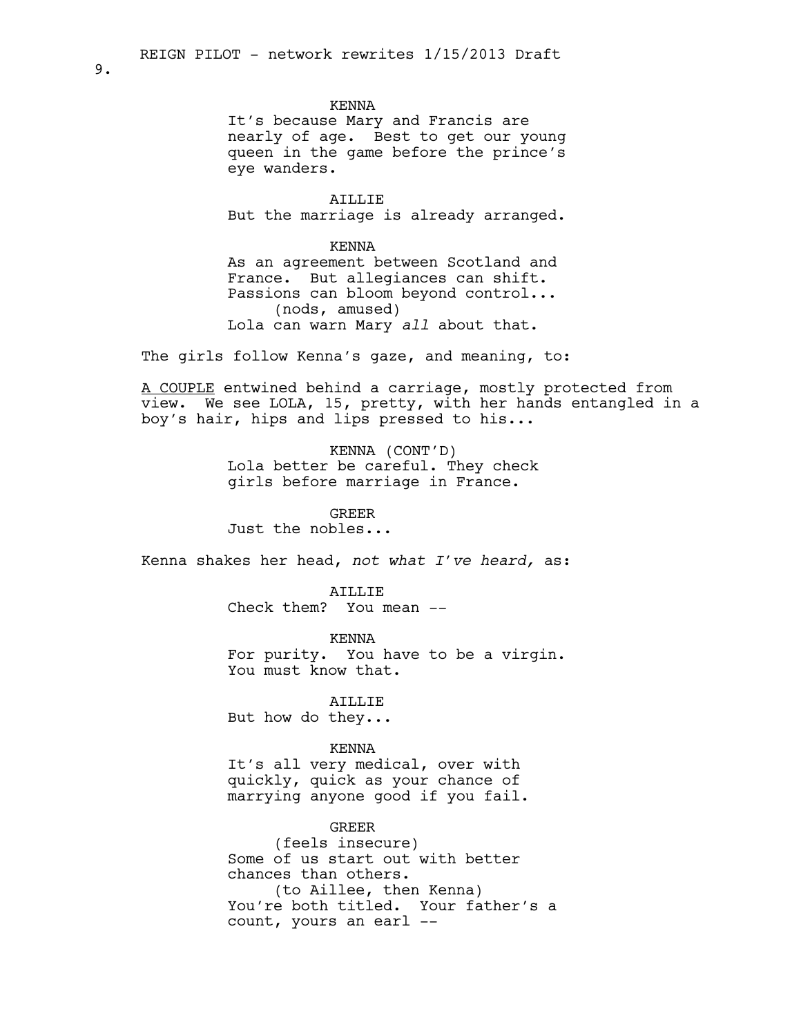KENNA
It's because Mary and Francis are nearly of age. Best to get our young queen in the game before the prince's eye wanders.

AILLIE
But the marriage is already arranged.

KENNA
As an agreement between Scotland and France. But allegiances can shift. Passions can bloom beyond control...
(nods, amused)
Lola can warn Mary *all* about that.

The girls follow Kenna's gaze, and meaning, to:

A COUPLE entwined behind a carriage, mostly protected from view. We see LOLA, 15, pretty, with her hands entangled in a boy's hair, hips and lips pressed to his...

KENNA (CONT'D)
Lola better be careful. They check girls before marriage in France.

GREER
Just the nobles...

Kenna shakes her head, *not what I've heard,* as:

AILLIE
Check them? You mean --

KENNA
For purity. You have to be a virgin. You must know that.

AILLIE
But how do they...

KENNA
It's all very medical, over with quickly, quick as your chance of marrying anyone good if you fail.

GREER
(feels insecure)
Some of us start out with better chances than others.
(to Aillee, then Kenna)
You're both titled. Your father's a count, yours an earl --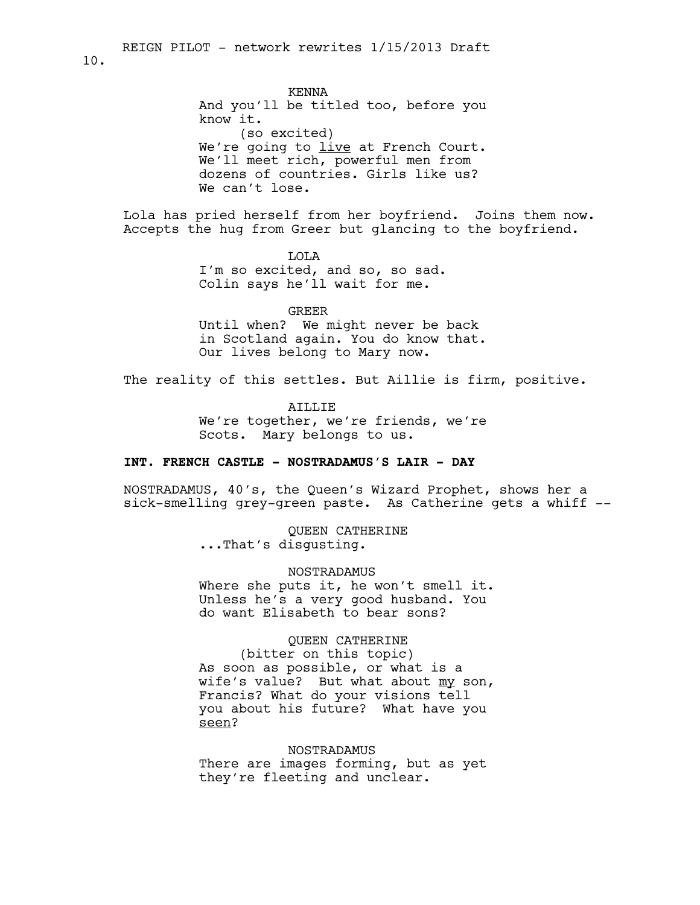KENNA
And you'll be titled too, before you know it.
(so excited)
We're going to live at French Court. We'll meet rich, powerful men from dozens of countries. Girls like us? We can't lose.

Lola has pried herself from her boyfriend. Joins them now. Accepts the hug from Greer but glancing to the boyfriend.

LOLA
I'm so excited, and so, so sad. Colin says he'll wait for me.

GREER
Until when? We might never be back in Scotland again. You do know that. Our lives belong to Mary now.

The reality of this settles. But Aillie is firm, positive.

AILLIE
We're together, we're friends, we're Scots. Mary belongs to us.

**INT. FRENCH CASTLE - NOSTRADAMUS'S LAIR - DAY**

NOSTRADAMUS, 40's, the Queen's Wizard Prophet, shows her a sick-smelling grey-green paste. As Catherine gets a whiff --

QUEEN CATHERINE
...That's disgusting.

NOSTRADAMUS
Where she puts it, he won't smell it. Unless he's a very good husband. You do want Elisabeth to bear sons?

QUEEN CATHERINE
(bitter on this topic)
As soon as possible, or what is a wife's value? But what about my son, Francis? What do your visions tell you about his future? What have you seen?

NOSTRADAMUS
There are images forming, but as yet they're fleeting and unclear.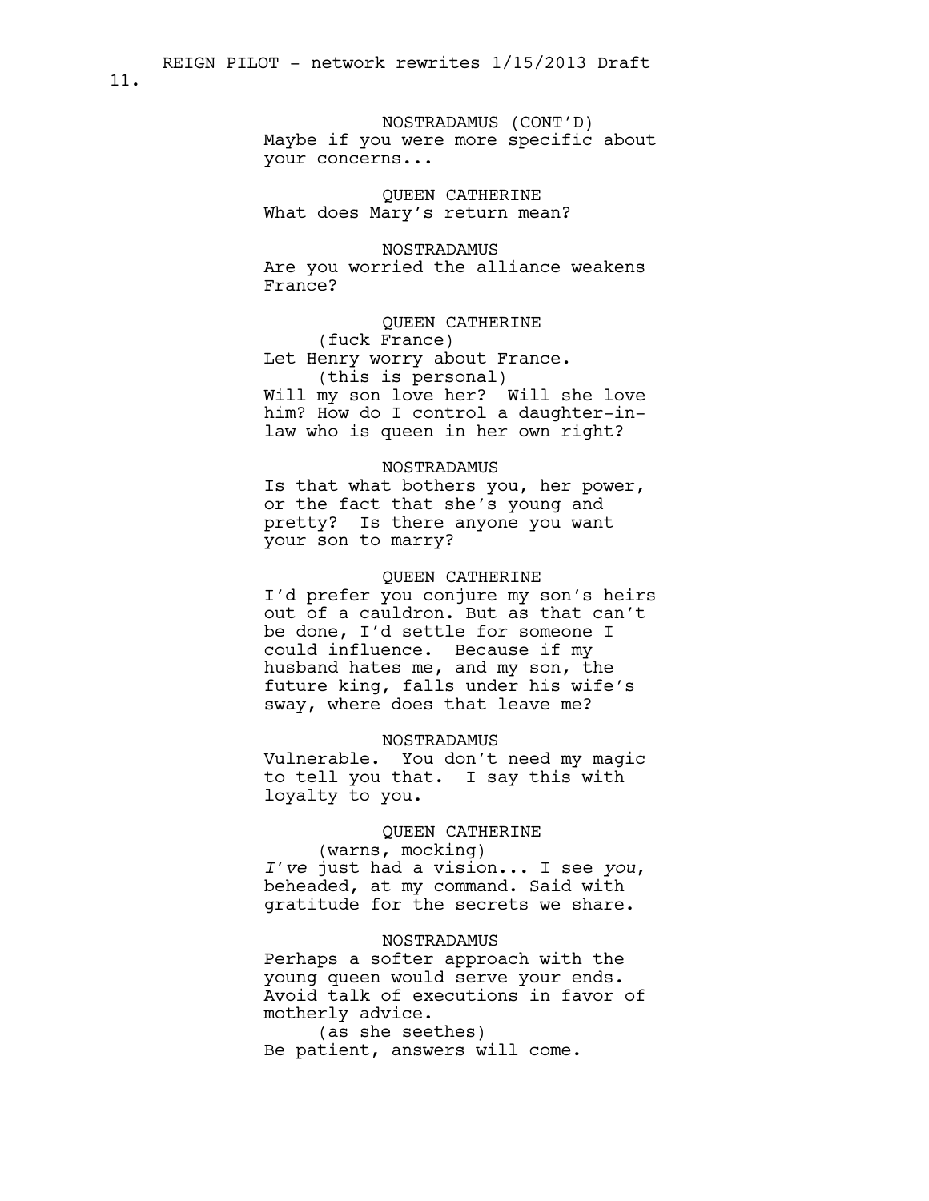NOSTRADAMUS (CONT'D)
Maybe if you were more specific about your concerns...

QUEEN CATHERINE
What does Mary's return mean?

NOSTRADAMUS
Are you worried the alliance weakens France?

QUEEN CATHERINE
(fuck France)
Let Henry worry about France.
(this is personal)
Will my son love her? Will she love him? How do I control a daughter-in-law who is queen in her own right?

NOSTRADAMUS
Is that what bothers you, her power, or the fact that she's young and pretty? Is there anyone you want your son to marry?

QUEEN CATHERINE
I'd prefer you conjure my son's heirs out of a cauldron. But as that can't be done, I'd settle for someone I could influence. Because if my husband hates me, and my son, the future king, falls under his wife's sway, where does that leave me?

NOSTRADAMUS
Vulnerable. You don't need my magic to tell you that. I say this with loyalty to you.

QUEEN CATHERINE
(warns, mocking)
*I've* just had a vision... I see *you*, beheaded, at my command. Said with gratitude for the secrets we share.

NOSTRADAMUS
Perhaps a softer approach with the young queen would serve your ends. Avoid talk of executions in favor of motherly advice.
(as she seethes)
Be patient, answers will come.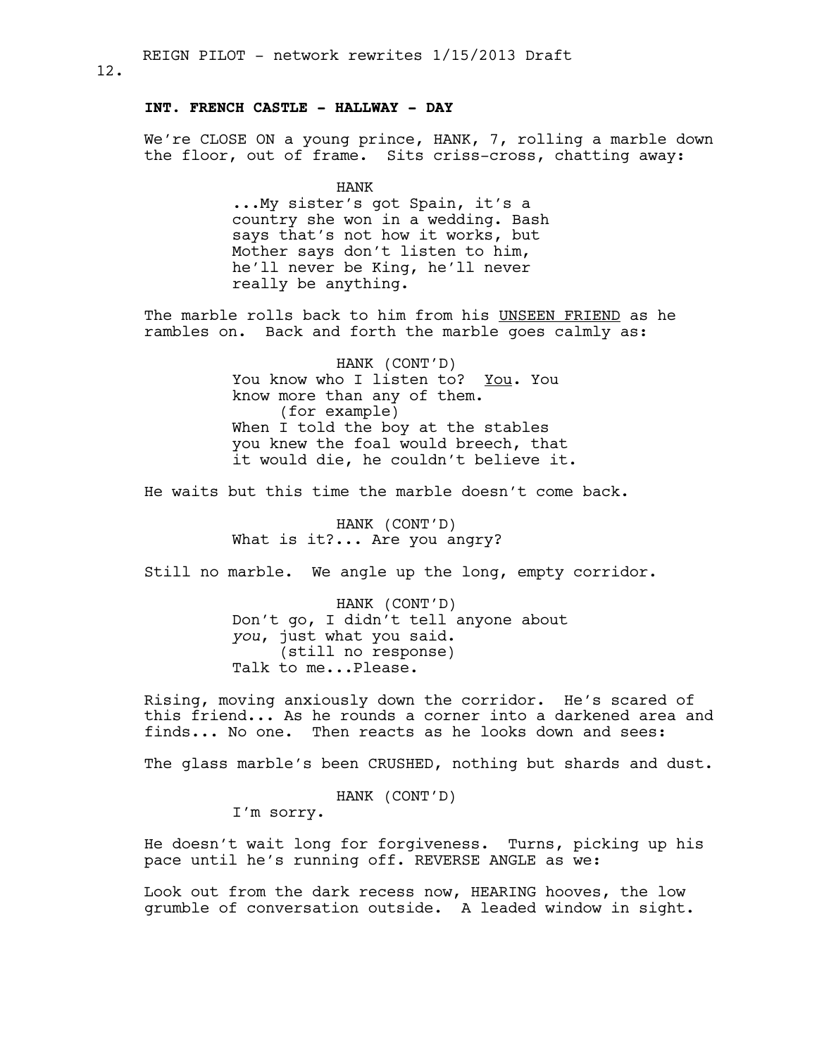**INT. FRENCH CASTLE - HALLWAY - DAY**

We're CLOSE ON a young prince, HANK, 7, rolling a marble down the floor, out of frame. Sits criss-cross, chatting away:

HANK
...My sister's got Spain, it's a country she won in a wedding. Bash says that's not how it works, but Mother says don't listen to him, he'll never be King, he'll never really be anything.

The marble rolls back to him from his UNSEEN FRIEND as he rambles on. Back and forth the marble goes calmly as:

HANK (CONT'D)
You know who I listen to? You. You know more than any of them.
(for example)
When I told the boy at the stables you knew the foal would breech, that it would die, he couldn't believe it.

He waits but this time the marble doesn't come back.

HANK (CONT'D)
What is it?... Are you angry?

Still no marble. We angle up the long, empty corridor.

HANK (CONT'D)
Don't go, I didn't tell anyone about *you*, just what you said.
(still no response)
Talk to me...Please.

Rising, moving anxiously down the corridor. He's scared of this friend... As he rounds a corner into a darkened area and finds... No one. Then reacts as he looks down and sees:

The glass marble's been CRUSHED, nothing but shards and dust.

HANK (CONT'D)
I'm sorry.

He doesn't wait long for forgiveness. Turns, picking up his pace until he's running off. REVERSE ANGLE as we:

Look out from the dark recess now, HEARING hooves, the low grumble of conversation outside. A leaded window in sight.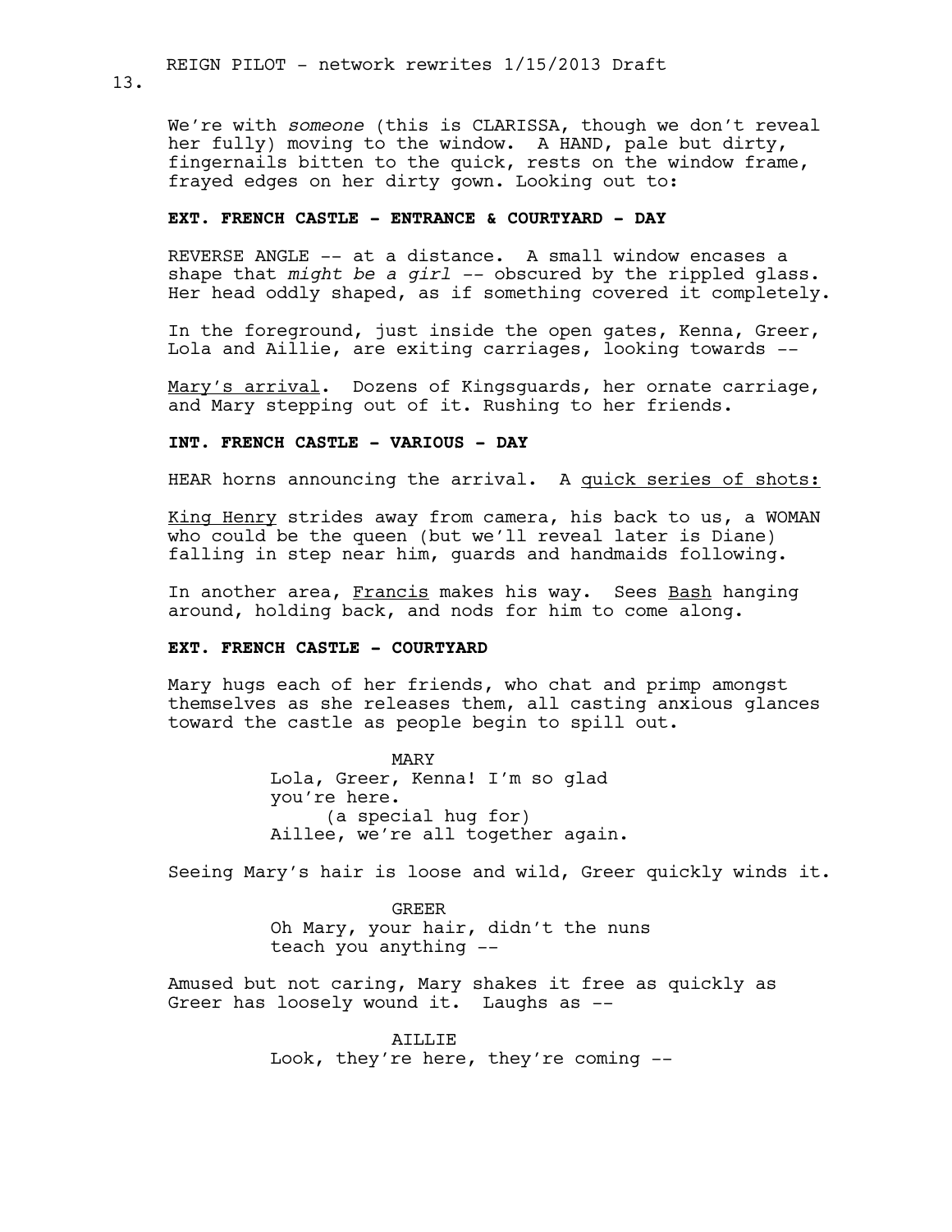We're with *someone* (this is CLARISSA, though we don't reveal her fully) moving to the window. A HAND, pale but dirty, fingernails bitten to the quick, rests on the window frame, frayed edges on her dirty gown. Looking out to:

**EXT. FRENCH CASTLE - ENTRANCE & COURTYARD - DAY**

REVERSE ANGLE -- at a distance. A small window encases a shape that *might be a girl* -- obscured by the rippled glass. Her head oddly shaped, as if something covered it completely.

In the foreground, just inside the open gates, Kenna, Greer, Lola and Aillie, are exiting carriages, looking towards --

Mary's arrival. Dozens of Kingsguards, her ornate carriage, and Mary stepping out of it. Rushing to her friends.

**INT. FRENCH CASTLE - VARIOUS - DAY**

HEAR horns announcing the arrival. A quick series of shots:

King Henry strides away from camera, his back to us, a WOMAN who could be the queen (but we'll reveal later is Diane) falling in step near him, guards and handmaids following.

In another area, Francis makes his way. Sees Bash hanging around, holding back, and nods for him to come along.

**EXT. FRENCH CASTLE - COURTYARD**

Mary hugs each of her friends, who chat and primp amongst themselves as she releases them, all casting anxious glances toward the castle as people begin to spill out.

MARY
Lola, Greer, Kenna! I'm so glad you're here.
(a special hug for)
Aillee, we're all together again.

Seeing Mary's hair is loose and wild, Greer quickly winds it.

GREER
Oh Mary, your hair, didn't the nuns teach you anything --

Amused but not caring, Mary shakes it free as quickly as Greer has loosely wound it. Laughs as --

AILLIE
Look, they're here, they're coming --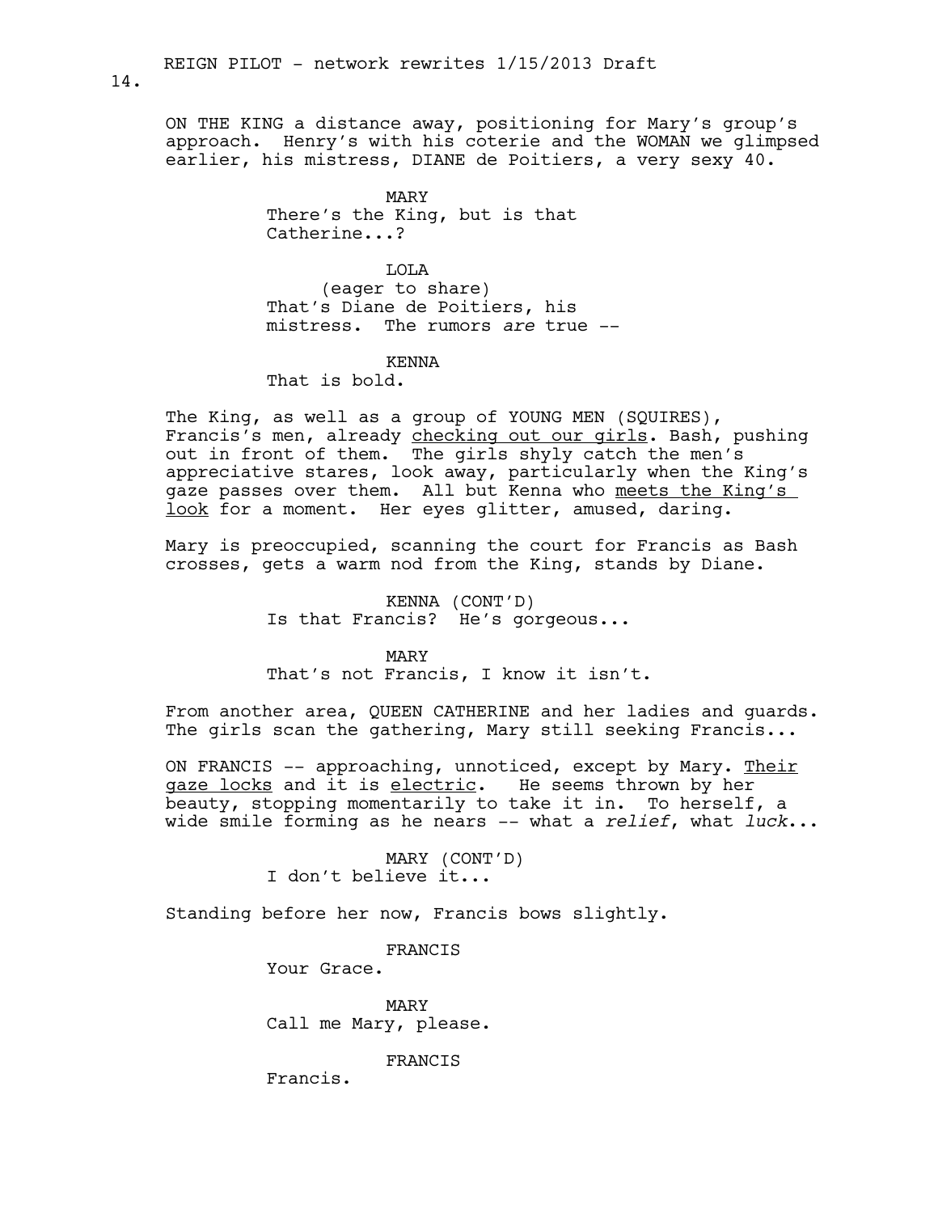ON THE KING a distance away, positioning for Mary's group's approach. Henry's with his coterie and the WOMAN we glimpsed earlier, his mistress, DIANE de Poitiers, a very sexy 40.

MARY
There's the King, but is that Catherine...?

LOLA
(eager to share)
That's Diane de Poitiers, his mistress. The rumors *are* true --

KENNA
That is bold.

The King, as well as a group of YOUNG MEN (SQUIRES), Francis's men, already <u>checking out our girls</u>. Bash, pushing out in front of them. The girls shyly catch the men's appreciative stares, look away, particularly when the King's gaze passes over them. All but Kenna who <u>meets the King's look</u> for a moment. Her eyes glitter, amused, daring.

Mary is preoccupied, scanning the court for Francis as Bash crosses, gets a warm nod from the King, stands by Diane.

KENNA (CONT'D)
Is that Francis? He's gorgeous...

MARY
That's not Francis, I know it isn't.

From another area, QUEEN CATHERINE and her ladies and guards. The girls scan the gathering, Mary still seeking Francis...

ON FRANCIS -- approaching, unnoticed, except by Mary. <u>Their gaze locks</u> and it is <u>electric</u>. He seems thrown by her beauty, stopping momentarily to take it in. To herself, a wide smile forming as he nears -- what a *relief*, what *luck*...

MARY (CONT'D)
I don't believe it...

Standing before her now, Francis bows slightly.

FRANCIS
Your Grace.

MARY
Call me Mary, please.

FRANCIS
Francis.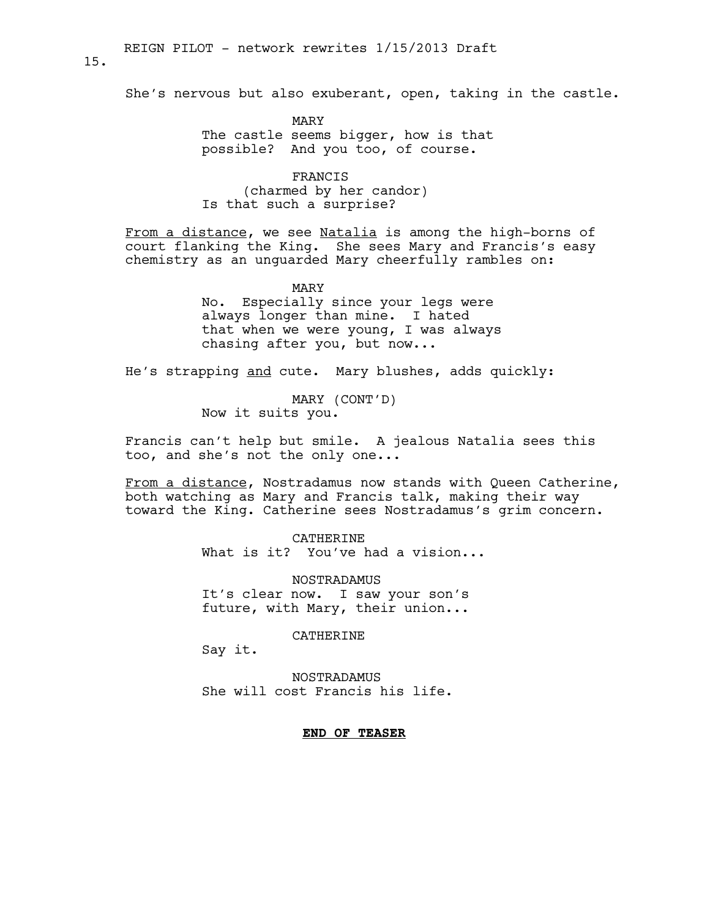She's nervous but also exuberant, open, taking in the castle.

MARY
The castle seems bigger, how is that possible? And you too, of course.

FRANCIS
(charmed by her candor)
Is that such a surprise?

From a distance, we see Natalia is among the high-borns of court flanking the King. She sees Mary and Francis's easy chemistry as an unguarded Mary cheerfully rambles on:

MARY
No. Especially since your legs were always longer than mine. I hated that when we were young, I was always chasing after you, but now...

He's strapping and cute. Mary blushes, adds quickly:

MARY (CONT'D)
Now it suits you.

Francis can't help but smile. A jealous Natalia sees this too, and she's not the only one...

From a distance, Nostradamus now stands with Queen Catherine, both watching as Mary and Francis talk, making their way toward the King. Catherine sees Nostradamus's grim concern.

CATHERINE
What is it? You've had a vision...

NOSTRADAMUS
It's clear now. I saw your son's future, with Mary, their union...

CATHERINE
Say it.

NOSTRADAMUS
She will cost Francis his life.

**END OF TEASER**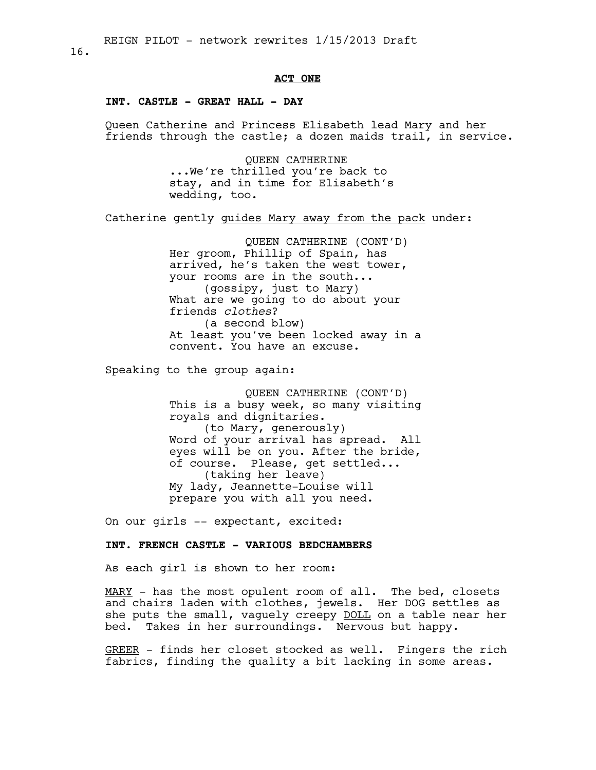**ACT ONE**

**INT. CASTLE - GREAT HALL - DAY**

Queen Catherine and Princess Elisabeth lead Mary and her friends through the castle; a dozen maids trail, in service.

QUEEN CATHERINE
...We're thrilled you're back to stay, and in time for Elisabeth's wedding, too.

Catherine gently guides Mary away from the pack under:

QUEEN CATHERINE (CONT'D)
Her groom, Phillip of Spain, has arrived, he's taken the west tower, your rooms are in the south...
(gossipy, just to Mary)
What are we going to do about your friends *clothes*?
(a second blow)
At least you've been locked away in a convent. You have an excuse.

Speaking to the group again:

QUEEN CATHERINE (CONT'D)
This is a busy week, so many visiting royals and dignitaries.
(to Mary, generously)
Word of your arrival has spread. All eyes will be on you. After the bride, of course. Please, get settled...
(taking her leave)
My lady, Jeannette-Louise will prepare you with all you need.

On our girls -- expectant, excited:

**INT. FRENCH CASTLE - VARIOUS BEDCHAMBERS**

As each girl is shown to her room:

MARY - has the most opulent room of all. The bed, closets and chairs laden with clothes, jewels. Her DOG settles as she puts the small, vaguely creepy DOLL on a table near her bed. Takes in her surroundings. Nervous but happy.

GREER - finds her closet stocked as well. Fingers the rich fabrics, finding the quality a bit lacking in some areas.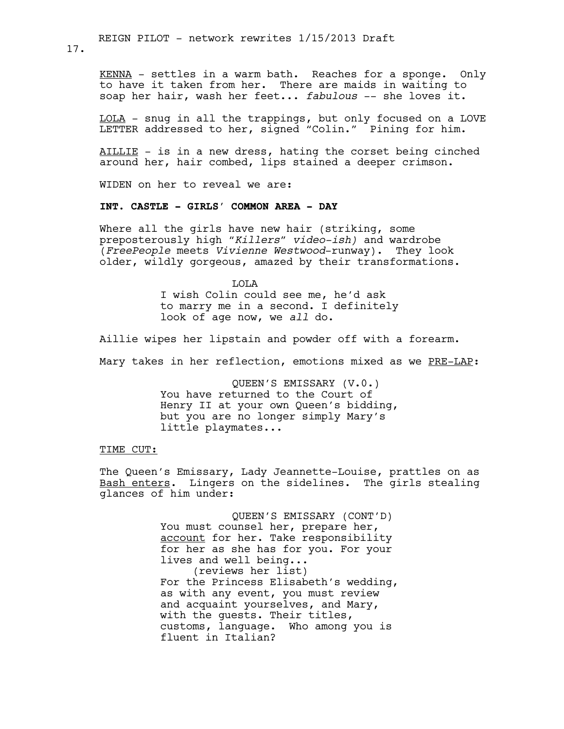KENNA - settles in a warm bath. Reaches for a sponge. Only to have it taken from her. There are maids in waiting to soap her hair, wash her feet... *fabulous* -- she loves it.

LOLA - snug in all the trappings, but only focused on a LOVE LETTER addressed to her, signed "Colin." Pining for him.

AILLIE - is in a new dress, hating the corset being cinched around her, hair combed, lips stained a deeper crimson.

WIDEN on her to reveal we are:

**INT. CASTLE - GIRLS' COMMON AREA - DAY**

Where all the girls have new hair (striking, some preposterously high "*Killers*" *video-ish)* and wardrobe (*FreePeople* meets *Vivienne Westwood*-runway). They look older, wildly gorgeous, amazed by their transformations.

LOLA
I wish Colin could see me, he'd ask to marry me in a second. I definitely look of age now, we *all* do.

Aillie wipes her lipstain and powder off with a forearm.

Mary takes in her reflection, emotions mixed as we PRE-LAP:

QUEEN'S EMISSARY (V.O.)
You have returned to the Court of Henry II at your own Queen's bidding, but you are no longer simply Mary's little playmates...

TIME CUT:

The Queen's Emissary, Lady Jeannette-Louise, prattles on as Bash enters. Lingers on the sidelines. The girls stealing glances of him under:

QUEEN'S EMISSARY (CONT'D)
You must counsel her, prepare her, account for her. Take responsibility for her as she has for you. For your lives and well being...
(reviews her list)
For the Princess Elisabeth's wedding, as with any event, you must review and acquaint yourselves, and Mary, with the guests. Their titles, customs, language. Who among you is fluent in Italian?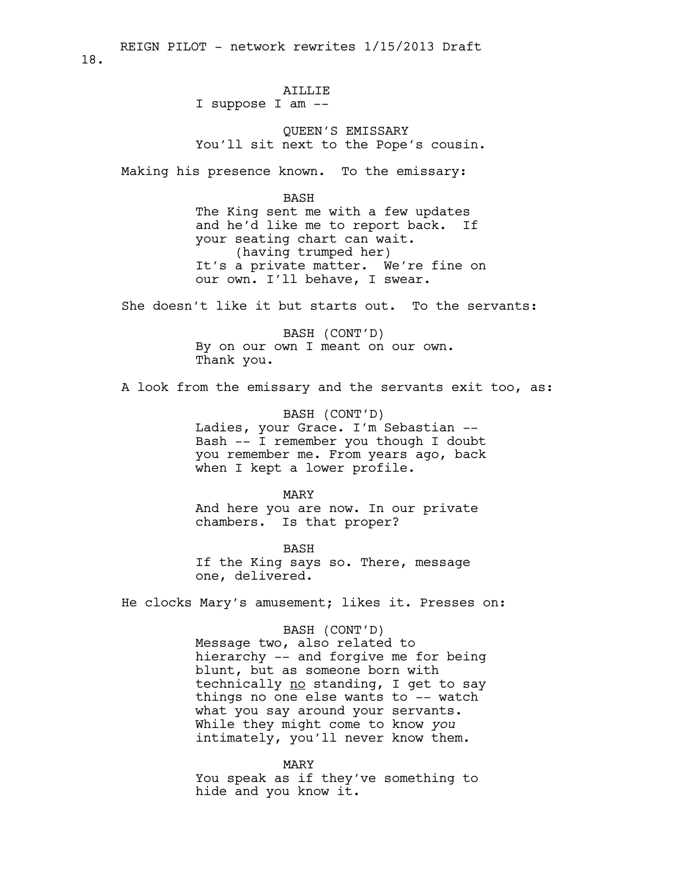AILLIE
I suppose I am --

QUEEN'S EMISSARY
You'll sit next to the Pope's cousin.

Making his presence known. To the emissary:

BASH
The King sent me with a few updates and he'd like me to report back. If your seating chart can wait.
(having trumped her)
It's a private matter. We're fine on our own. I'll behave, I swear.

She doesn't like it but starts out. To the servants:

BASH (CONT'D)
By on our own I meant on our own. Thank you.

A look from the emissary and the servants exit too, as:

BASH (CONT'D)
Ladies, your Grace. I'm Sebastian -- Bash -- I remember you though I doubt you remember me. From years ago, back when I kept a lower profile.

MARY
And here you are now. In our private chambers. Is that proper?

BASH
If the King says so. There, message one, delivered.

He clocks Mary's amusement; likes it. Presses on:

BASH (CONT'D)
Message two, also related to hierarchy -- and forgive me for being blunt, but as someone born with technically <u>no</u> standing, I get to say things no one else wants to -- watch what you say around your servants. While they might come to know *you* intimately, you'll never know them.

MARY
You speak as if they've something to hide and you know it.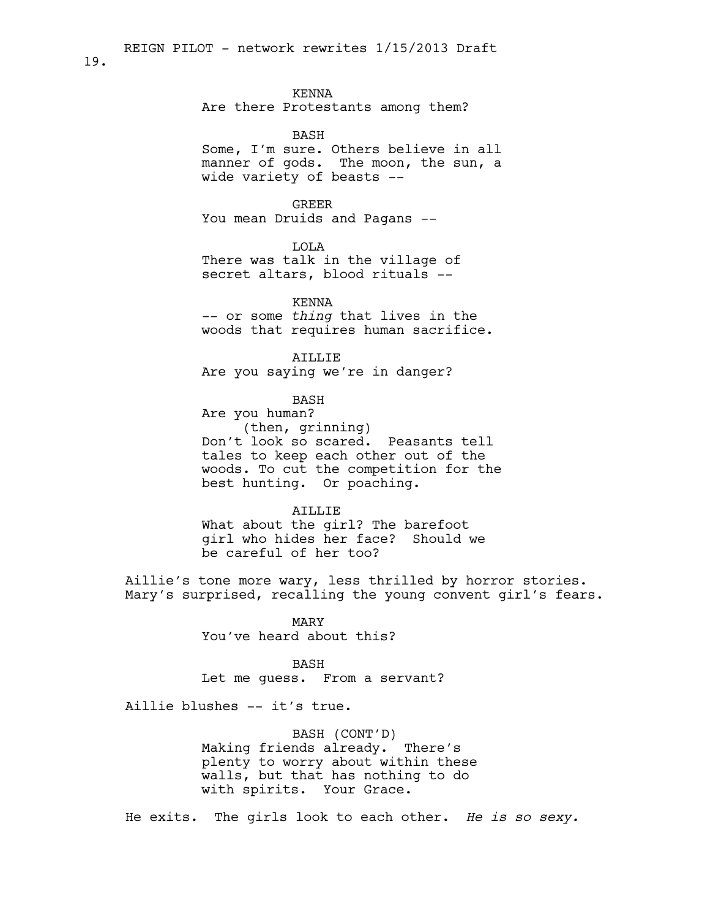KENNA
Are there Protestants among them?

BASH
Some, I'm sure. Others believe in all manner of gods. The moon, the sun, a wide variety of beasts --

GREER
You mean Druids and Pagans --

LOLA
There was talk in the village of secret altars, blood rituals --

KENNA
-- or some *thing* that lives in the woods that requires human sacrifice.

AILLIE
Are you saying we're in danger?

BASH
Are you human?
(then, grinning)
Don't look so scared. Peasants tell tales to keep each other out of the woods. To cut the competition for the best hunting. Or poaching.

AILLIE
What about the girl? The barefoot girl who hides her face? Should we be careful of her too?

Aillie's tone more wary, less thrilled by horror stories. Mary's surprised, recalling the young convent girl's fears.

MARY
You've heard about this?

BASH
Let me guess. From a servant?

Aillie blushes -- it's true.

BASH (CONT'D)
Making friends already. There's plenty to worry about within these walls, but that has nothing to do with spirits. Your Grace.

He exits. The girls look to each other. *He is so sexy.*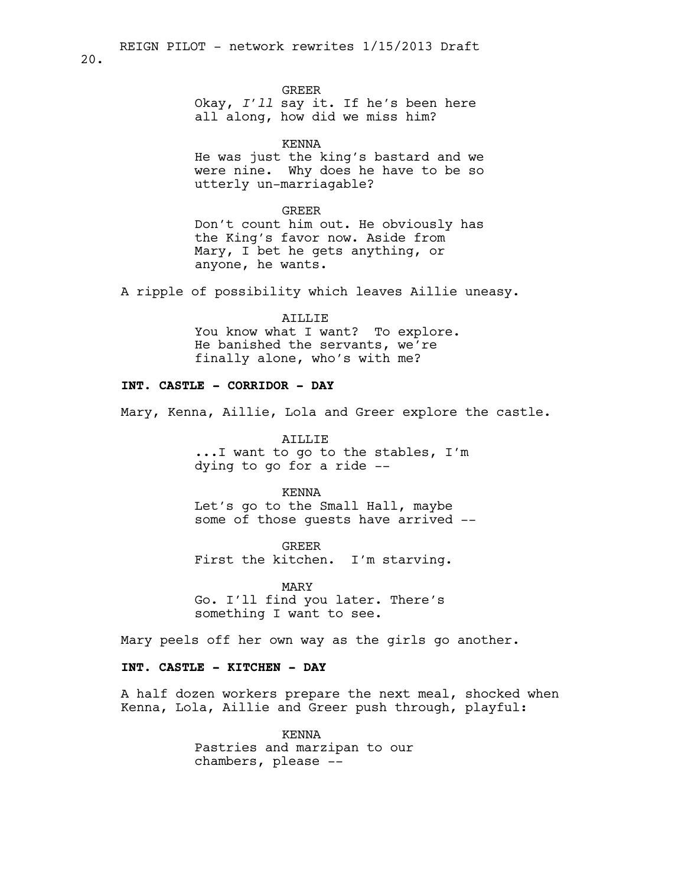GREER

Okay, *I'll* say it. If he's been here all along, how did we miss him?

KENNA

He was just the king's bastard and we were nine. Why does he have to be so utterly un-marriagable?

GREER

Don't count him out. He obviously has the King's favor now. Aside from Mary, I bet he gets anything, or anyone, he wants.

A ripple of possibility which leaves Aillie uneasy.

AILLIE

You know what I want? To explore. He banished the servants, we're finally alone, who's with me?

**INT. CASTLE - CORRIDOR - DAY**

Mary, Kenna, Aillie, Lola and Greer explore the castle.

AILLIE

...I want to go to the stables, I'm dying to go for a ride --

KENNA

Let's go to the Small Hall, maybe some of those guests have arrived --

GREER

First the kitchen. I'm starving.

MARY

Go. I'll find you later. There's something I want to see.

Mary peels off her own way as the girls go another.

**INT. CASTLE - KITCHEN - DAY**

A half dozen workers prepare the next meal, shocked when Kenna, Lola, Aillie and Greer push through, playful:

KENNA

Pastries and marzipan to our chambers, please --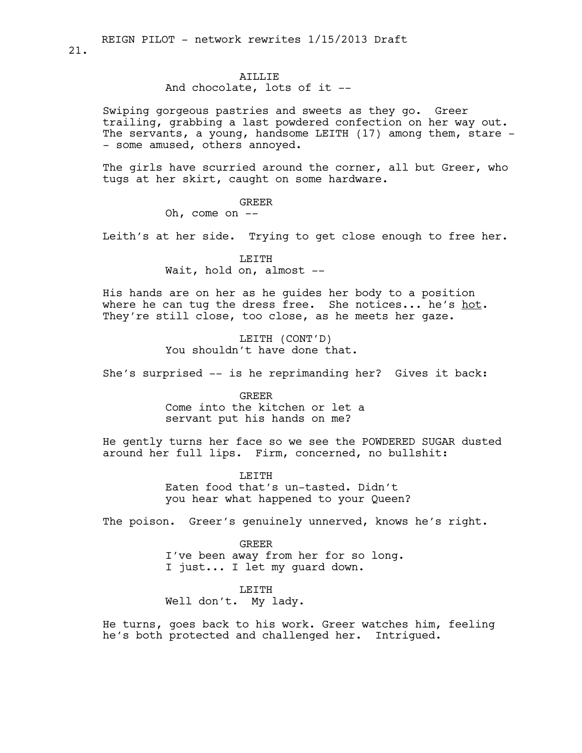AILLIE
And chocolate, lots of it --

Swiping gorgeous pastries and sweets as they go. Greer trailing, grabbing a last powdered confection on her way out. The servants, a young, handsome LEITH (17) among them, stare -- some amused, others annoyed.

The girls have scurried around the corner, all but Greer, who tugs at her skirt, caught on some hardware.

GREER
Oh, come on --

Leith's at her side. Trying to get close enough to free her.

LEITH
Wait, hold on, almost --

His hands are on her as he guides her body to a position where he can tug the dress free. She notices... he's <u>hot</u>. They're still close, too close, as he meets her gaze.

LEITH (CONT'D)
You shouldn't have done that.

She's surprised -- is he reprimanding her? Gives it back:

GREER
Come into the kitchen or let a servant put his hands on me?

He gently turns her face so we see the POWDERED SUGAR dusted around her full lips. Firm, concerned, no bullshit:

LEITH
Eaten food that's un-tasted. Didn't you hear what happened to your Queen?

The poison. Greer's genuinely unnerved, knows he's right.

GREER
I've been away from her for so long. I just... I let my guard down.

LEITH
Well don't. My lady.

He turns, goes back to his work. Greer watches him, feeling he's both protected and challenged her. Intrigued.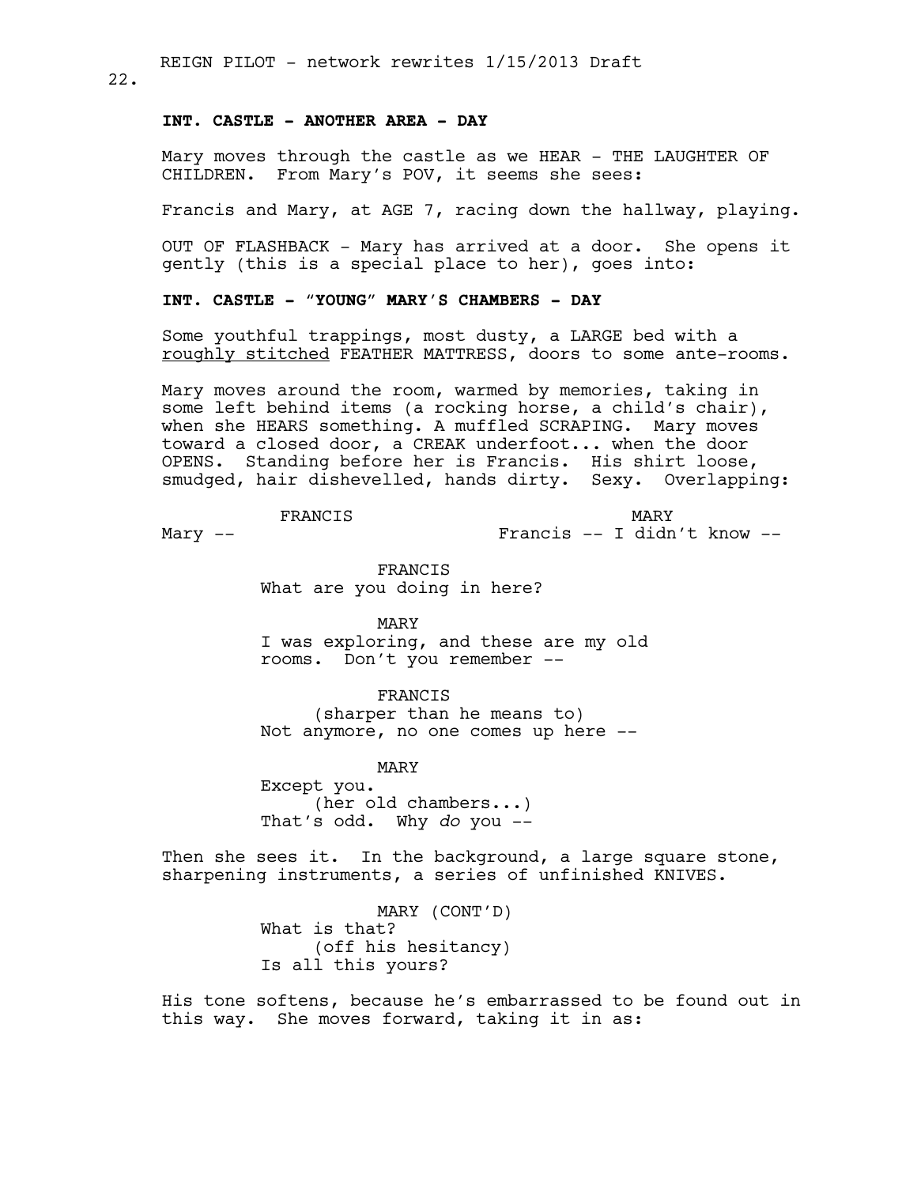**INT. CASTLE - ANOTHER AREA - DAY**

Mary moves through the castle as we HEAR - THE LAUGHTER OF CHILDREN. From Mary's POV, it seems she sees:

Francis and Mary, at AGE 7, racing down the hallway, playing.

OUT OF FLASHBACK - Mary has arrived at a door. She opens it gently (this is a special place to her), goes into:

**INT. CASTLE - "YOUNG" MARY'S CHAMBERS - DAY**

Some youthful trappings, most dusty, a LARGE bed with a <u>roughly stitched</u> FEATHER MATTRESS, doors to some ante-rooms.

Mary moves around the room, warmed by memories, taking in some left behind items (a rocking horse, a child's chair), when she HEARS something. A muffled SCRAPING. Mary moves toward a closed door, a CREAK underfoot... when the door OPENS. Standing before her is Francis. His shirt loose, smudged, hair dishevelled, hands dirty. Sexy. Overlapping:

FRANCIS
Mary --

MARY
Francis -- I didn't know --

FRANCIS
What are you doing in here?

MARY
I was exploring, and these are my old rooms. Don't you remember --

FRANCIS
(sharper than he means to)
Not anymore, no one comes up here --

MARY
Except you.
(her old chambers...)
That's odd. Why *do* you --

Then she sees it. In the background, a large square stone, sharpening instruments, a series of unfinished KNIVES.

MARY (CONT'D)
What is that?
(off his hesitancy)
Is all this yours?

His tone softens, because he's embarrassed to be found out in this way. She moves forward, taking it in as: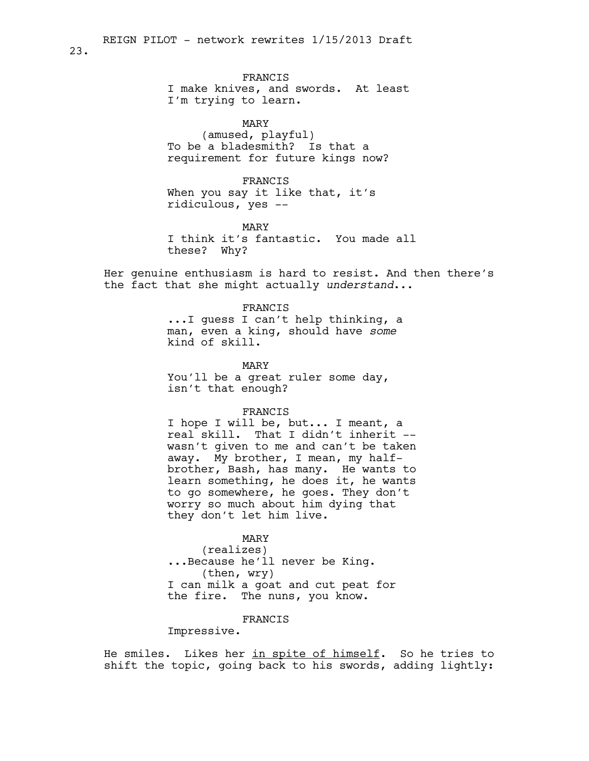FRANCIS
I make knives, and swords. At least I'm trying to learn.

MARY
(amused, playful)
To be a bladesmith? Is that a requirement for future kings now?

FRANCIS
When you say it like that, it's ridiculous, yes --

MARY
I think it's fantastic. You made all these? Why?

Her genuine enthusiasm is hard to resist. And then there's the fact that she might actually *understand*...

FRANCIS
...I guess I can't help thinking, a man, even a king, should have *some* kind of skill.

MARY
You'll be a great ruler some day, isn't that enough?

FRANCIS
I hope I will be, but... I meant, a real skill. That I didn't inherit -- wasn't given to me and can't be taken away. My brother, I mean, my half-brother, Bash, has many. He wants to learn something, he does it, he wants to go somewhere, he goes. They don't worry so much about him dying that they don't let him live.

MARY
(realizes)
...Because he'll never be King.
(then, wry)
I can milk a goat and cut peat for the fire. The nuns, you know.

FRANCIS
Impressive.

He smiles. Likes her <u>in spite of himself</u>. So he tries to shift the topic, going back to his swords, adding lightly: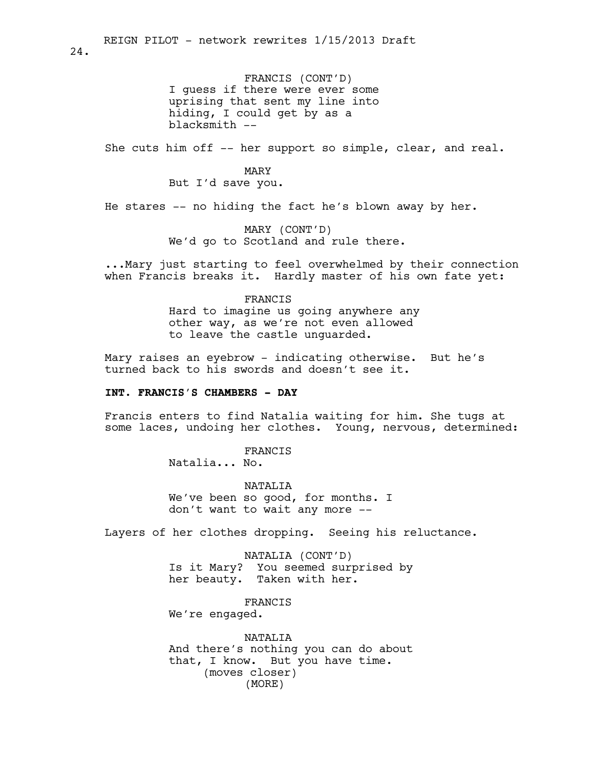FRANCIS (CONT'D)
I guess if there were ever some uprising that sent my line into hiding, I could get by as a blacksmith --

She cuts him off -- her support so simple, clear, and real.

MARY
But I'd save you.

He stares -- no hiding the fact he's blown away by her.

MARY (CONT'D)
We'd go to Scotland and rule there.

...Mary just starting to feel overwhelmed by their connection when Francis breaks it. Hardly master of his own fate yet:

FRANCIS
Hard to imagine us going anywhere any other way, as we're not even allowed to leave the castle unguarded.

Mary raises an eyebrow - indicating otherwise. But he's turned back to his swords and doesn't see it.

**INT. FRANCIS'S CHAMBERS - DAY**

Francis enters to find Natalia waiting for him. She tugs at some laces, undoing her clothes. Young, nervous, determined:

FRANCIS
Natalia... No.

NATALIA
We've been so good, for months. I don't want to wait any more --

Layers of her clothes dropping. Seeing his reluctance.

NATALIA (CONT'D)
Is it Mary? You seemed surprised by her beauty. Taken with her.

FRANCIS
We're engaged.

NATALIA
And there's nothing you can do about that, I know. But you have time.
(moves closer)
(MORE)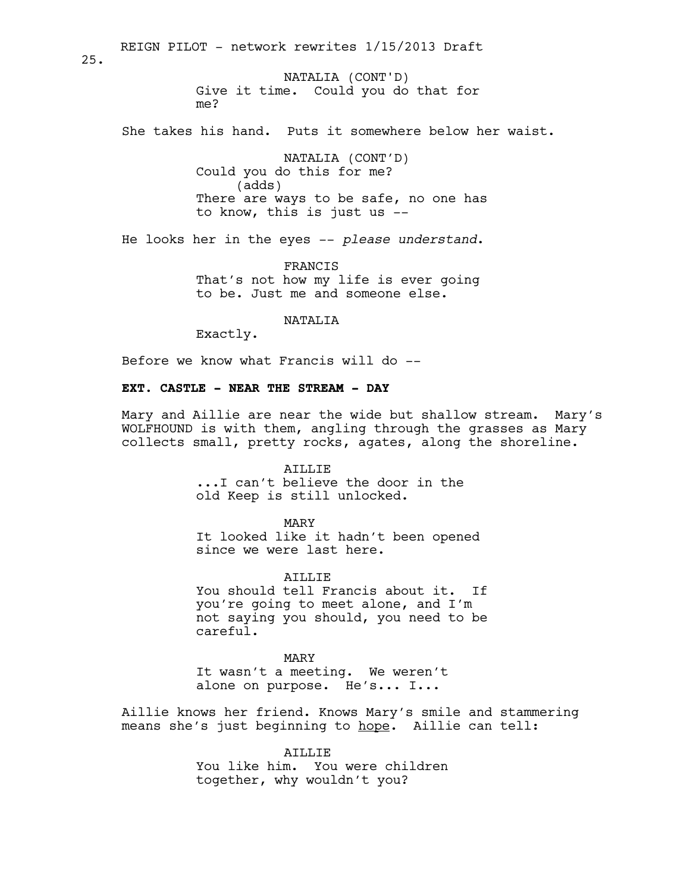NATALIA (CONT'D)
Give it time. Could you do that for me?

She takes his hand. Puts it somewhere below her waist.

NATALIA (CONT'D)
Could you do this for me?
(adds)
There are ways to be safe, no one has to know, this is just us --

He looks her in the eyes -- *please understand*.

FRANCIS
That's not how my life is ever going to be. Just me and someone else.

NATALIA
Exactly.

Before we know what Francis will do --

**EXT. CASTLE - NEAR THE STREAM - DAY**

Mary and Aillie are near the wide but shallow stream. Mary's WOLFHOUND is with them, angling through the grasses as Mary collects small, pretty rocks, agates, along the shoreline.

AILLIE
...I can't believe the door in the old Keep is still unlocked.

MARY
It looked like it hadn't been opened since we were last here.

AILLIE
You should tell Francis about it. If you're going to meet alone, and I'm not saying you should, you need to be careful.

MARY
It wasn't a meeting. We weren't alone on purpose. He's... I...

Aillie knows her friend. Knows Mary's smile and stammering means she's just beginning to <u>hope</u>. Aillie can tell:

AILLIE
You like him. You were children together, why wouldn't you?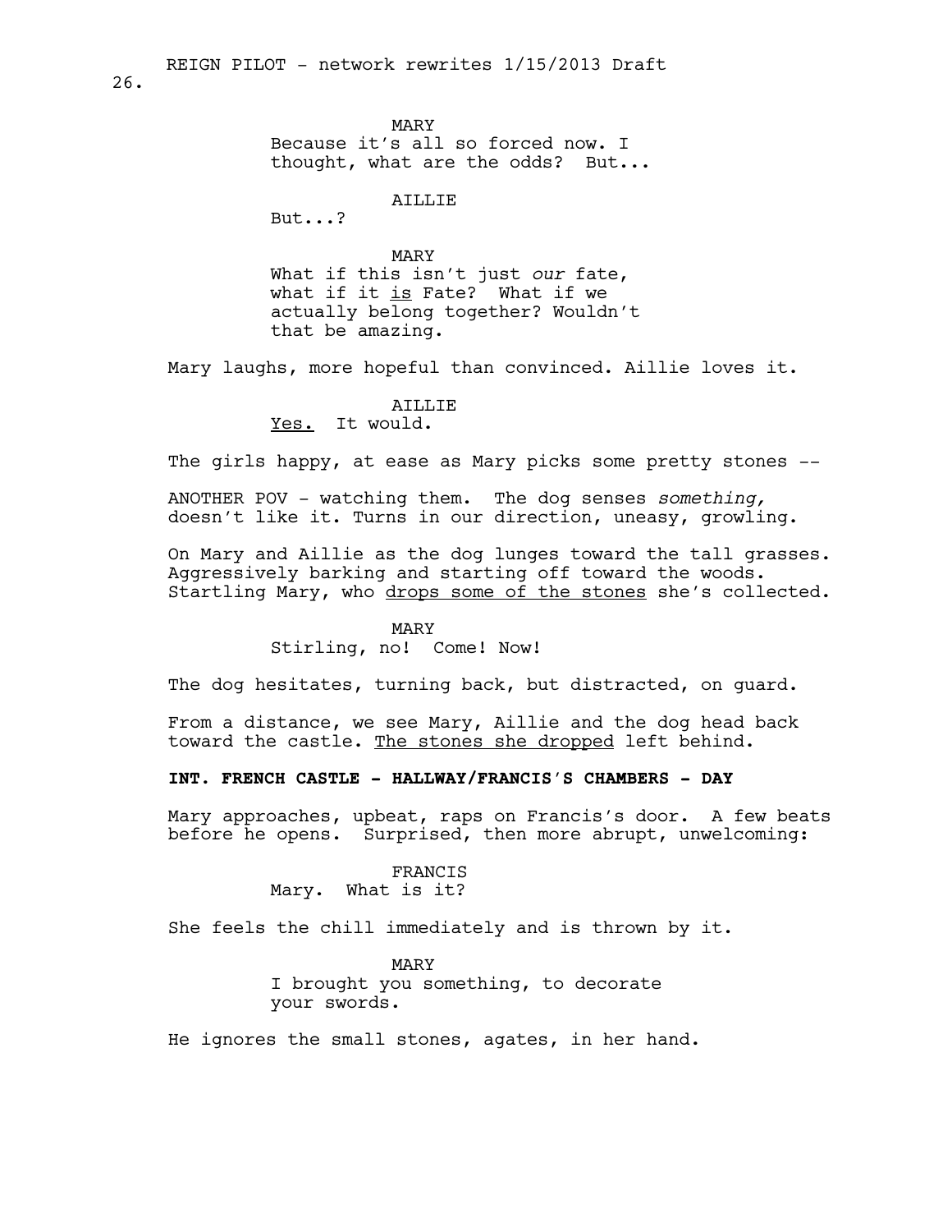MARY
Because it's all so forced now. I thought, what are the odds? But...

AILLIE
But...?

MARY
What if this isn't just *our* fate, what if it <u>is</u> Fate? What if we actually belong together? Wouldn't that be amazing.

Mary laughs, more hopeful than convinced. Aillie loves it.

AILLIE
<u>Yes.</u> It would.

The girls happy, at ease as Mary picks some pretty stones --

ANOTHER POV - watching them. The dog senses *something,* doesn't like it. Turns in our direction, uneasy, growling.

On Mary and Aillie as the dog lunges toward the tall grasses. Aggressively barking and starting off toward the woods. Startling Mary, who <u>drops some of the stones</u> she's collected.

MARY
Stirling, no! Come! Now!

The dog hesitates, turning back, but distracted, on guard.

From a distance, we see Mary, Aillie and the dog head back toward the castle. <u>The stones she dropped</u> left behind.

**INT. FRENCH CASTLE - HALLWAY/FRANCIS'S CHAMBERS - DAY**

Mary approaches, upbeat, raps on Francis's door. A few beats before he opens. Surprised, then more abrupt, unwelcoming:

FRANCIS
Mary. What is it?

She feels the chill immediately and is thrown by it.

MARY
I brought you something, to decorate your swords.

He ignores the small stones, agates, in her hand.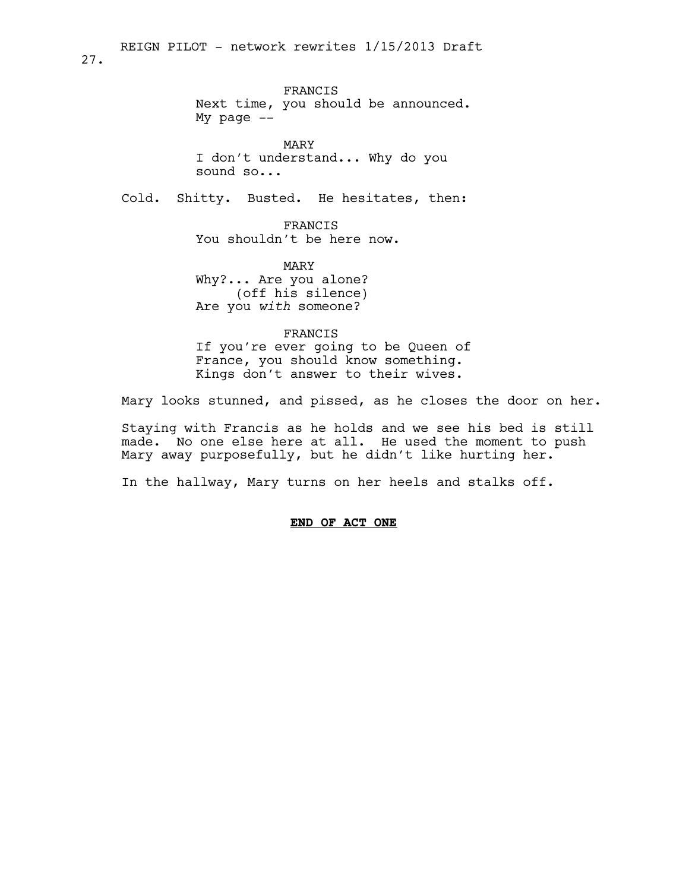FRANCIS
Next time, you should be announced.
My page --

MARY
I don't understand... Why do you
sound so...

Cold. Shitty. Busted. He hesitates, then:

FRANCIS
You shouldn't be here now.

MARY
Why?... Are you alone?
(off his silence)
Are you *with* someone?

FRANCIS
If you're ever going to be Queen of
France, you should know something.
Kings don't answer to their wives.

Mary looks stunned, and pissed, as he closes the door on her.

Staying with Francis as he holds and we see his bed is still made. No one else here at all. He used the moment to push Mary away purposefully, but he didn't like hurting her.

In the hallway, Mary turns on her heels and stalks off.

**END OF ACT ONE**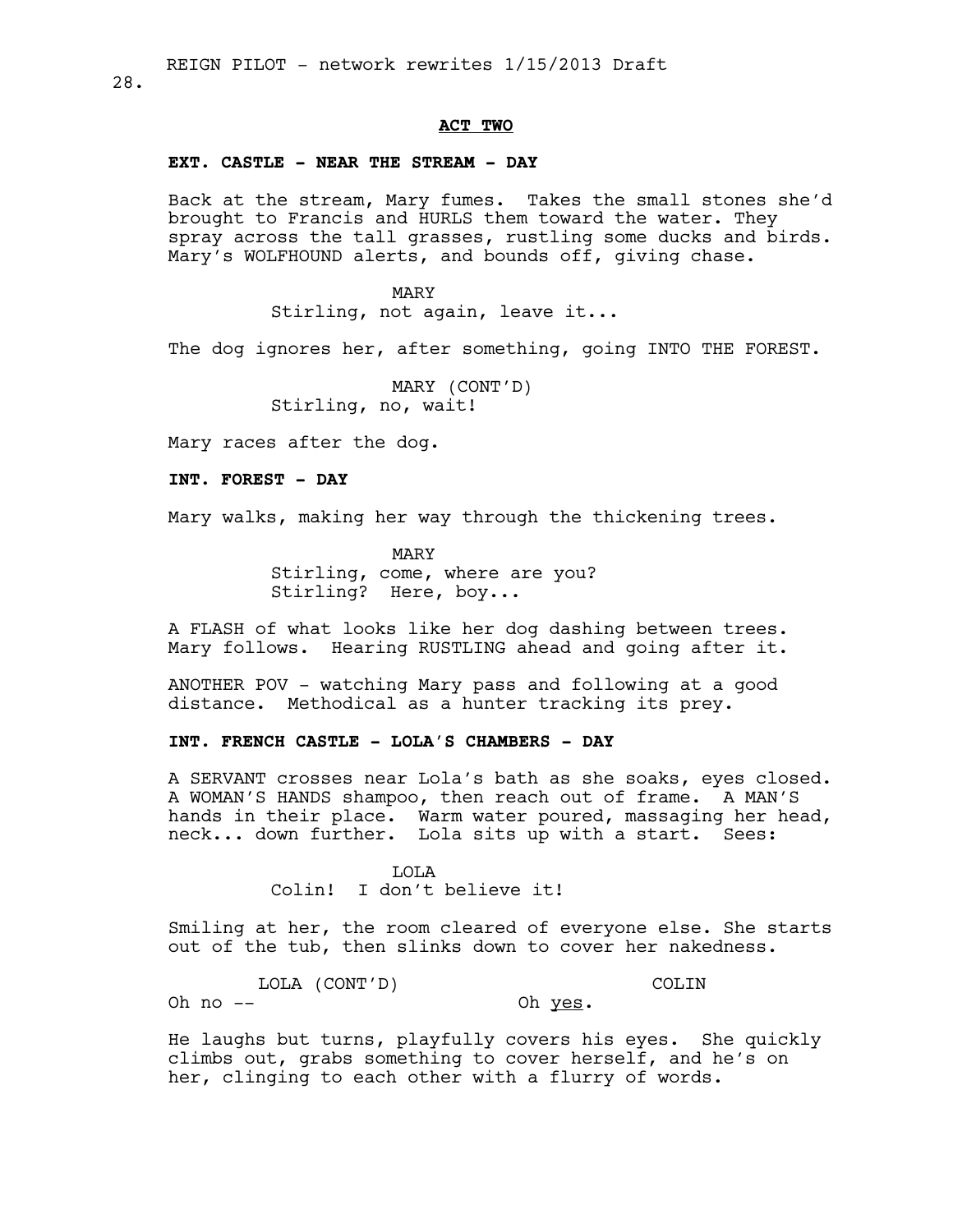**ACT TWO**

**EXT. CASTLE - NEAR THE STREAM - DAY**

Back at the stream, Mary fumes. Takes the small stones she'd brought to Francis and HURLS them toward the water. They spray across the tall grasses, rustling some ducks and birds. Mary's WOLFHOUND alerts, and bounds off, giving chase.

MARY
Stirling, not again, leave it...

The dog ignores her, after something, going INTO THE FOREST.

MARY (CONT'D)
Stirling, no, wait!

Mary races after the dog.

**INT. FOREST - DAY**

Mary walks, making her way through the thickening trees.

MARY
Stirling, come, where are you? Stirling? Here, boy...

A FLASH of what looks like her dog dashing between trees. Mary follows. Hearing RUSTLING ahead and going after it.

ANOTHER POV - watching Mary pass and following at a good distance. Methodical as a hunter tracking its prey.

**INT. FRENCH CASTLE - LOLA'S CHAMBERS - DAY**

A SERVANT crosses near Lola's bath as she soaks, eyes closed. A WOMAN'S HANDS shampoo, then reach out of frame. A MAN'S hands in their place. Warm water poured, massaging her head, neck... down further. Lola sits up with a start. Sees:

LOLA
Colin! I don't believe it!

Smiling at her, the room cleared of everyone else. She starts out of the tub, then slinks down to cover her nakedness.

LOLA (CONT'D)
Oh no --

COLIN
Oh yes.

He laughs but turns, playfully covers his eyes. She quickly climbs out, grabs something to cover herself, and he's on her, clinging to each other with a flurry of words.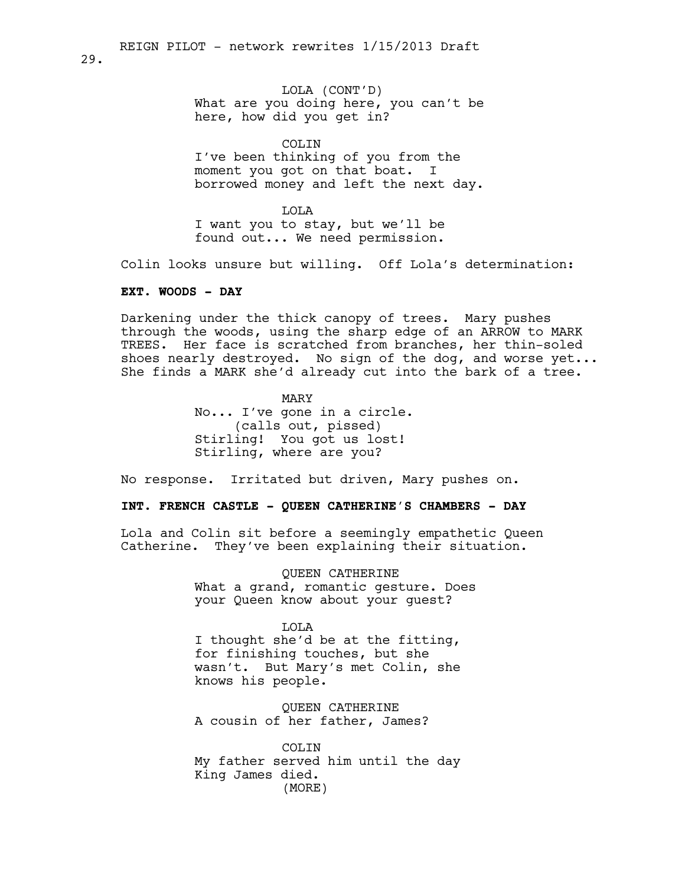LOLA (CONT'D)
What are you doing here, you can't be here, how did you get in?

COLIN
I've been thinking of you from the moment you got on that boat. I borrowed money and left the next day.

LOLA
I want you to stay, but we'll be found out... We need permission.

Colin looks unsure but willing. Off Lola's determination:

**EXT. WOODS - DAY**

Darkening under the thick canopy of trees. Mary pushes through the woods, using the sharp edge of an ARROW to MARK TREES. Her face is scratched from branches, her thin-soled shoes nearly destroyed. No sign of the dog, and worse yet... She finds a MARK she'd already cut into the bark of a tree.

MARY
No... I've gone in a circle.
(calls out, pissed)
Stirling! You got us lost! Stirling, where are you?

No response. Irritated but driven, Mary pushes on.

**INT. FRENCH CASTLE - QUEEN CATHERINE'S CHAMBERS - DAY**

Lola and Colin sit before a seemingly empathetic Queen Catherine. They've been explaining their situation.

QUEEN CATHERINE
What a grand, romantic gesture. Does your Queen know about your guest?

LOLA
I thought she'd be at the fitting, for finishing touches, but she wasn't. But Mary's met Colin, she knows his people.

QUEEN CATHERINE
A cousin of her father, James?

COLIN
My father served him until the day King James died.
(MORE)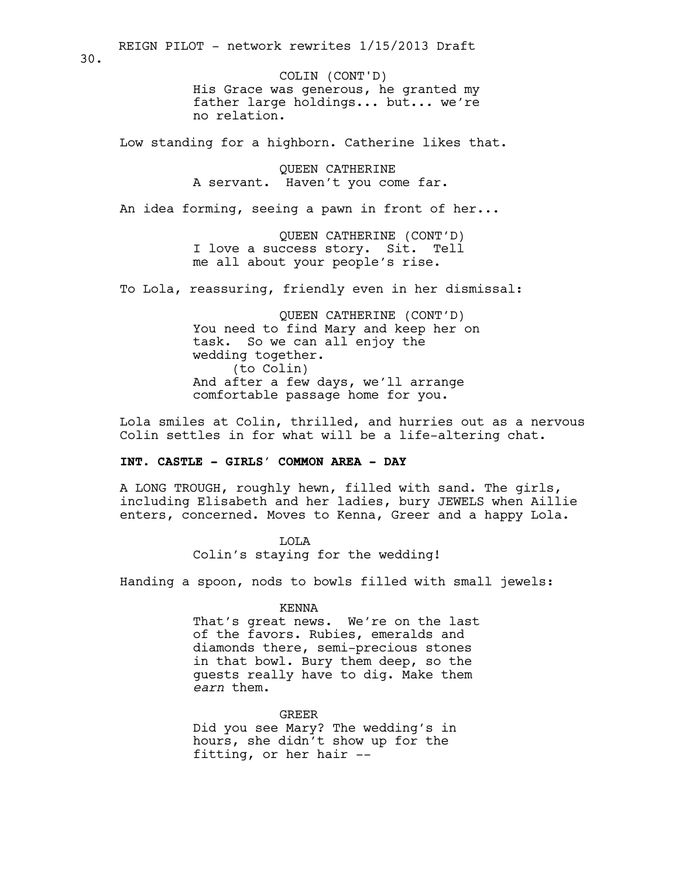COLIN (CONT'D)
His Grace was generous, he granted my father large holdings... but... we're no relation.

Low standing for a highborn. Catherine likes that.

QUEEN CATHERINE
A servant. Haven't you come far.

An idea forming, seeing a pawn in front of her...

QUEEN CATHERINE (CONT'D)
I love a success story. Sit. Tell me all about your people's rise.

To Lola, reassuring, friendly even in her dismissal:

QUEEN CATHERINE (CONT'D)
You need to find Mary and keep her on task. So we can all enjoy the wedding together.
(to Colin)
And after a few days, we'll arrange comfortable passage home for you.

Lola smiles at Colin, thrilled, and hurries out as a nervous Colin settles in for what will be a life-altering chat.

**INT. CASTLE - GIRLS' COMMON AREA - DAY**

A LONG TROUGH, roughly hewn, filled with sand. The girls, including Elisabeth and her ladies, bury JEWELS when Aillie enters, concerned. Moves to Kenna, Greer and a happy Lola.

LOLA
Colin's staying for the wedding!

Handing a spoon, nods to bowls filled with small jewels:

KENNA
That's great news. We're on the last of the favors. Rubies, emeralds and diamonds there, semi-precious stones in that bowl. Bury them deep, so the guests really have to dig. Make them *earn* them.

GREER
Did you see Mary? The wedding's in hours, she didn't show up for the fitting, or her hair --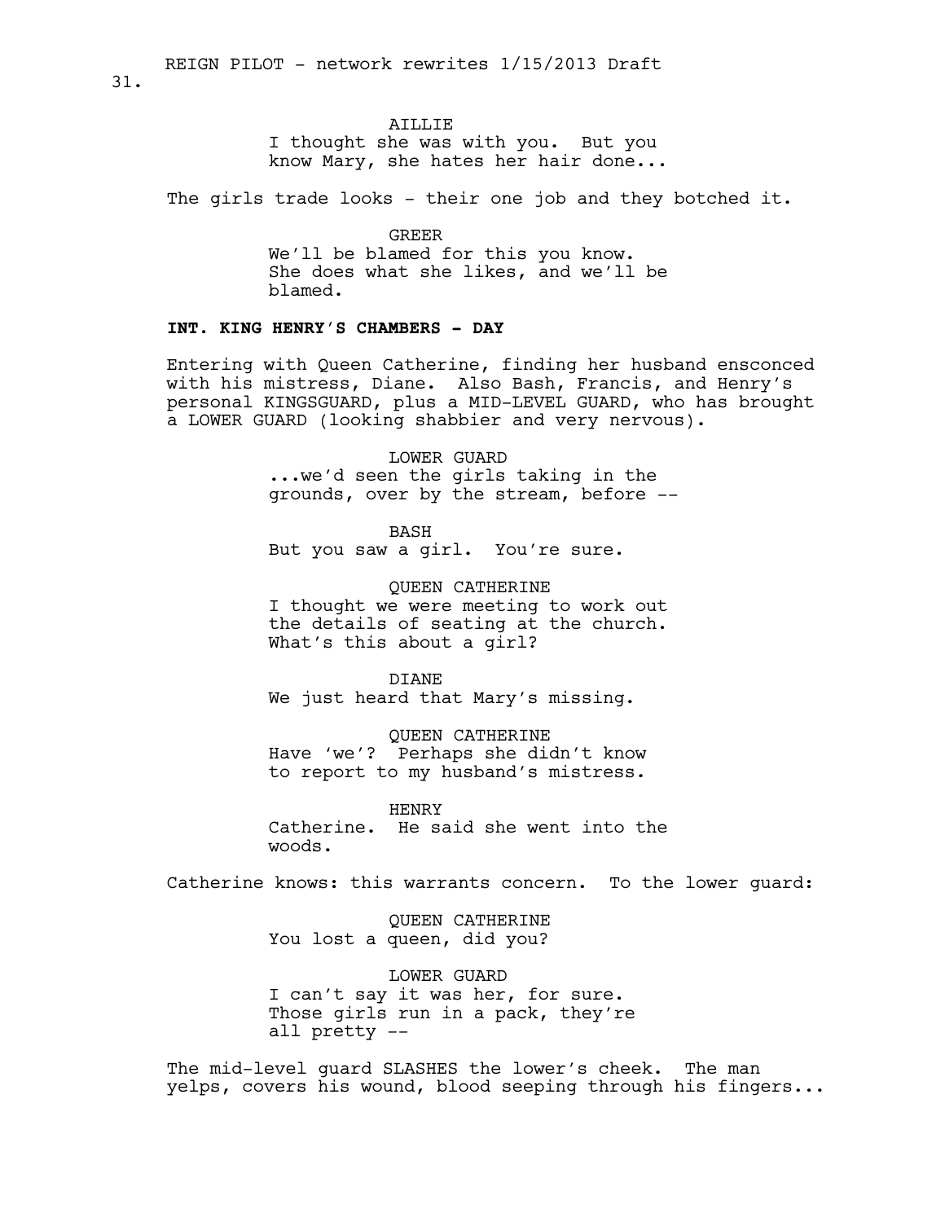AILLIE
I thought she was with you. But you know Mary, she hates her hair done...

The girls trade looks - their one job and they botched it.

GREER
We'll be blamed for this you know. She does what she likes, and we'll be blamed.

**INT. KING HENRY'S CHAMBERS - DAY**

Entering with Queen Catherine, finding her husband ensconced with his mistress, Diane. Also Bash, Francis, and Henry's personal KINGSGUARD, plus a MID-LEVEL GUARD, who has brought a LOWER GUARD (looking shabbier and very nervous).

LOWER GUARD
...we'd seen the girls taking in the grounds, over by the stream, before --

BASH
But you saw a girl. You're sure.

QUEEN CATHERINE
I thought we were meeting to work out the details of seating at the church. What's this about a girl?

DIANE
We just heard that Mary's missing.

QUEEN CATHERINE
Have 'we'? Perhaps she didn't know to report to my husband's mistress.

HENRY
Catherine. He said she went into the woods.

Catherine knows: this warrants concern. To the lower guard:

QUEEN CATHERINE
You lost a queen, did you?

LOWER GUARD
I can't say it was her, for sure. Those girls run in a pack, they're all pretty --

The mid-level guard SLASHES the lower's cheek. The man yelps, covers his wound, blood seeping through his fingers...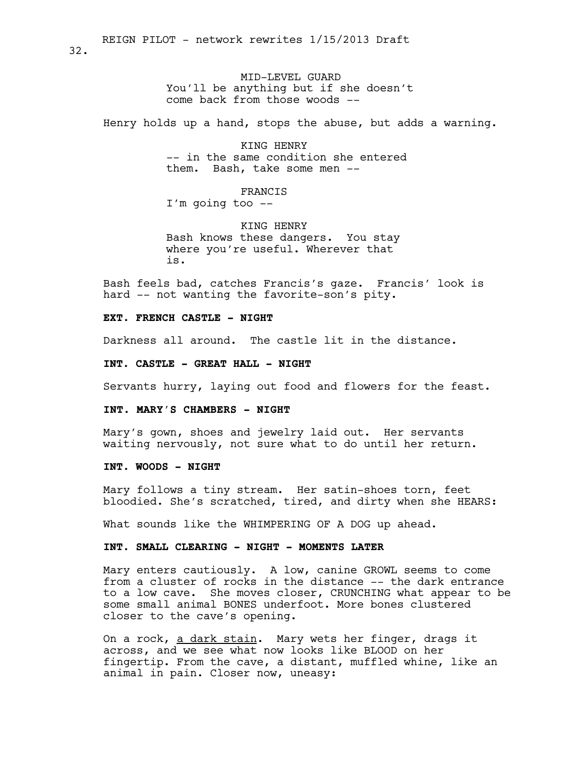MID-LEVEL GUARD
You'll be anything but if she doesn't come back from those woods --

Henry holds up a hand, stops the abuse, but adds a warning.

KING HENRY
-- in the same condition she entered them. Bash, take some men --

FRANCIS
I'm going too --

KING HENRY
Bash knows these dangers. You stay where you're useful. Wherever that is.

Bash feels bad, catches Francis's gaze. Francis' look is hard -- not wanting the favorite-son's pity.

**EXT. FRENCH CASTLE - NIGHT**

Darkness all around. The castle lit in the distance.

**INT. CASTLE - GREAT HALL - NIGHT**

Servants hurry, laying out food and flowers for the feast.

**INT. MARY'S CHAMBERS - NIGHT**

Mary's gown, shoes and jewelry laid out. Her servants waiting nervously, not sure what to do until her return.

**INT. WOODS - NIGHT**

Mary follows a tiny stream. Her satin-shoes torn, feet bloodied. She's scratched, tired, and dirty when she HEARS:

What sounds like the WHIMPERING OF A DOG up ahead.

**INT. SMALL CLEARING - NIGHT - MOMENTS LATER**

Mary enters cautiously. A low, canine GROWL seems to come from a cluster of rocks in the distance -- the dark entrance to a low cave. She moves closer, CRUNCHING what appear to be some small animal BONES underfoot. More bones clustered closer to the cave's opening.

On a rock, <u>a dark stain</u>. Mary wets her finger, drags it across, and we see what now looks like BLOOD on her fingertip. From the cave, a distant, muffled whine, like an animal in pain. Closer now, uneasy: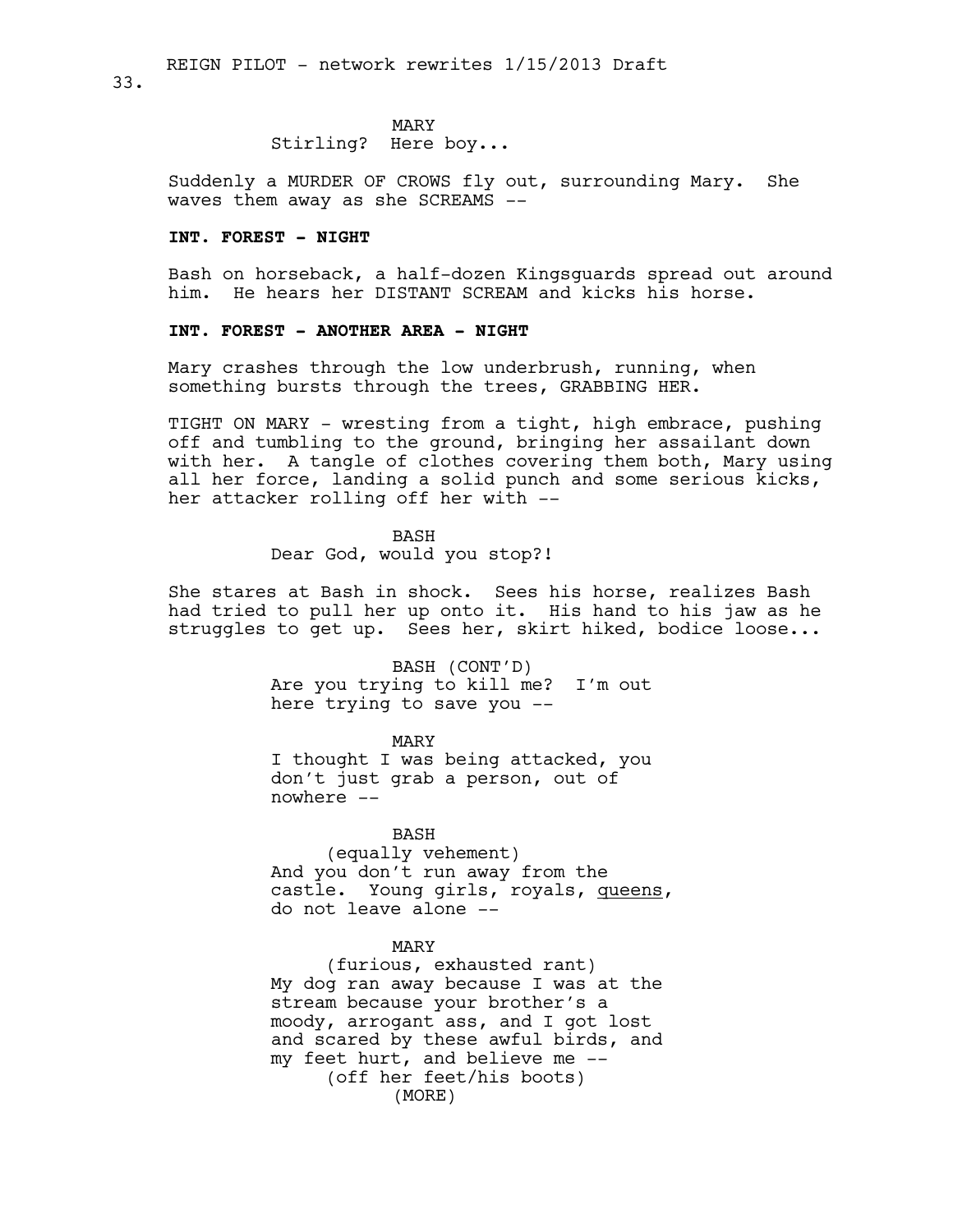MARY
Stirling? Here boy...

Suddenly a MURDER OF CROWS fly out, surrounding Mary. She waves them away as she SCREAMS --

**INT. FOREST - NIGHT**

Bash on horseback, a half-dozen Kingsguards spread out around him. He hears her DISTANT SCREAM and kicks his horse.

**INT. FOREST - ANOTHER AREA - NIGHT**

Mary crashes through the low underbrush, running, when something bursts through the trees, GRABBING HER.

TIGHT ON MARY - wresting from a tight, high embrace, pushing off and tumbling to the ground, bringing her assailant down with her. A tangle of clothes covering them both, Mary using all her force, landing a solid punch and some serious kicks, her attacker rolling off her with --

BASH
Dear God, would you stop?!

She stares at Bash in shock. Sees his horse, realizes Bash had tried to pull her up onto it. His hand to his jaw as he struggles to get up. Sees her, skirt hiked, bodice loose...

BASH (CONT'D)
Are you trying to kill me? I'm out here trying to save you --

MARY
I thought I was being attacked, you don't just grab a person, out of nowhere --

BASH
(equally vehement)
And you don't run away from the castle. Young girls, royals, queens, do not leave alone --

MARY
(furious, exhausted rant)
My dog ran away because I was at the stream because your brother's a moody, arrogant ass, and I got lost and scared by these awful birds, and my feet hurt, and believe me --
(off her feet/his boots)
(MORE)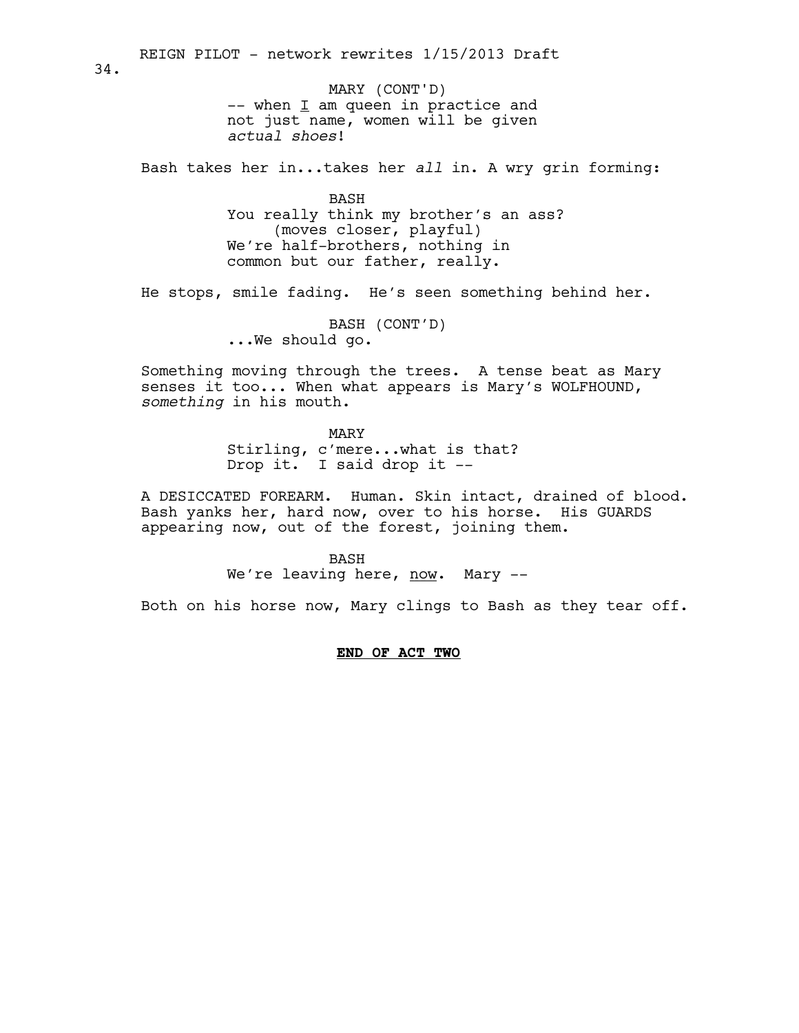MARY (CONT'D)
-- when I am queen in practice and not just name, women will be given *actual shoes*!

Bash takes her in...takes her *all* in. A wry grin forming:

BASH
You really think my brother's an ass?
(moves closer, playful)
We're half-brothers, nothing in common but our father, really.

He stops, smile fading. He's seen something behind her.

BASH (CONT'D)
...We should go.

Something moving through the trees. A tense beat as Mary senses it too... When what appears is Mary's WOLFHOUND, *something* in his mouth.

MARY
Stirling, c'mere...what is that? Drop it. I said drop it --

A DESICCATED FOREARM. Human. Skin intact, drained of blood. Bash yanks her, hard now, over to his horse. His GUARDS appearing now, out of the forest, joining them.

BASH
We're leaving here, now. Mary --

Both on his horse now, Mary clings to Bash as they tear off.

**END OF ACT TWO**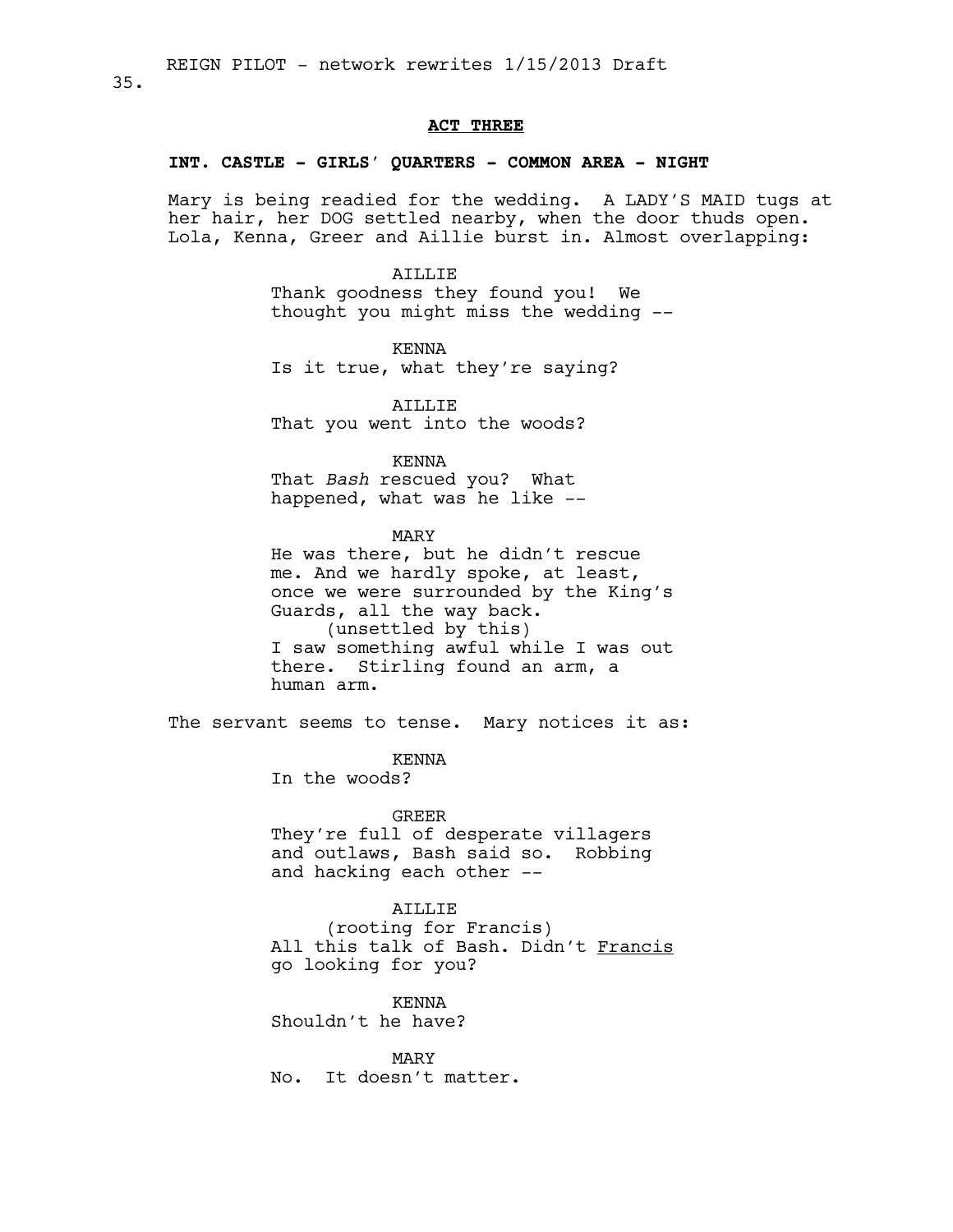**ACT THREE**

**INT. CASTLE - GIRLS' QUARTERS - COMMON AREA - NIGHT**

Mary is being readied for the wedding. A LADY'S MAID tugs at her hair, her DOG settled nearby, when the door thuds open. Lola, Kenna, Greer and Aillie burst in. Almost overlapping:

AILLIE
Thank goodness they found you! We thought you might miss the wedding --

KENNA
Is it true, what they're saying?

AILLIE
That you went into the woods?

KENNA
That *Bash* rescued you? What happened, what was he like --

MARY
He was there, but he didn't rescue me. And we hardly spoke, at least, once we were surrounded by the King's Guards, all the way back.
(unsettled by this)
I saw something awful while I was out there. Stirling found an arm, a human arm.

The servant seems to tense. Mary notices it as:

KENNA
In the woods?

GREER
They're full of desperate villagers and outlaws, Bash said so. Robbing and hacking each other --

AILLIE
(rooting for Francis)
All this talk of Bash. Didn't <u>Francis</u> go looking for you?

KENNA
Shouldn't he have?

MARY
No. It doesn't matter.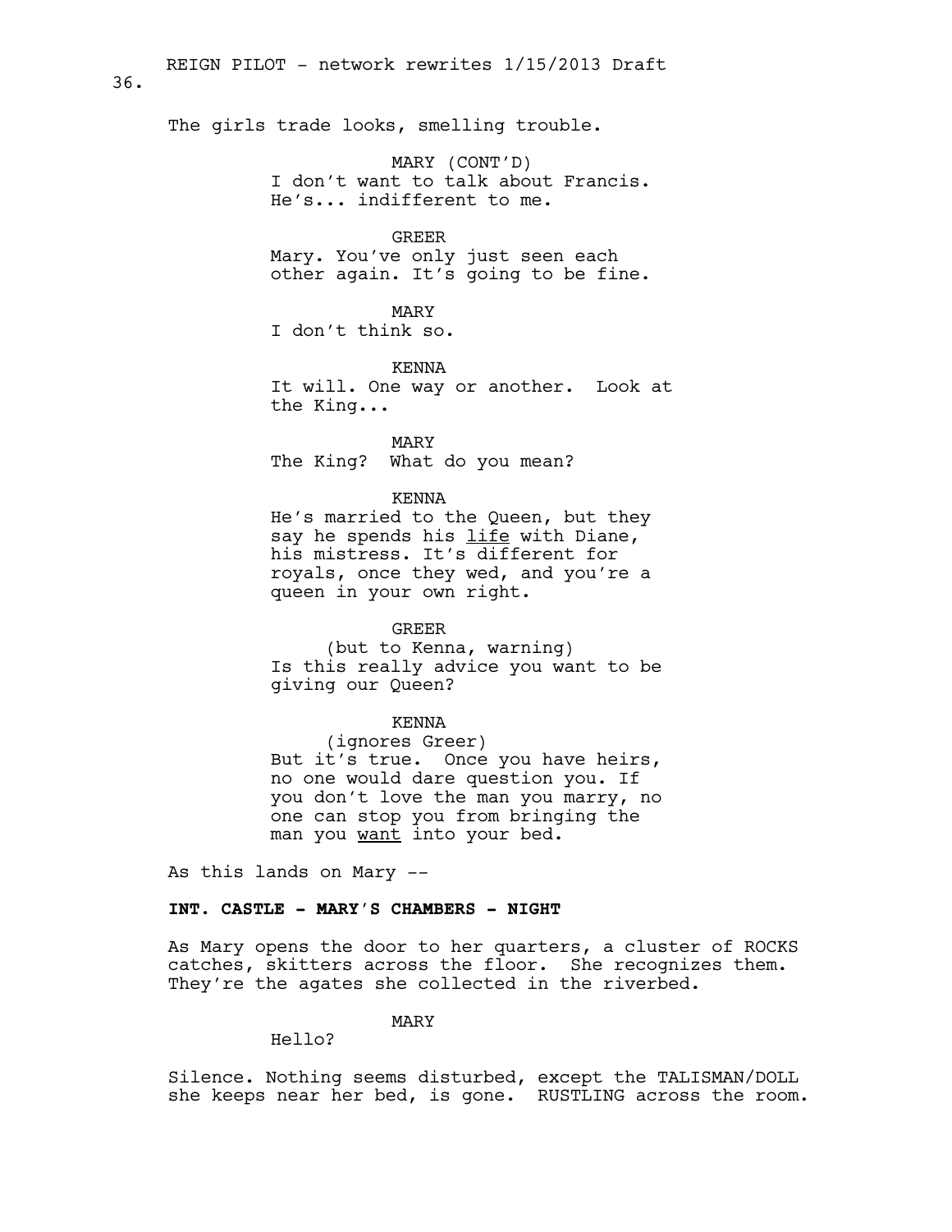The girls trade looks, smelling trouble.

MARY (CONT'D)
I don't want to talk about Francis. He's... indifferent to me.

GREER
Mary. You've only just seen each other again. It's going to be fine.

MARY
I don't think so.

KENNA
It will. One way or another. Look at the King...

MARY
The King? What do you mean?

KENNA
He's married to the Queen, but they say he spends his <u>life</u> with Diane, his mistress. It's different for royals, once they wed, and you're a queen in your own right.

GREER
(but to Kenna, warning)
Is this really advice you want to be giving our Queen?

KENNA
(ignores Greer)
But it's true. Once you have heirs, no one would dare question you. If you don't love the man you marry, no one can stop you from bringing the man you <u>want</u> into your bed.

As this lands on Mary --

**INT. CASTLE - MARY'S CHAMBERS - NIGHT**

As Mary opens the door to her quarters, a cluster of ROCKS catches, skitters across the floor. She recognizes them. They're the agates she collected in the riverbed.

MARY
Hello?

Silence. Nothing seems disturbed, except the TALISMAN/DOLL she keeps near her bed, is gone. RUSTLING across the room.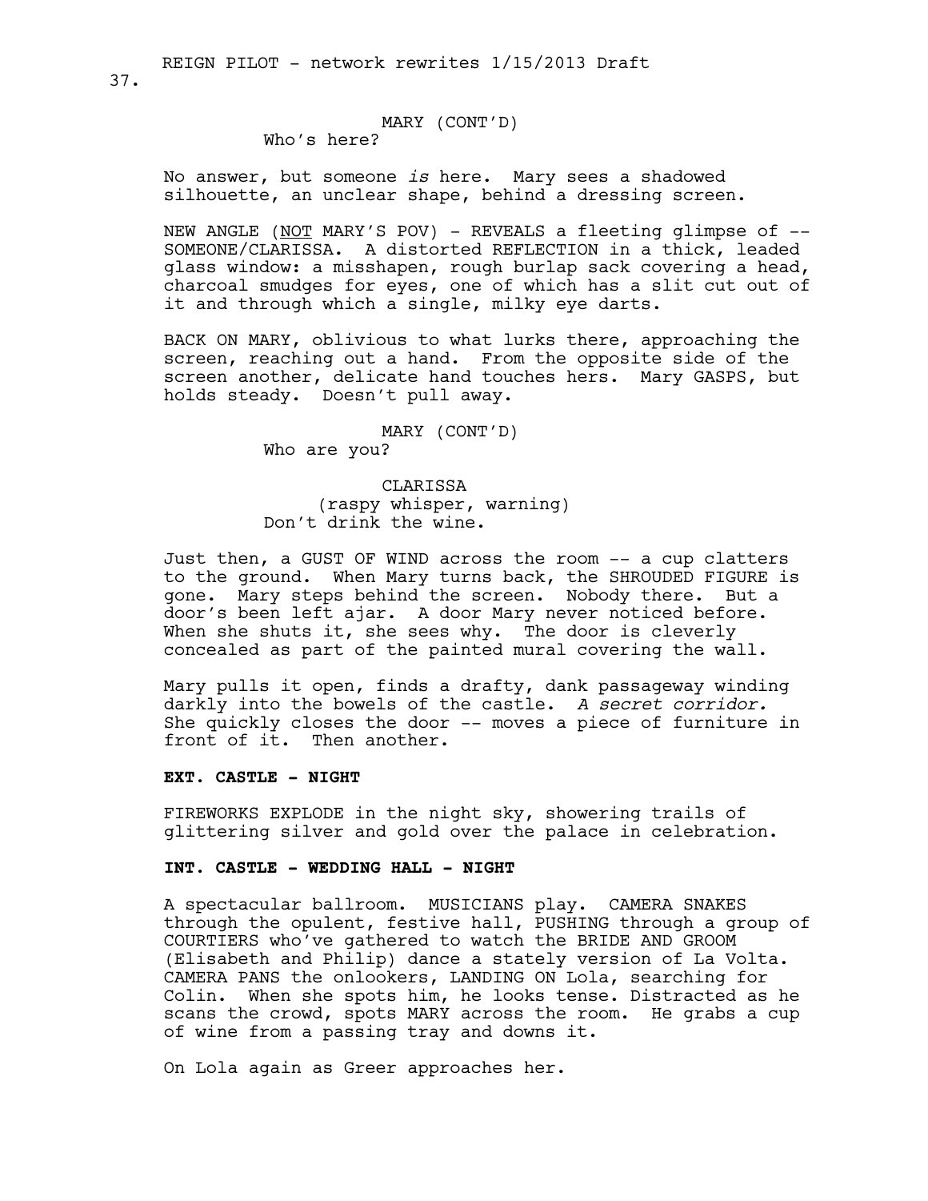MARY (CONT'D)
Who's here?

No answer, but someone *is* here. Mary sees a shadowed silhouette, an unclear shape, behind a dressing screen.

NEW ANGLE (NOT MARY'S POV) - REVEALS a fleeting glimpse of -- SOMEONE/CLARISSA. A distorted REFLECTION in a thick, leaded glass window: a misshapen, rough burlap sack covering a head, charcoal smudges for eyes, one of which has a slit cut out of it and through which a single, milky eye darts.

BACK ON MARY, oblivious to what lurks there, approaching the screen, reaching out a hand. From the opposite side of the screen another, delicate hand touches hers. Mary GASPS, but holds steady. Doesn't pull away.

MARY (CONT'D)
Who are you?

CLARISSA
(raspy whisper, warning)
Don't drink the wine.

Just then, a GUST OF WIND across the room -- a cup clatters to the ground. When Mary turns back, the SHROUDED FIGURE is gone. Mary steps behind the screen. Nobody there. But a door's been left ajar. A door Mary never noticed before. When she shuts it, she sees why. The door is cleverly concealed as part of the painted mural covering the wall.

Mary pulls it open, finds a drafty, dank passageway winding darkly into the bowels of the castle. *A secret corridor.* She quickly closes the door -- moves a piece of furniture in front of it. Then another.

**EXT. CASTLE - NIGHT**

FIREWORKS EXPLODE in the night sky, showering trails of glittering silver and gold over the palace in celebration.

**INT. CASTLE - WEDDING HALL - NIGHT**

A spectacular ballroom. MUSICIANS play. CAMERA SNAKES through the opulent, festive hall, PUSHING through a group of COURTIERS who've gathered to watch the BRIDE AND GROOM (Elisabeth and Philip) dance a stately version of La Volta. CAMERA PANS the onlookers, LANDING ON Lola, searching for Colin. When she spots him, he looks tense. Distracted as he scans the crowd, spots MARY across the room. He grabs a cup of wine from a passing tray and downs it.

On Lola again as Greer approaches her.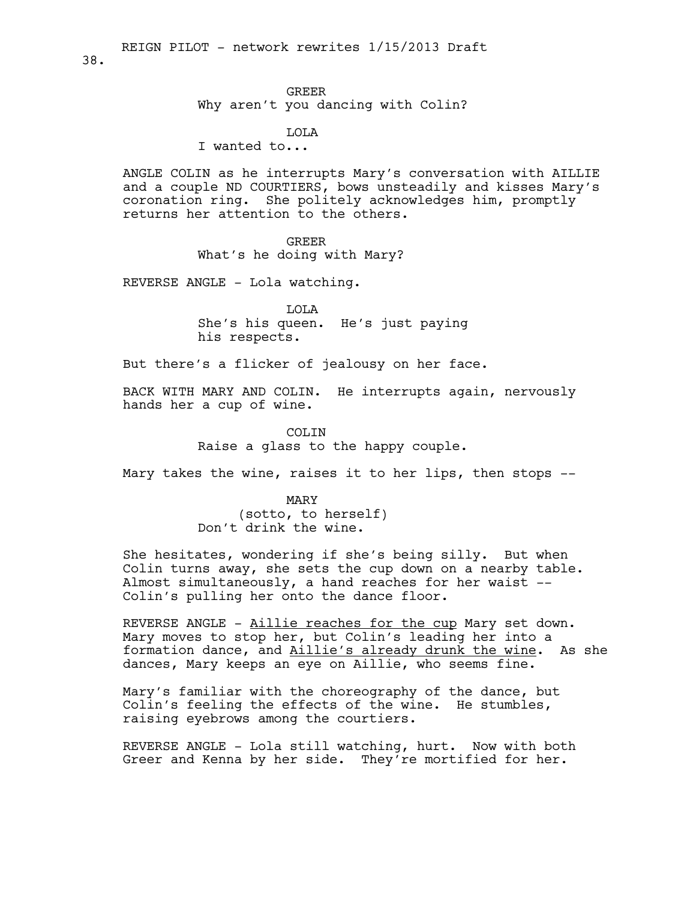GREER
Why aren't you dancing with Colin?

LOLA
I wanted to...

ANGLE COLIN as he interrupts Mary's conversation with AILLIE and a couple ND COURTIERS, bows unsteadily and kisses Mary's coronation ring. She politely acknowledges him, promptly returns her attention to the others.

GREER
What's he doing with Mary?

REVERSE ANGLE - Lola watching.

LOLA
She's his queen. He's just paying his respects.

But there's a flicker of jealousy on her face.

BACK WITH MARY AND COLIN. He interrupts again, nervously hands her a cup of wine.

COLIN
Raise a glass to the happy couple.

Mary takes the wine, raises it to her lips, then stops --

MARY
(sotto, to herself)
Don't drink the wine.

She hesitates, wondering if she's being silly. But when Colin turns away, she sets the cup down on a nearby table. Almost simultaneously, a hand reaches for her waist -- Colin's pulling her onto the dance floor.

REVERSE ANGLE - <u>Aillie reaches for the cup</u> Mary set down. Mary moves to stop her, but Colin's leading her into a formation dance, and <u>Aillie's already drunk the wine</u>. As she dances, Mary keeps an eye on Aillie, who seems fine.

Mary's familiar with the choreography of the dance, but Colin's feeling the effects of the wine. He stumbles, raising eyebrows among the courtiers.

REVERSE ANGLE - Lola still watching, hurt. Now with both Greer and Kenna by her side. They're mortified for her.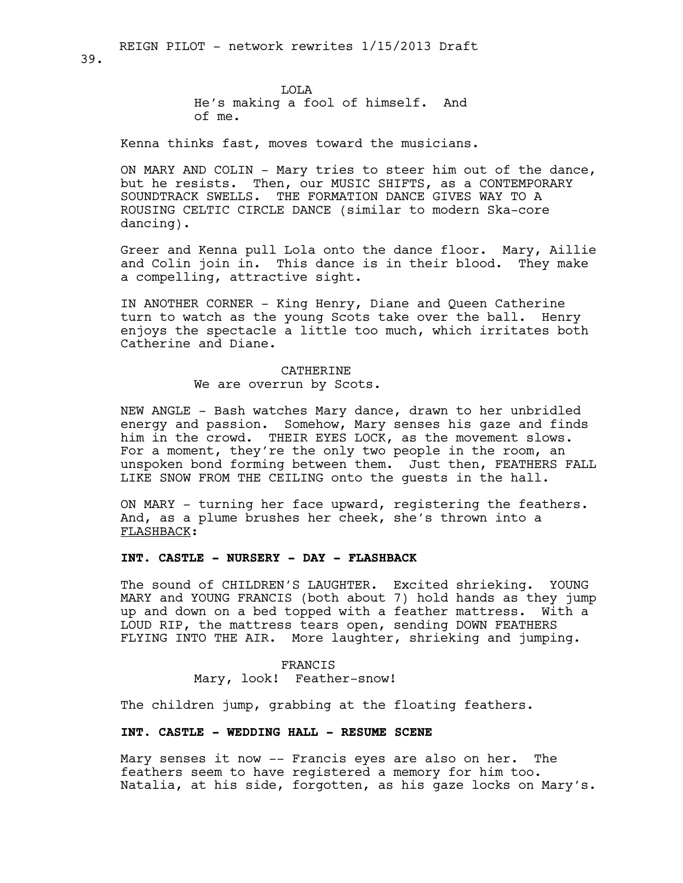LOLA
He's making a fool of himself. And of me.

Kenna thinks fast, moves toward the musicians.

ON MARY AND COLIN - Mary tries to steer him out of the dance, but he resists. Then, our MUSIC SHIFTS, as a CONTEMPORARY SOUNDTRACK SWELLS. THE FORMATION DANCE GIVES WAY TO A ROUSING CELTIC CIRCLE DANCE (similar to modern Ska-core dancing).

Greer and Kenna pull Lola onto the dance floor. Mary, Aillie and Colin join in. This dance is in their blood. They make a compelling, attractive sight.

IN ANOTHER CORNER - King Henry, Diane and Queen Catherine turn to watch as the young Scots take over the ball. Henry enjoys the spectacle a little too much, which irritates both Catherine and Diane.

CATHERINE
We are overrun by Scots.

NEW ANGLE - Bash watches Mary dance, drawn to her unbridled energy and passion. Somehow, Mary senses his gaze and finds him in the crowd. THEIR EYES LOCK, as the movement slows. For a moment, they're the only two people in the room, an unspoken bond forming between them. Just then, FEATHERS FALL LIKE SNOW FROM THE CEILING onto the guests in the hall.

ON MARY - turning her face upward, registering the feathers. And, as a plume brushes her cheek, she's thrown into a <u>FLASHBACK</u>:

**INT. CASTLE - NURSERY - DAY - FLASHBACK**

The sound of CHILDREN'S LAUGHTER. Excited shrieking. YOUNG MARY and YOUNG FRANCIS (both about 7) hold hands as they jump up and down on a bed topped with a feather mattress. With a LOUD RIP, the mattress tears open, sending DOWN FEATHERS FLYING INTO THE AIR. More laughter, shrieking and jumping.

FRANCIS
Mary, look! Feather-snow!

The children jump, grabbing at the floating feathers.

**INT. CASTLE - WEDDING HALL - RESUME SCENE**

Mary senses it now -- Francis eyes are also on her. The feathers seem to have registered a memory for him too. Natalia, at his side, forgotten, as his gaze locks on Mary's.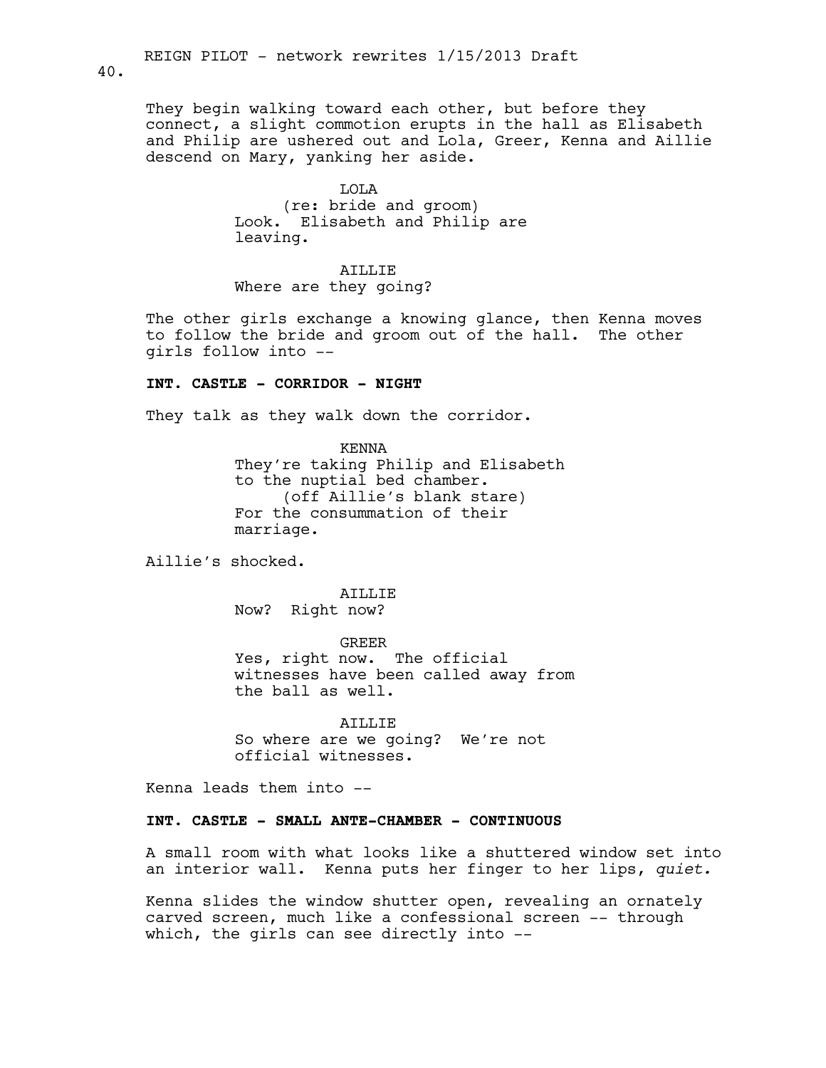They begin walking toward each other, but before they connect, a slight commotion erupts in the hall as Elisabeth and Philip are ushered out and Lola, Greer, Kenna and Aillie descend on Mary, yanking her aside.

LOLA
(re: bride and groom)
Look. Elisabeth and Philip are leaving.

AILLIE
Where are they going?

The other girls exchange a knowing glance, then Kenna moves to follow the bride and groom out of the hall. The other girls follow into --

**INT. CASTLE - CORRIDOR - NIGHT**

They talk as they walk down the corridor.

KENNA
They're taking Philip and Elisabeth to the nuptial bed chamber.
(off Aillie's blank stare)
For the consummation of their marriage.

Aillie's shocked.

AILLIE
Now? Right now?

GREER
Yes, right now. The official witnesses have been called away from the ball as well.

AILLIE
So where are we going? We're not official witnesses.

Kenna leads them into --

**INT. CASTLE - SMALL ANTE-CHAMBER - CONTINUOUS**

A small room with what looks like a shuttered window set into an interior wall. Kenna puts her finger to her lips, *quiet.*

Kenna slides the window shutter open, revealing an ornately carved screen, much like a confessional screen -- through which, the girls can see directly into --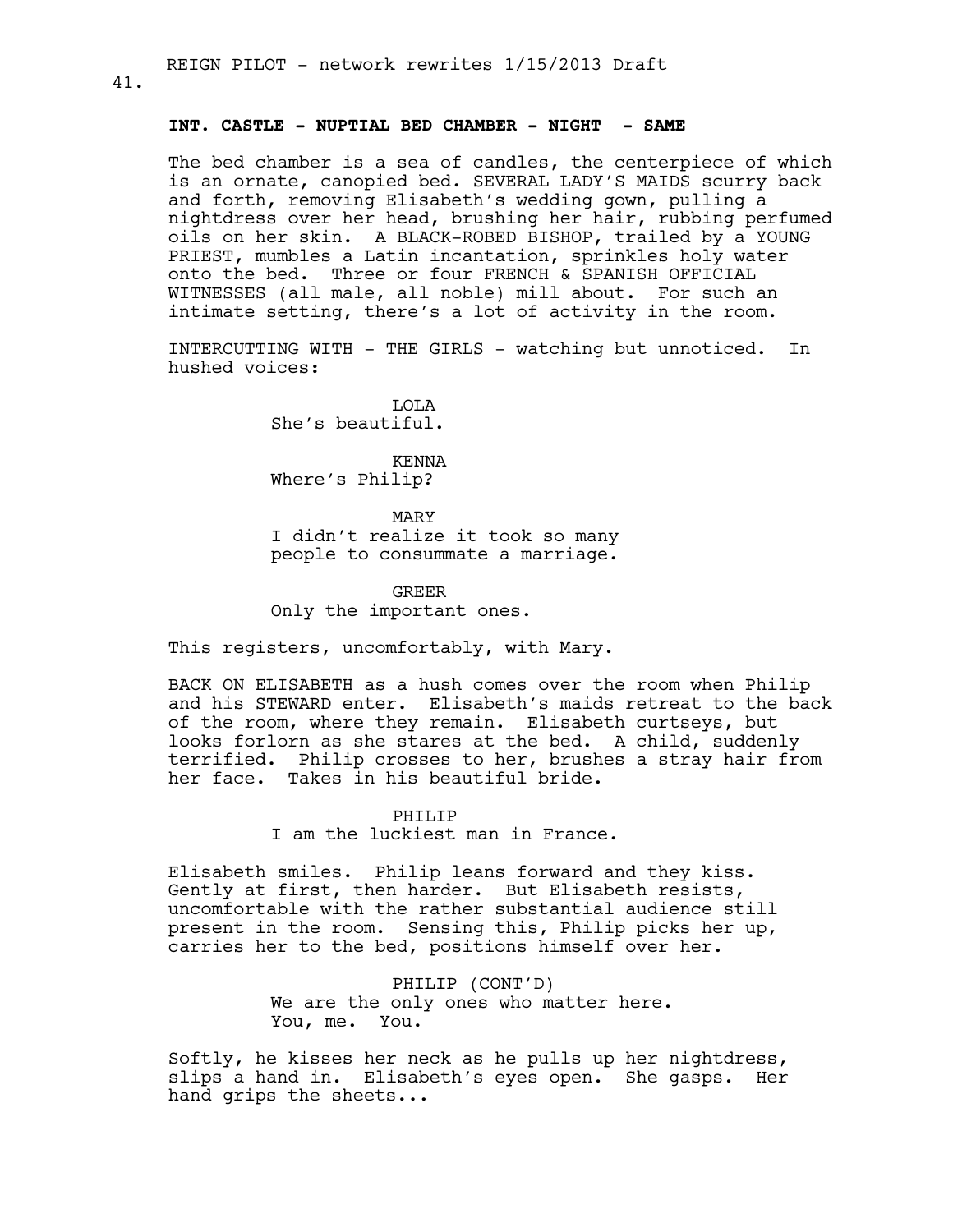**INT. CASTLE - NUPTIAL BED CHAMBER - NIGHT - SAME**

The bed chamber is a sea of candles, the centerpiece of which is an ornate, canopied bed. SEVERAL LADY'S MAIDS scurry back and forth, removing Elisabeth's wedding gown, pulling a nightdress over her head, brushing her hair, rubbing perfumed oils on her skin. A BLACK-ROBED BISHOP, trailed by a YOUNG PRIEST, mumbles a Latin incantation, sprinkles holy water onto the bed. Three or four FRENCH & SPANISH OFFICIAL WITNESSES (all male, all noble) mill about. For such an intimate setting, there's a lot of activity in the room.

INTERCUTTING WITH - THE GIRLS - watching but unnoticed. In hushed voices:

LOLA
She's beautiful.

KENNA
Where's Philip?

MARY
I didn't realize it took so many people to consummate a marriage.

GREER
Only the important ones.

This registers, uncomfortably, with Mary.

BACK ON ELISABETH as a hush comes over the room when Philip and his STEWARD enter. Elisabeth's maids retreat to the back of the room, where they remain. Elisabeth curtseys, but looks forlorn as she stares at the bed. A child, suddenly terrified. Philip crosses to her, brushes a stray hair from her face. Takes in his beautiful bride.

PHILIP
I am the luckiest man in France.

Elisabeth smiles. Philip leans forward and they kiss. Gently at first, then harder. But Elisabeth resists, uncomfortable with the rather substantial audience still present in the room. Sensing this, Philip picks her up, carries her to the bed, positions himself over her.

PHILIP (CONT'D)
We are the only ones who matter here.
You, me. You.

Softly, he kisses her neck as he pulls up her nightdress, slips a hand in. Elisabeth's eyes open. She gasps. Her hand grips the sheets...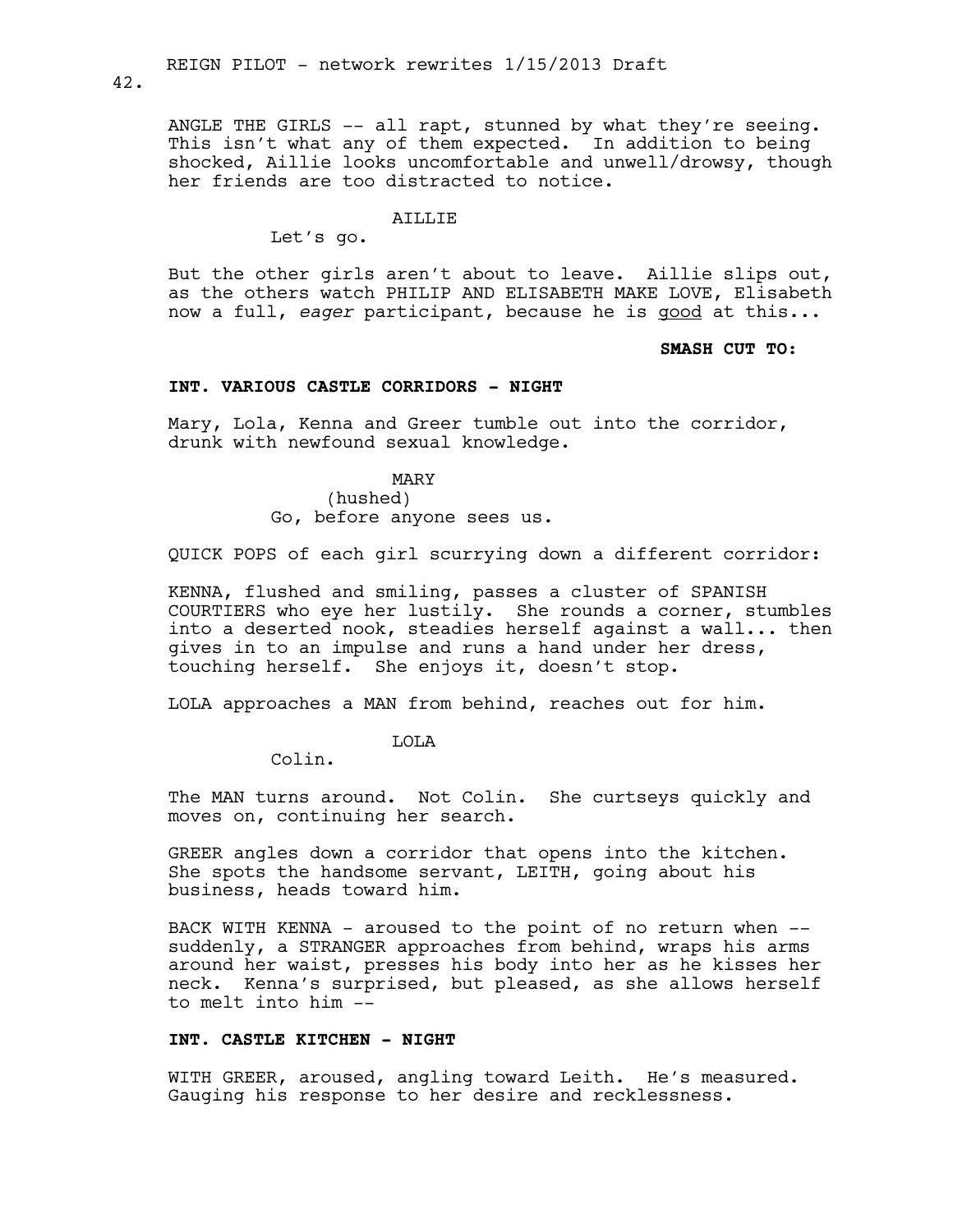ANGLE THE GIRLS -- all rapt, stunned by what they're seeing. This isn't what any of them expected. In addition to being shocked, Aillie looks uncomfortable and unwell/drowsy, though her friends are too distracted to notice.

AILLIE
Let's go.

But the other girls aren't about to leave. Aillie slips out, as the others watch PHILIP AND ELISABETH MAKE LOVE, Elisabeth now a full, *eager* participant, because he is <u>good</u> at this...

**SMASH CUT TO:**

**INT. VARIOUS CASTLE CORRIDORS - NIGHT**

Mary, Lola, Kenna and Greer tumble out into the corridor, drunk with newfound sexual knowledge.

MARY
(hushed)
Go, before anyone sees us.

QUICK POPS of each girl scurrying down a different corridor:

KENNA, flushed and smiling, passes a cluster of SPANISH COURTIERS who eye her lustily. She rounds a corner, stumbles into a deserted nook, steadies herself against a wall... then gives in to an impulse and runs a hand under her dress, touching herself. She enjoys it, doesn't stop.

LOLA approaches a MAN from behind, reaches out for him.

LOLA
Colin.

The MAN turns around. Not Colin. She curtseys quickly and moves on, continuing her search.

GREER angles down a corridor that opens into the kitchen. She spots the handsome servant, LEITH, going about his business, heads toward him.

BACK WITH KENNA - aroused to the point of no return when -- suddenly, a STRANGER approaches from behind, wraps his arms around her waist, presses his body into her as he kisses her neck. Kenna's surprised, but pleased, as she allows herself to melt into him --

**INT. CASTLE KITCHEN - NIGHT**

WITH GREER, aroused, angling toward Leith. He's measured. Gauging his response to her desire and recklessness.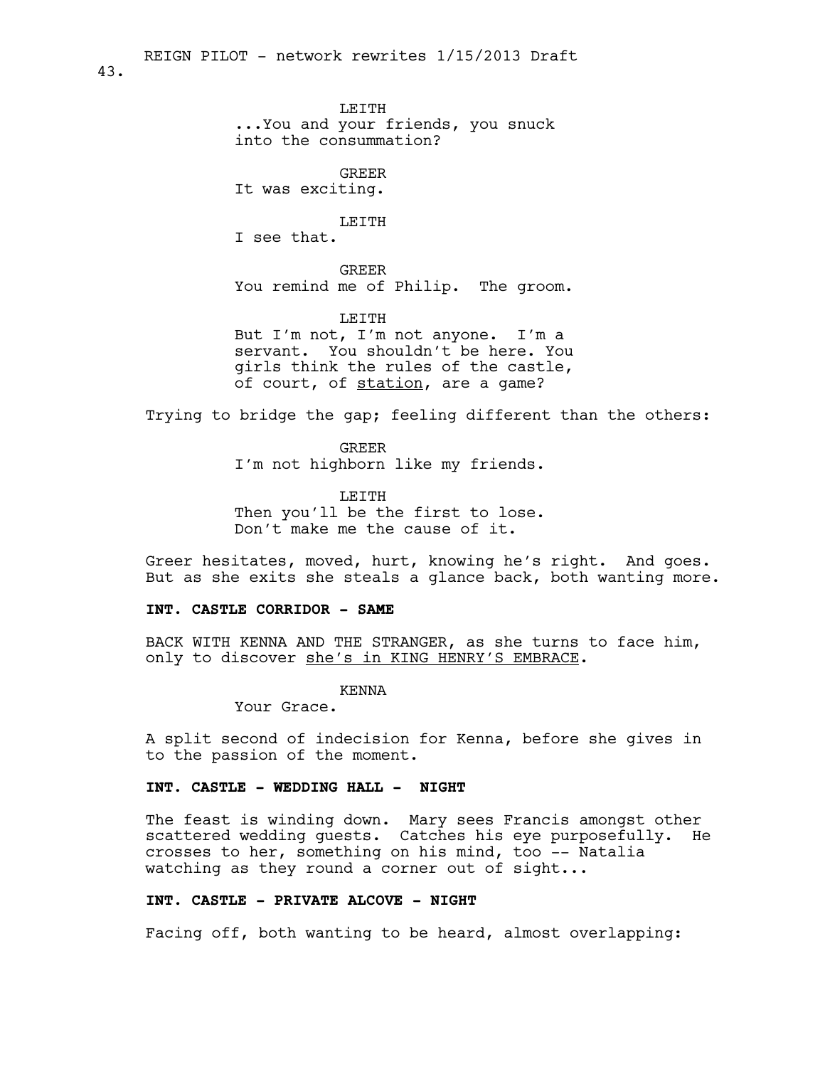LEITH
...You and your friends, you snuck into the consummation?

GREER
It was exciting.

LEITH
I see that.

GREER
You remind me of Philip. The groom.

LEITH
But I'm not, I'm not anyone. I'm a servant. You shouldn't be here. You girls think the rules of the castle, of court, of <u>station</u>, are a game?

Trying to bridge the gap; feeling different than the others:

GREER
I'm not highborn like my friends.

LEITH
Then you'll be the first to lose. Don't make me the cause of it.

Greer hesitates, moved, hurt, knowing he's right. And goes. But as she exits she steals a glance back, both wanting more.

**INT. CASTLE CORRIDOR - SAME**

BACK WITH KENNA AND THE STRANGER, as she turns to face him, only to discover <u>she's in KING HENRY'S EMBRACE</u>.

KENNA
Your Grace.

A split second of indecision for Kenna, before she gives in to the passion of the moment.

**INT. CASTLE - WEDDING HALL - NIGHT**

The feast is winding down. Mary sees Francis amongst other scattered wedding guests. Catches his eye purposefully. He crosses to her, something on his mind, too -- Natalia watching as they round a corner out of sight...

**INT. CASTLE - PRIVATE ALCOVE - NIGHT**

Facing off, both wanting to be heard, almost overlapping: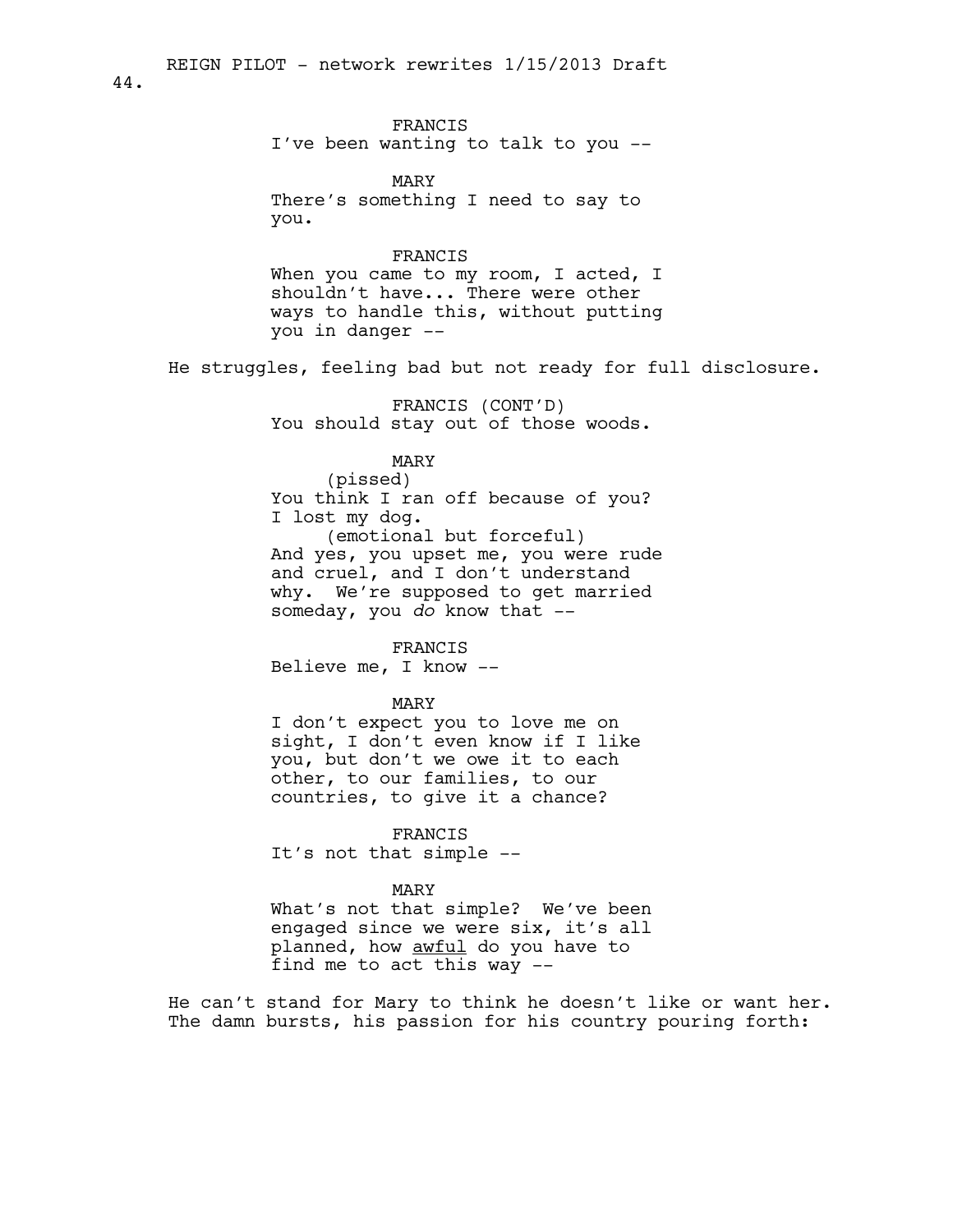FRANCIS
I've been wanting to talk to you --

MARY
There's something I need to say to you.

FRANCIS
When you came to my room, I acted, I shouldn't have... There were other ways to handle this, without putting you in danger --

He struggles, feeling bad but not ready for full disclosure.

FRANCIS (CONT'D)
You should stay out of those woods.

MARY
(pissed)
You think I ran off because of you? I lost my dog.
(emotional but forceful)
And yes, you upset me, you were rude and cruel, and I don't understand why. We're supposed to get married someday, you *do* know that --

FRANCIS
Believe me, I know --

MARY
I don't expect you to love me on sight, I don't even know if I like you, but don't we owe it to each other, to our families, to our countries, to give it a chance?

FRANCIS
It's not that simple --

MARY
What's not that simple? We've been engaged since we were six, it's all planned, how <u>awful</u> do you have to find me to act this way --

He can't stand for Mary to think he doesn't like or want her. The damn bursts, his passion for his country pouring forth: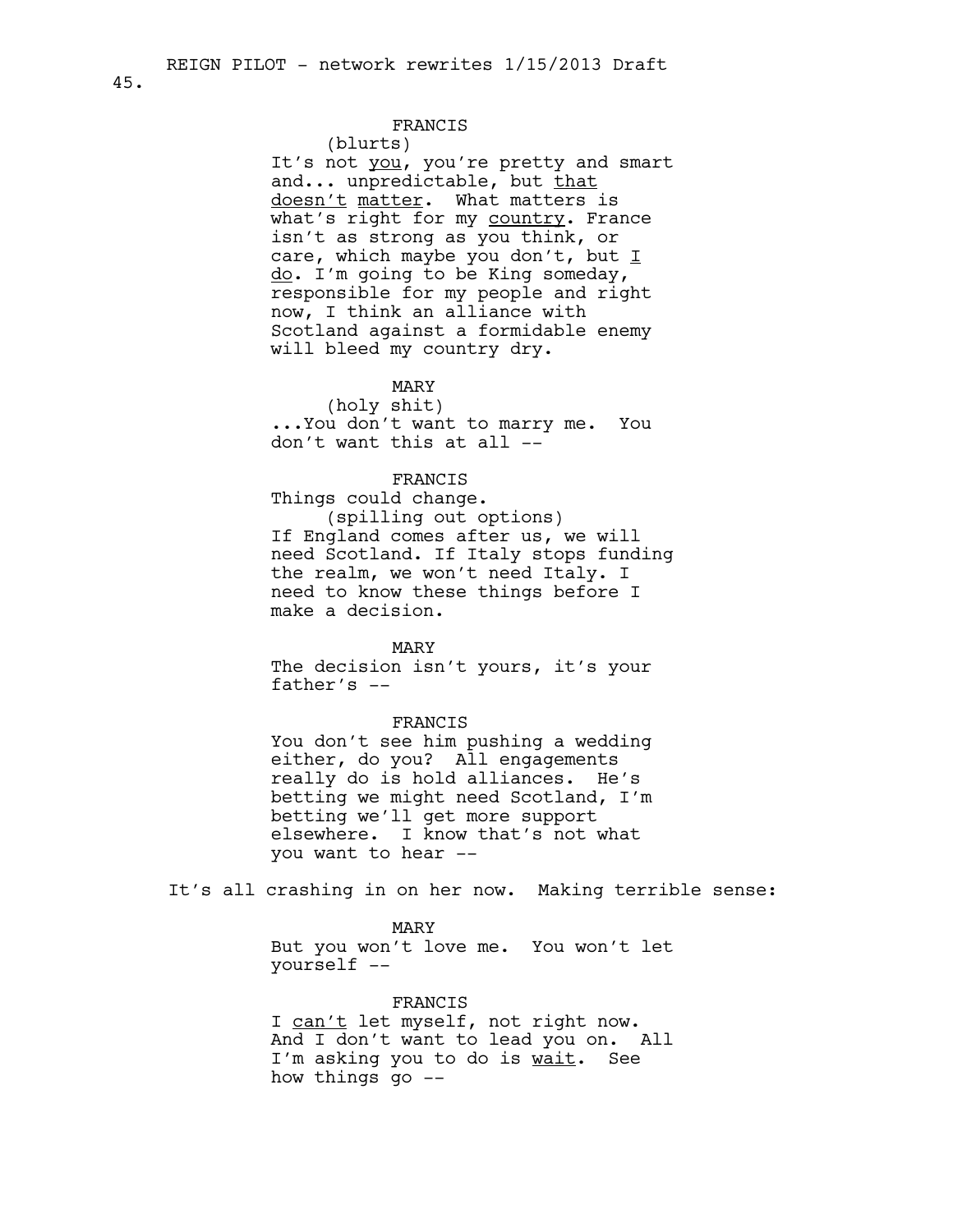FRANCIS
(blurts)
It's not <u>you</u>, you're pretty and smart and... unpredictable, but <u>that doesn't matter</u>. What matters is what's right for my <u>country</u>. France isn't as strong as you think, or care, which maybe you don't, but <u>I do</u>. I'm going to be King someday, responsible for my people and right now, I think an alliance with Scotland against a formidable enemy will bleed my country dry.

MARY
(holy shit)
...You don't want to marry me. You don't want this at all --

FRANCIS
Things could change.
(spilling out options)
If England comes after us, we will need Scotland. If Italy stops funding the realm, we won't need Italy. I need to know these things before I make a decision.

MARY
The decision isn't yours, it's your father's --

FRANCIS
You don't see him pushing a wedding either, do you? All engagements really do is hold alliances. He's betting we might need Scotland, I'm betting we'll get more support elsewhere. I know that's not what you want to hear --

It's all crashing in on her now. Making terrible sense:

MARY
But you won't love me. You won't let yourself --

FRANCIS
I <u>can't</u> let myself, not right now. And I don't want to lead you on. All I'm asking you to do is <u>wait</u>. See how things go --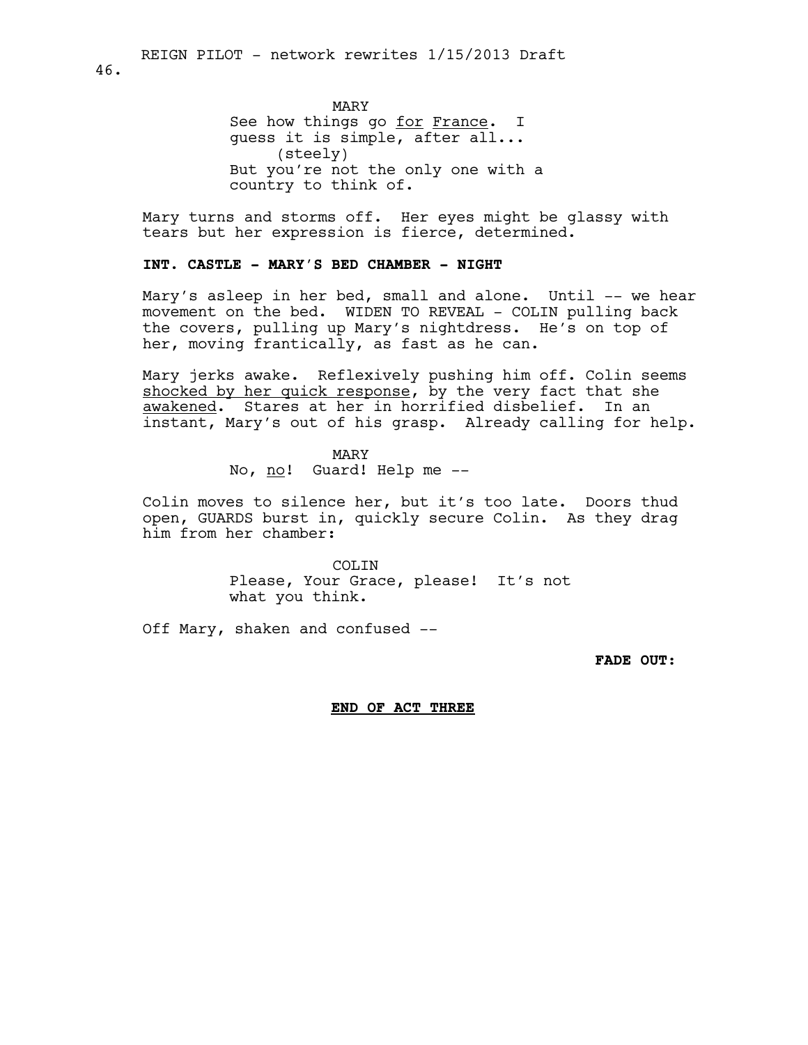MARY

See how things go <u>for</u> <u>France</u>. I guess it is simple, after all...

(steely)

But you're not the only one with a country to think of.

Mary turns and storms off. Her eyes might be glassy with tears but her expression is fierce, determined.

**INT. CASTLE - MARY'S BED CHAMBER - NIGHT**

Mary's asleep in her bed, small and alone. Until -- we hear movement on the bed. WIDEN TO REVEAL - COLIN pulling back the covers, pulling up Mary's nightdress. He's on top of her, moving frantically, as fast as he can.

Mary jerks awake. Reflexively pushing him off. Colin seems <u>shocked by her quick response</u>, by the very fact that she <u>awakened</u>. Stares at her in horrified disbelief. In an instant, Mary's out of his grasp. Already calling for help.

MARY

No, <u>no</u>! Guard! Help me --

Colin moves to silence her, but it's too late. Doors thud open, GUARDS burst in, quickly secure Colin. As they drag him from her chamber:

COLIN

Please, Your Grace, please! It's not what you think.

Off Mary, shaken and confused --

**FADE OUT:**

**<u>END OF ACT THREE</u>**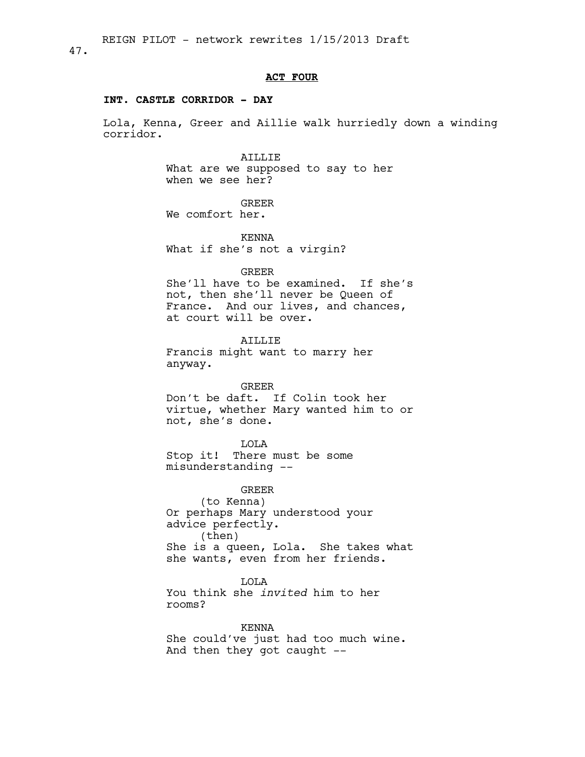**ACT FOUR**

**INT. CASTLE CORRIDOR - DAY**

Lola, Kenna, Greer and Aillie walk hurriedly down a winding corridor.

AILLIE
What are we supposed to say to her when we see her?

GREER
We comfort her.

KENNA
What if she's not a virgin?

GREER
She'll have to be examined. If she's not, then she'll never be Queen of France. And our lives, and chances, at court will be over.

AILLIE
Francis might want to marry her anyway.

GREER
Don't be daft. If Colin took her virtue, whether Mary wanted him to or not, she's done.

LOLA
Stop it! There must be some misunderstanding --

GREER
(to Kenna)
Or perhaps Mary understood your advice perfectly.
(then)
She is a queen, Lola. She takes what she wants, even from her friends.

LOLA
You think she *invited* him to her rooms?

KENNA
She could've just had too much wine. And then they got caught --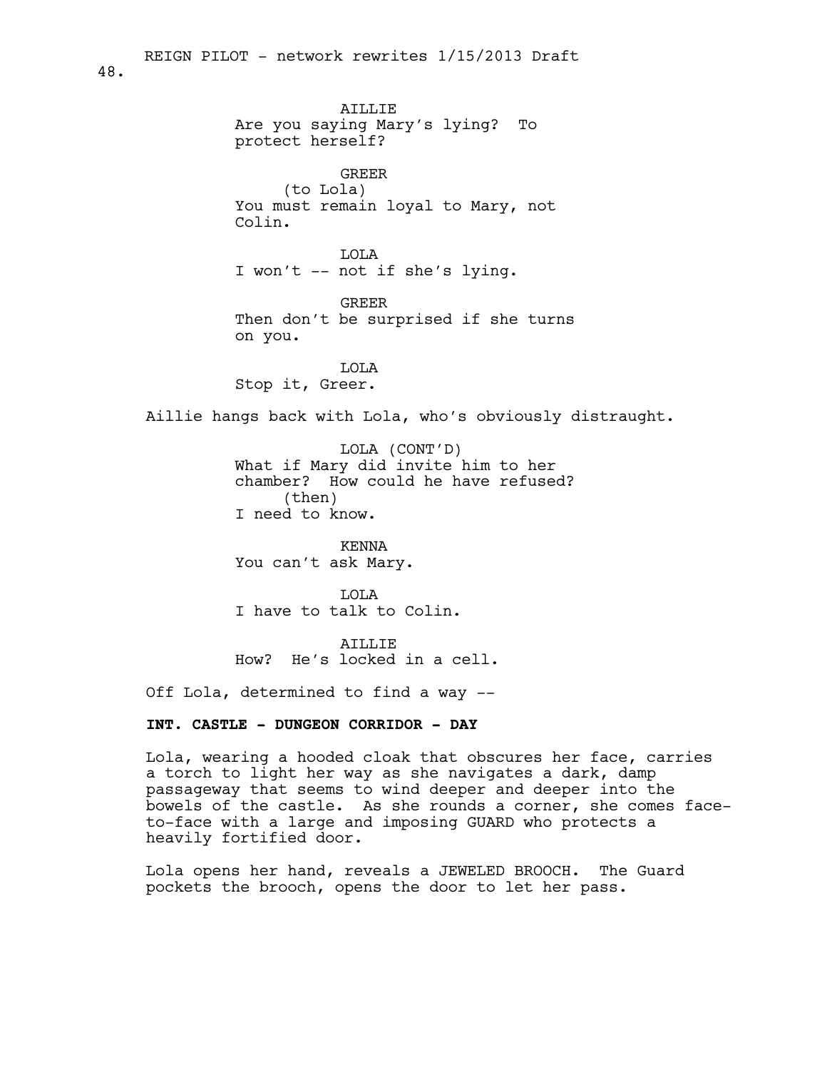AILLIE
Are you saying Mary's lying? To protect herself?

GREER
(to Lola)
You must remain loyal to Mary, not Colin.

LOLA
I won't -- not if she's lying.

GREER
Then don't be surprised if she turns on you.

LOLA
Stop it, Greer.

Aillie hangs back with Lola, who's obviously distraught.

LOLA (CONT'D)
What if Mary did invite him to her chamber? How could he have refused?
(then)
I need to know.

KENNA
You can't ask Mary.

LOLA
I have to talk to Colin.

AILLIE
How? He's locked in a cell.

Off Lola, determined to find a way --

**INT. CASTLE - DUNGEON CORRIDOR - DAY**

Lola, wearing a hooded cloak that obscures her face, carries a torch to light her way as she navigates a dark, damp passageway that seems to wind deeper and deeper into the bowels of the castle. As she rounds a corner, she comes face-to-face with a large and imposing GUARD who protects a heavily fortified door.

Lola opens her hand, reveals a JEWELED BROOCH. The Guard pockets the brooch, opens the door to let her pass.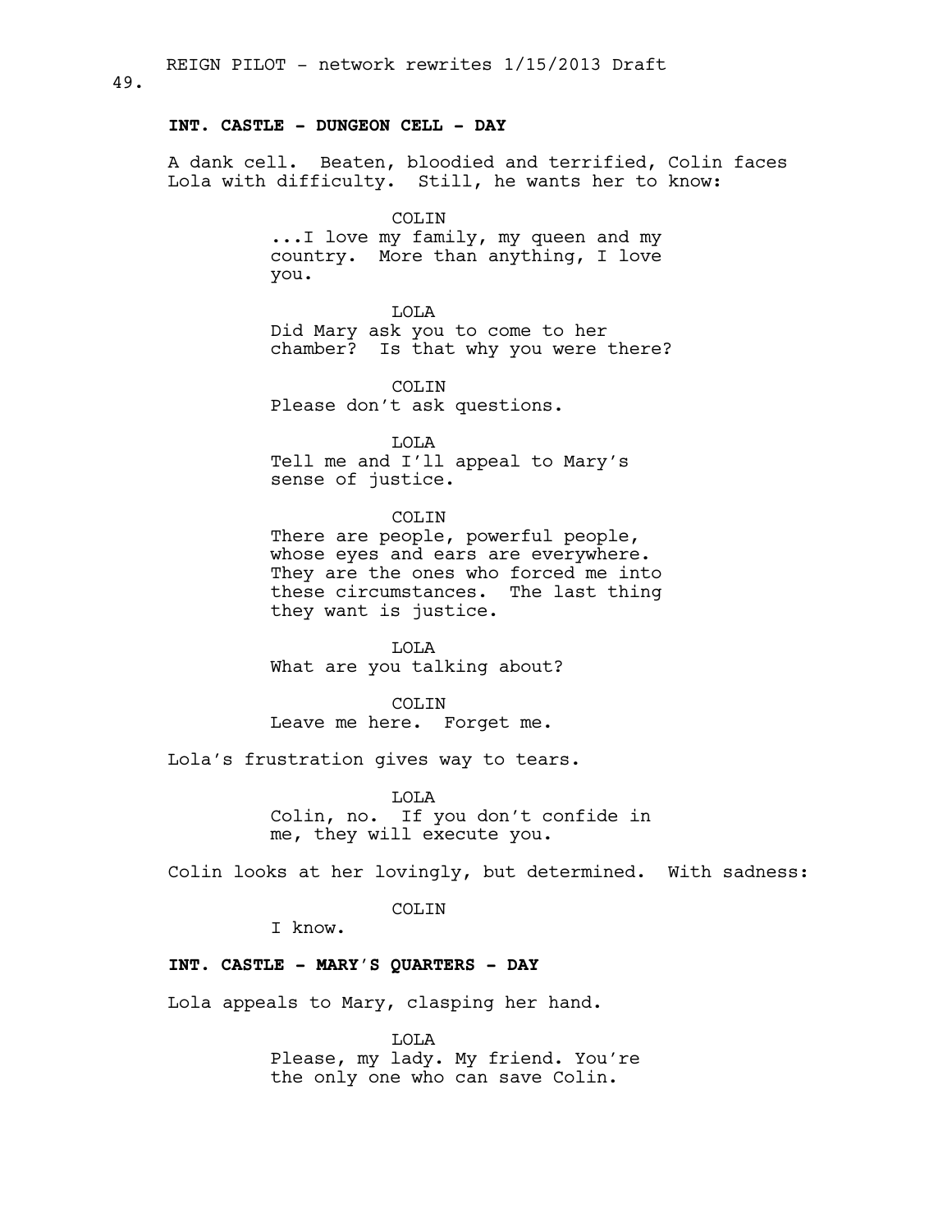**INT. CASTLE - DUNGEON CELL - DAY**

A dank cell. Beaten, bloodied and terrified, Colin faces Lola with difficulty. Still, he wants her to know:

COLIN
...I love my family, my queen and my country. More than anything, I love you.

LOLA
Did Mary ask you to come to her chamber? Is that why you were there?

COLIN
Please don't ask questions.

LOLA
Tell me and I'll appeal to Mary's sense of justice.

COLIN
There are people, powerful people, whose eyes and ears are everywhere. They are the ones who forced me into these circumstances. The last thing they want is justice.

LOLA
What are you talking about?

COLIN
Leave me here. Forget me.

Lola's frustration gives way to tears.

LOLA
Colin, no. If you don't confide in me, they will execute you.

Colin looks at her lovingly, but determined. With sadness:

COLIN
I know.

**INT. CASTLE - MARY'S QUARTERS - DAY**

Lola appeals to Mary, clasping her hand.

LOLA
Please, my lady. My friend. You're the only one who can save Colin.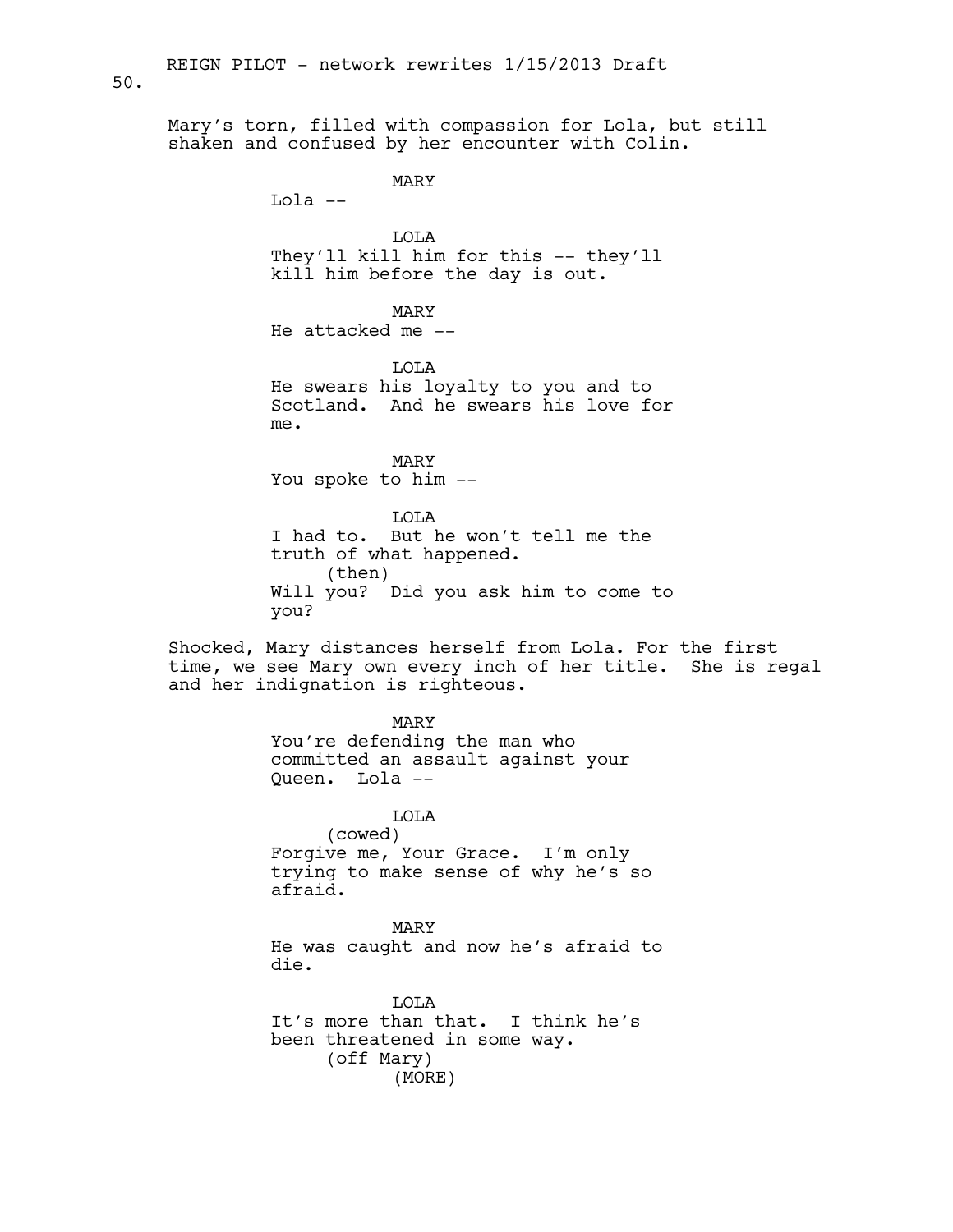Mary's torn, filled with compassion for Lola, but still shaken and confused by her encounter with Colin.

MARY
Lola --

LOLA
They'll kill him for this -- they'll kill him before the day is out.

MARY
He attacked me --

LOLA
He swears his loyalty to you and to Scotland. And he swears his love for me.

MARY
You spoke to him --

LOLA
I had to. But he won't tell me the truth of what happened.
(then)
Will you? Did you ask him to come to you?

Shocked, Mary distances herself from Lola. For the first time, we see Mary own every inch of her title. She is regal and her indignation is righteous.

MARY
You're defending the man who committed an assault against your Queen. Lola --

LOLA
(cowed)
Forgive me, Your Grace. I'm only trying to make sense of why he's so afraid.

MARY
He was caught and now he's afraid to die.

LOLA
It's more than that. I think he's been threatened in some way.
(off Mary)
(MORE)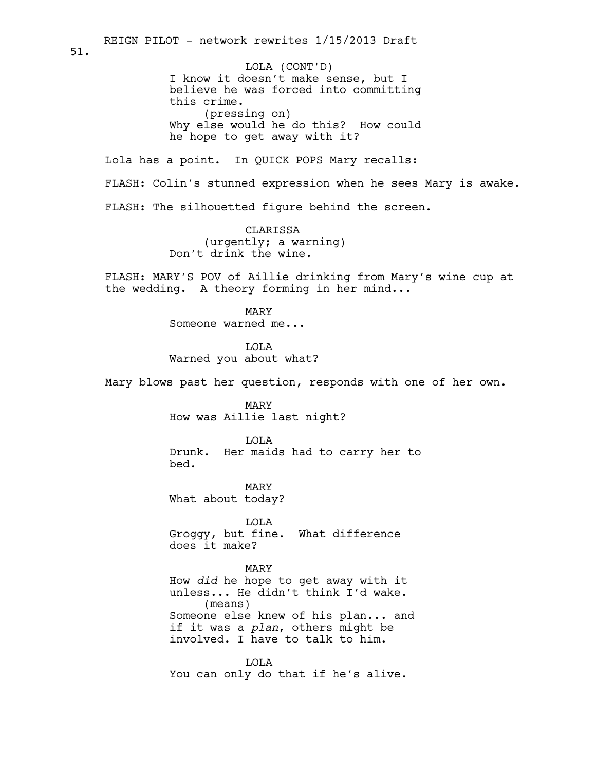LOLA (CONT'D)
I know it doesn't make sense, but I believe he was forced into committing this crime.
(pressing on)
Why else would he do this? How could he hope to get away with it?

Lola has a point. In QUICK POPS Mary recalls:

FLASH: Colin's stunned expression when he sees Mary is awake.

FLASH: The silhouetted figure behind the screen.

CLARISSA
(urgently; a warning)
Don't drink the wine.

FLASH: MARY'S POV of Aillie drinking from Mary's wine cup at the wedding. A theory forming in her mind...

MARY
Someone warned me...

LOLA
Warned you about what?

Mary blows past her question, responds with one of her own.

MARY
How was Aillie last night?

LOLA
Drunk. Her maids had to carry her to bed.

MARY
What about today?

LOLA
Groggy, but fine. What difference does it make?

MARY
How *did* he hope to get away with it unless... He didn't think I'd wake.
(means)
Someone else knew of his plan... and if it was a *plan*, others might be involved. I have to talk to him.

LOLA
You can only do that if he's alive.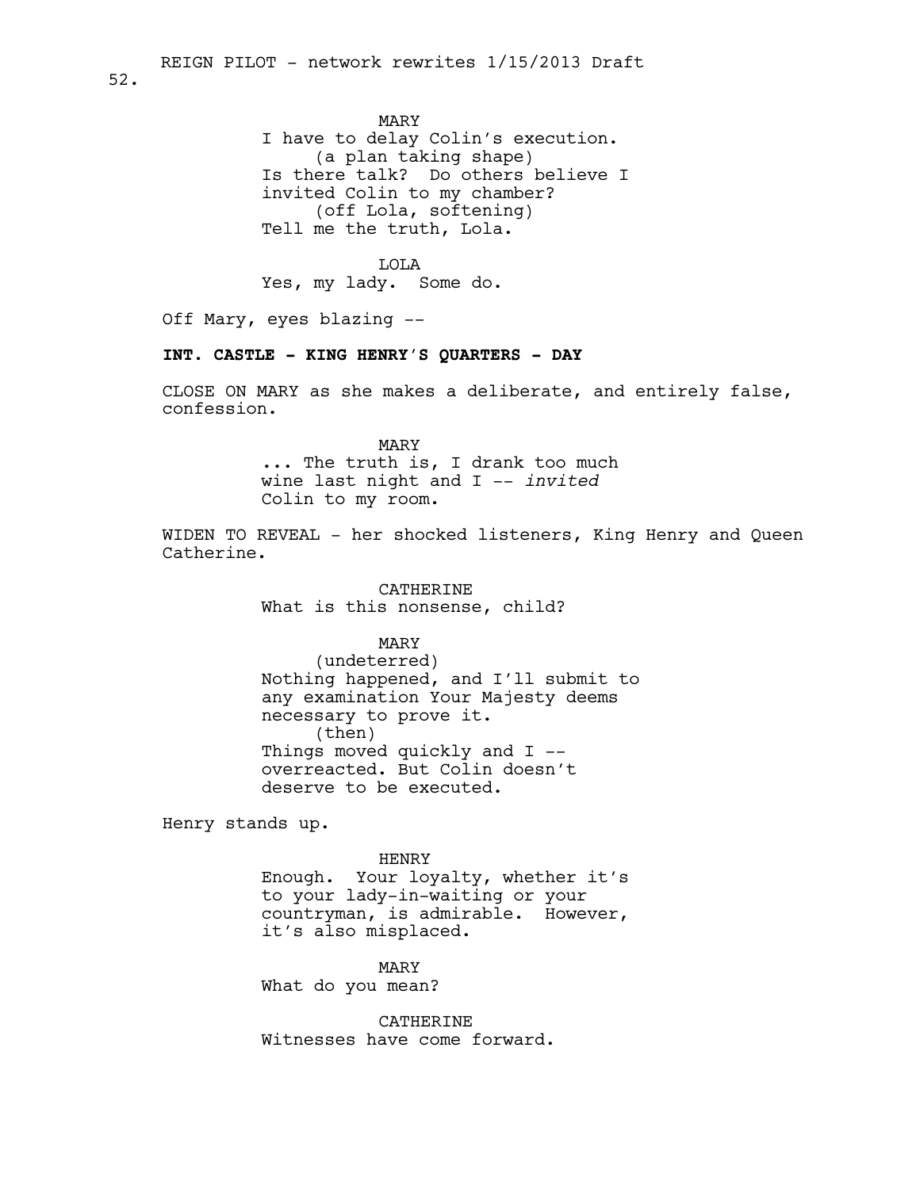MARY
I have to delay Colin's execution.
(a plan taking shape)
Is there talk? Do others believe I invited Colin to my chamber?
(off Lola, softening)
Tell me the truth, Lola.

LOLA
Yes, my lady. Some do.

Off Mary, eyes blazing --

**INT. CASTLE - KING HENRY'S QUARTERS - DAY**

CLOSE ON MARY as she makes a deliberate, and entirely false, confession.

MARY
... The truth is, I drank too much wine last night and I -- *invited* Colin to my room.

WIDEN TO REVEAL - her shocked listeners, King Henry and Queen Catherine.

CATHERINE
What is this nonsense, child?

MARY
(undeterred)
Nothing happened, and I'll submit to any examination Your Majesty deems necessary to prove it.
(then)
Things moved quickly and I -- overreacted. But Colin doesn't deserve to be executed.

Henry stands up.

HENRY
Enough. Your loyalty, whether it's to your lady-in-waiting or your countryman, is admirable. However, it's also misplaced.

MARY
What do you mean?

CATHERINE
Witnesses have come forward.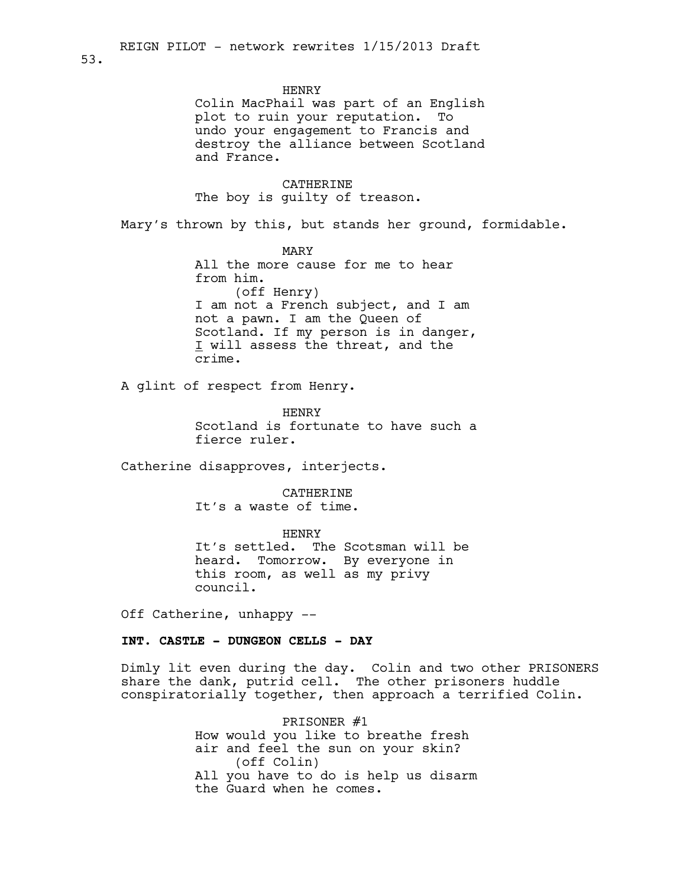HENRY
Colin MacPhail was part of an English plot to ruin your reputation. To undo your engagement to Francis and destroy the alliance between Scotland and France.

CATHERINE
The boy is guilty of treason.

Mary's thrown by this, but stands her ground, formidable.

MARY
All the more cause for me to hear from him.
(off Henry)
I am not a French subject, and I am not a pawn. I am the Queen of Scotland. If my person is in danger, I will assess the threat, and the crime.

A glint of respect from Henry.

HENRY
Scotland is fortunate to have such a fierce ruler.

Catherine disapproves, interjects.

CATHERINE
It's a waste of time.

HENRY
It's settled. The Scotsman will be heard. Tomorrow. By everyone in this room, as well as my privy council.

Off Catherine, unhappy --

**INT. CASTLE - DUNGEON CELLS - DAY**

Dimly lit even during the day. Colin and two other PRISONERS share the dank, putrid cell. The other prisoners huddle conspiratorially together, then approach a terrified Colin.

PRISONER #1
How would you like to breathe fresh air and feel the sun on your skin?
(off Colin)
All you have to do is help us disarm the Guard when he comes.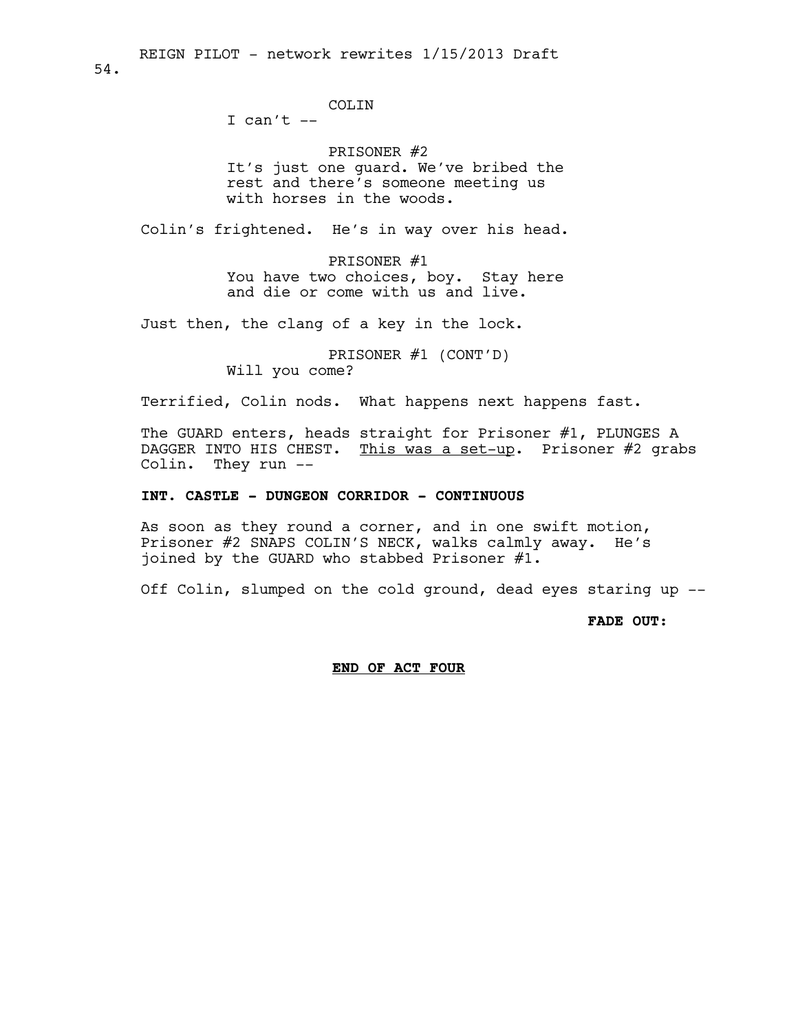COLIN
I can't --

PRISONER #2
It's just one guard. We've bribed the rest and there's someone meeting us with horses in the woods.

Colin's frightened. He's in way over his head.

PRISONER #1
You have two choices, boy. Stay here and die or come with us and live.

Just then, the clang of a key in the lock.

PRISONER #1 (CONT'D)
Will you come?

Terrified, Colin nods. What happens next happens fast.

The GUARD enters, heads straight for Prisoner #1, PLUNGES A DAGGER INTO HIS CHEST. <u>This was a set-up</u>. Prisoner #2 grabs Colin. They run --

**INT. CASTLE - DUNGEON CORRIDOR - CONTINUOUS**

As soon as they round a corner, and in one swift motion, Prisoner #2 SNAPS COLIN'S NECK, walks calmly away. He's joined by the GUARD who stabbed Prisoner #1.

Off Colin, slumped on the cold ground, dead eyes staring up --

**FADE OUT:**

**<u>END OF ACT FOUR</u>**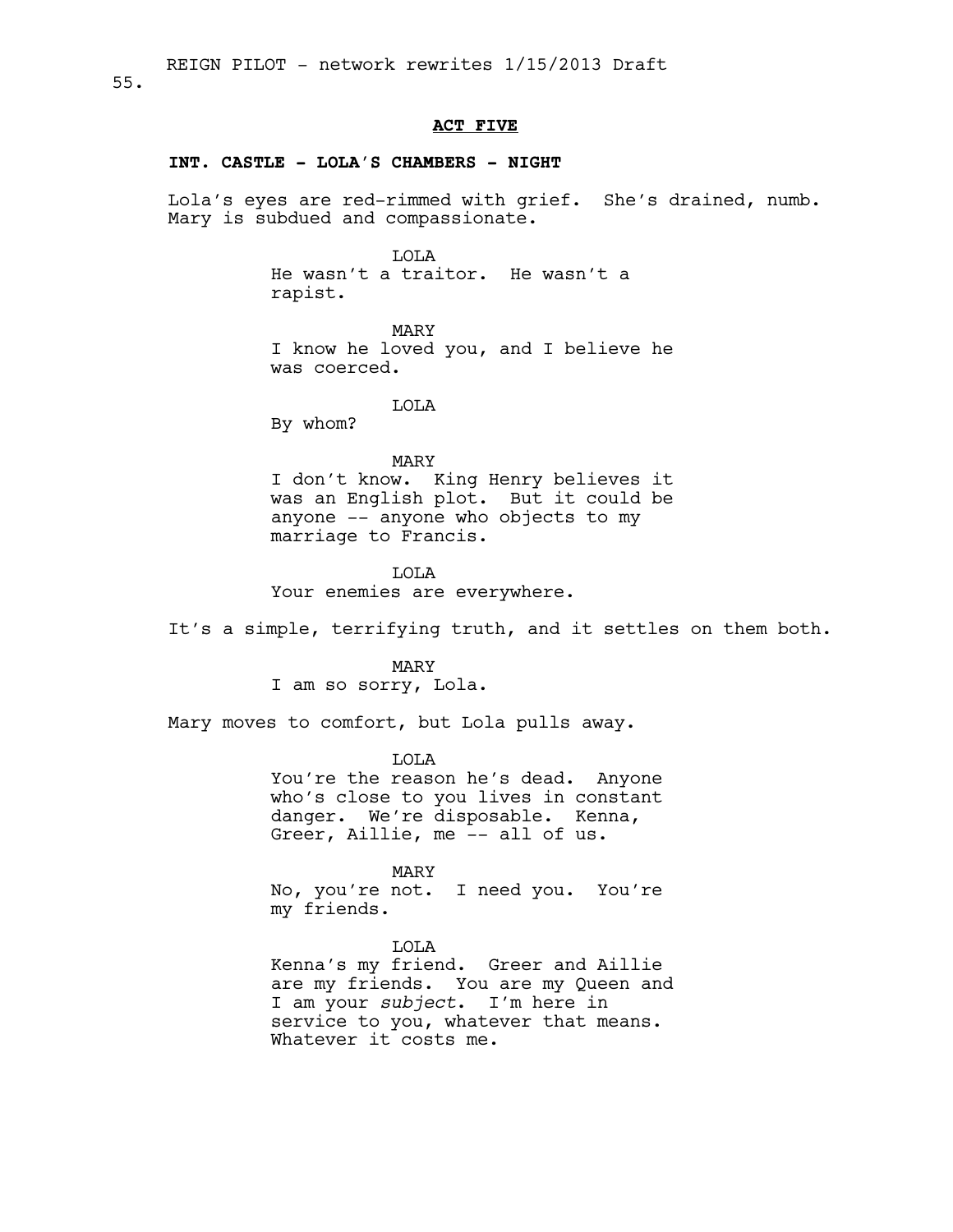**ACT FIVE**

**INT. CASTLE - LOLA'S CHAMBERS - NIGHT**

Lola's eyes are red-rimmed with grief. She's drained, numb. Mary is subdued and compassionate.

LOLA
He wasn't a traitor. He wasn't a rapist.

MARY
I know he loved you, and I believe he was coerced.

LOLA
By whom?

MARY
I don't know. King Henry believes it was an English plot. But it could be anyone -- anyone who objects to my marriage to Francis.

LOLA
Your enemies are everywhere.

It's a simple, terrifying truth, and it settles on them both.

MARY
I am so sorry, Lola.

Mary moves to comfort, but Lola pulls away.

LOLA
You're the reason he's dead. Anyone who's close to you lives in constant danger. We're disposable. Kenna, Greer, Aillie, me -- all of us.

MARY
No, you're not. I need you. You're my friends.

LOLA
Kenna's my friend. Greer and Aillie are my friends. You are my Queen and I am your *subject*. I'm here in service to you, whatever that means. Whatever it costs me.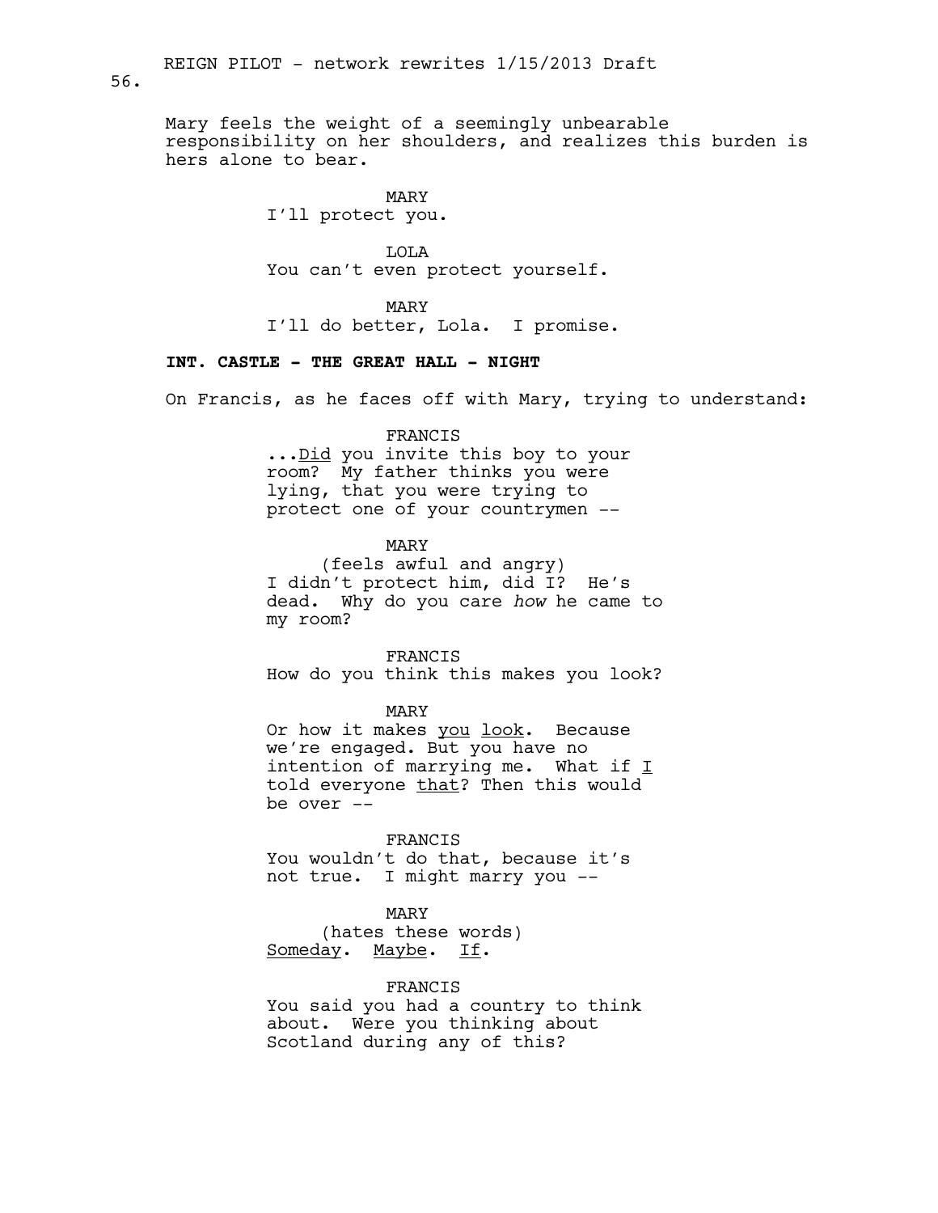Mary feels the weight of a seemingly unbearable responsibility on her shoulders, and realizes this burden is hers alone to bear.

MARY
I'll protect you.

LOLA
You can't even protect yourself.

MARY
I'll do better, Lola. I promise.

**INT. CASTLE - THE GREAT HALL - NIGHT**

On Francis, as he faces off with Mary, trying to understand:

FRANCIS
...<u>Did</u> you invite this boy to your room? My father thinks you were lying, that you were trying to protect one of your countrymen --

MARY
(feels awful and angry)
I didn't protect him, did I? He's dead. Why do you care *how* he came to my room?

FRANCIS
How do you think this makes you look?

MARY
Or how it makes <u>you</u> <u>look</u>. Because we're engaged. But you have no intention of marrying me. What if <u>I</u> told everyone <u>that</u>? Then this would be over --

FRANCIS
You wouldn't do that, because it's not true. I might marry you --

MARY
(hates these words)
<u>Someday</u>. <u>Maybe</u>. <u>If</u>.

FRANCIS
You said you had a country to think about. Were you thinking about Scotland during any of this?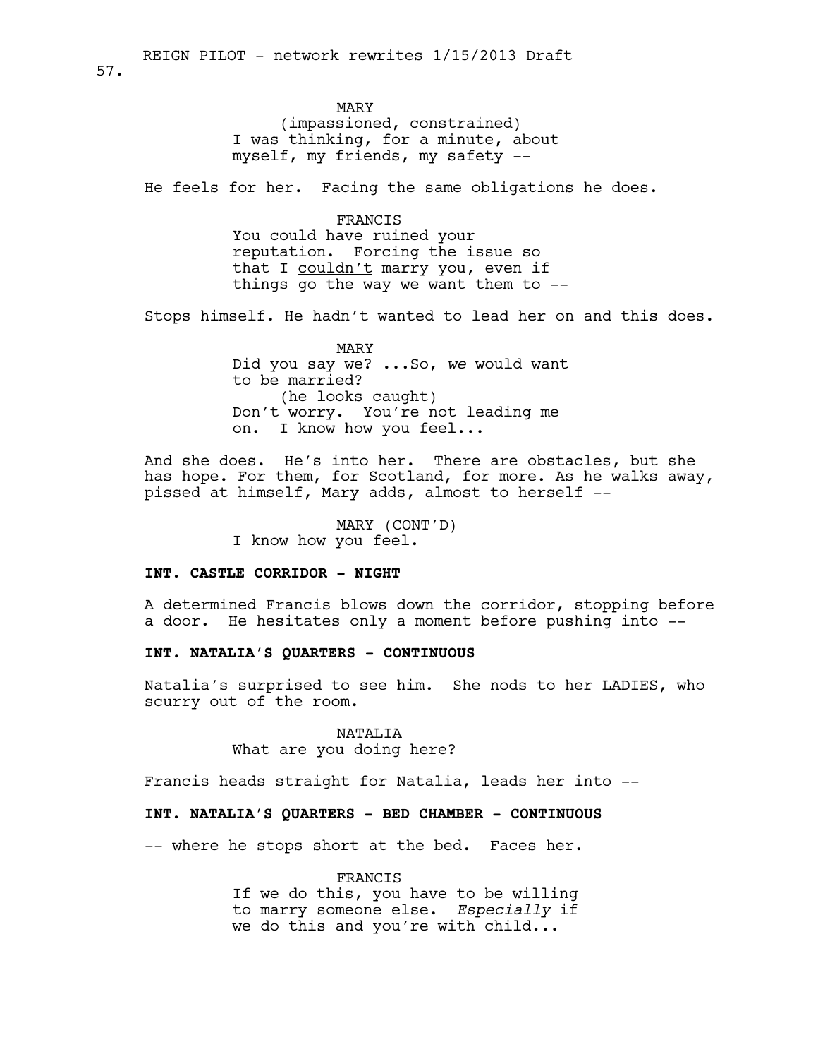MARY
(impassioned, constrained)
I was thinking, for a minute, about myself, my friends, my safety --

He feels for her. Facing the same obligations he does.

FRANCIS
You could have ruined your reputation. Forcing the issue so that I <u>couldn't</u> marry you, even if things go the way we want them to --

Stops himself. He hadn't wanted to lead her on and this does.

MARY
Did you say we? ...So, *we* would want to be married?
(he looks caught)
Don't worry. You're not leading me on. I know how you feel...

And she does. He's into her. There are obstacles, but she has hope. For them, for Scotland, for more. As he walks away, pissed at himself, Mary adds, almost to herself --

MARY (CONT'D)
I know how you feel.

**INT. CASTLE CORRIDOR - NIGHT**

A determined Francis blows down the corridor, stopping before a door. He hesitates only a moment before pushing into --

**INT. NATALIA'S QUARTERS - CONTINUOUS**

Natalia's surprised to see him. She nods to her LADIES, who scurry out of the room.

NATALIA
What are you doing here?

Francis heads straight for Natalia, leads her into --

**INT. NATALIA'S QUARTERS - BED CHAMBER - CONTINUOUS**

-- where he stops short at the bed. Faces her.

FRANCIS
If we do this, you have to be willing to marry someone else. *Especially* if we do this and you're with child...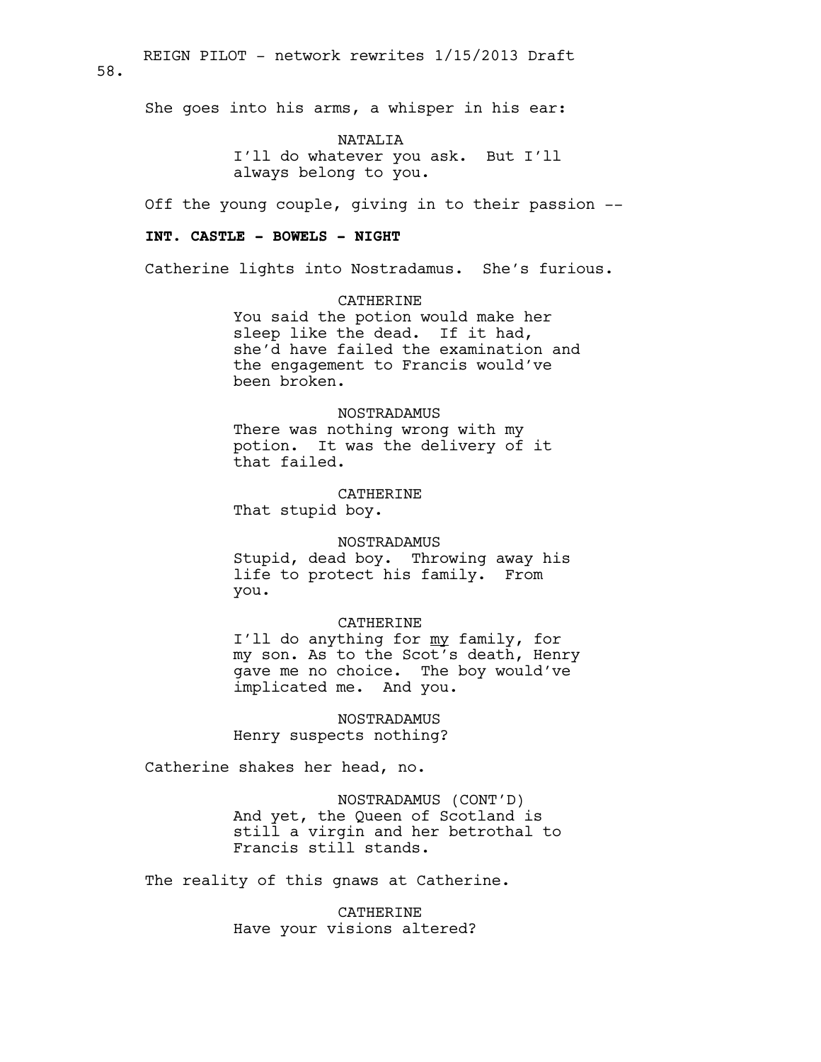She goes into his arms, a whisper in his ear:

NATALIA
I'll do whatever you ask. But I'll always belong to you.

Off the young couple, giving in to their passion --

**INT. CASTLE - BOWELS - NIGHT**

Catherine lights into Nostradamus. She's furious.

CATHERINE
You said the potion would make her sleep like the dead. If it had, she'd have failed the examination and the engagement to Francis would've been broken.

NOSTRADAMUS
There was nothing wrong with my potion. It was the delivery of it that failed.

CATHERINE
That stupid boy.

NOSTRADAMUS
Stupid, dead boy. Throwing away his life to protect his family. From you.

CATHERINE
I'll do anything for my family, for my son. As to the Scot's death, Henry gave me no choice. The boy would've implicated me. And you.

NOSTRADAMUS
Henry suspects nothing?

Catherine shakes her head, no.

NOSTRADAMUS (CONT'D)
And yet, the Queen of Scotland is still a virgin and her betrothal to Francis still stands.

The reality of this gnaws at Catherine.

CATHERINE
Have your visions altered?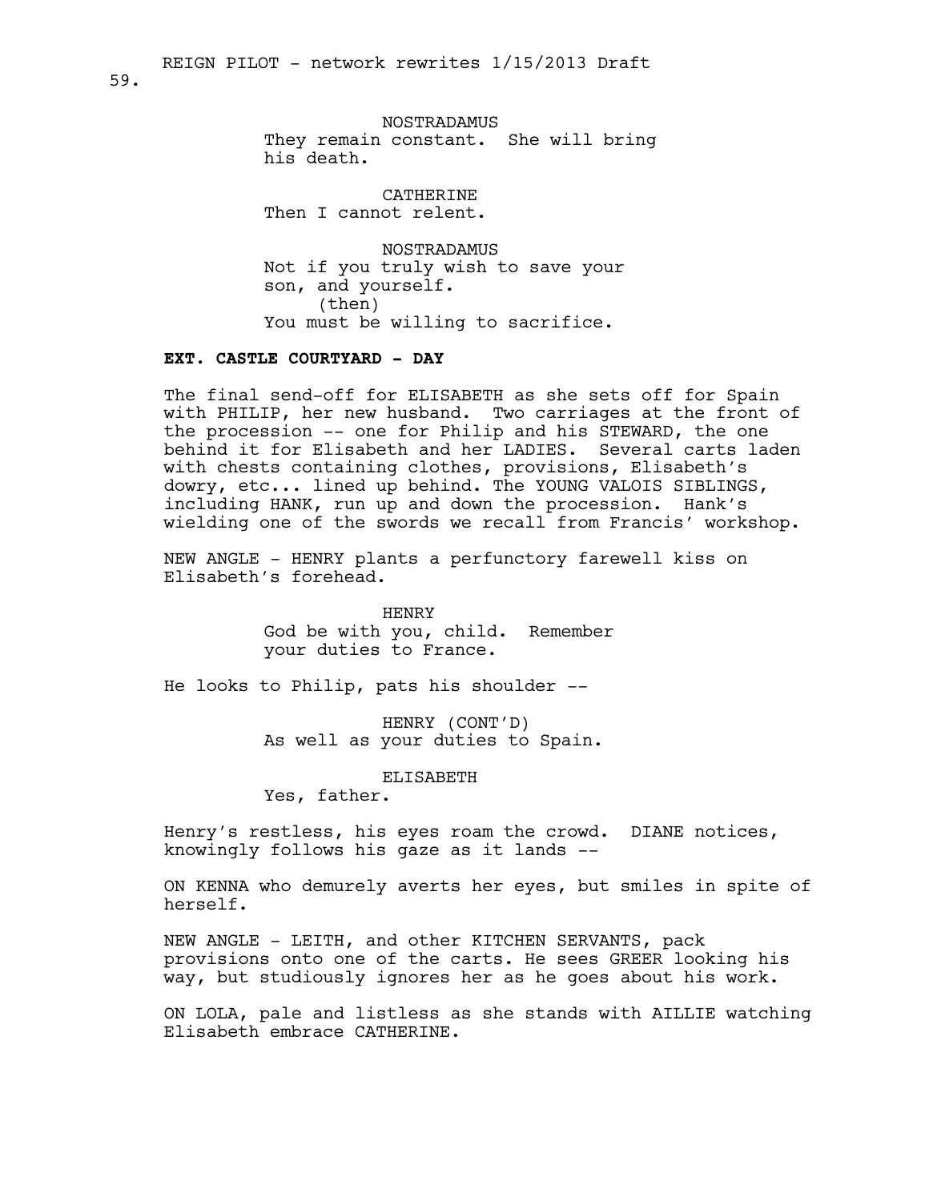NOSTRADAMUS
They remain constant. She will bring his death.

CATHERINE
Then I cannot relent.

NOSTRADAMUS
Not if you truly wish to save your son, and yourself.
(then)
You must be willing to sacrifice.

**EXT. CASTLE COURTYARD - DAY**

The final send-off for ELISABETH as she sets off for Spain with PHILIP, her new husband. Two carriages at the front of the procession -- one for Philip and his STEWARD, the one behind it for Elisabeth and her LADIES. Several carts laden with chests containing clothes, provisions, Elisabeth's dowry, etc... lined up behind. The YOUNG VALOIS SIBLINGS, including HANK, run up and down the procession. Hank's wielding one of the swords we recall from Francis' workshop.

NEW ANGLE - HENRY plants a perfunctory farewell kiss on Elisabeth's forehead.

HENRY
God be with you, child. Remember your duties to France.

He looks to Philip, pats his shoulder --

HENRY (CONT'D)
As well as your duties to Spain.

ELISABETH
Yes, father.

Henry's restless, his eyes roam the crowd. DIANE notices, knowingly follows his gaze as it lands --

ON KENNA who demurely averts her eyes, but smiles in spite of herself.

NEW ANGLE - LEITH, and other KITCHEN SERVANTS, pack provisions onto one of the carts. He sees GREER looking his way, but studiously ignores her as he goes about his work.

ON LOLA, pale and listless as she stands with AILLIE watching Elisabeth embrace CATHERINE.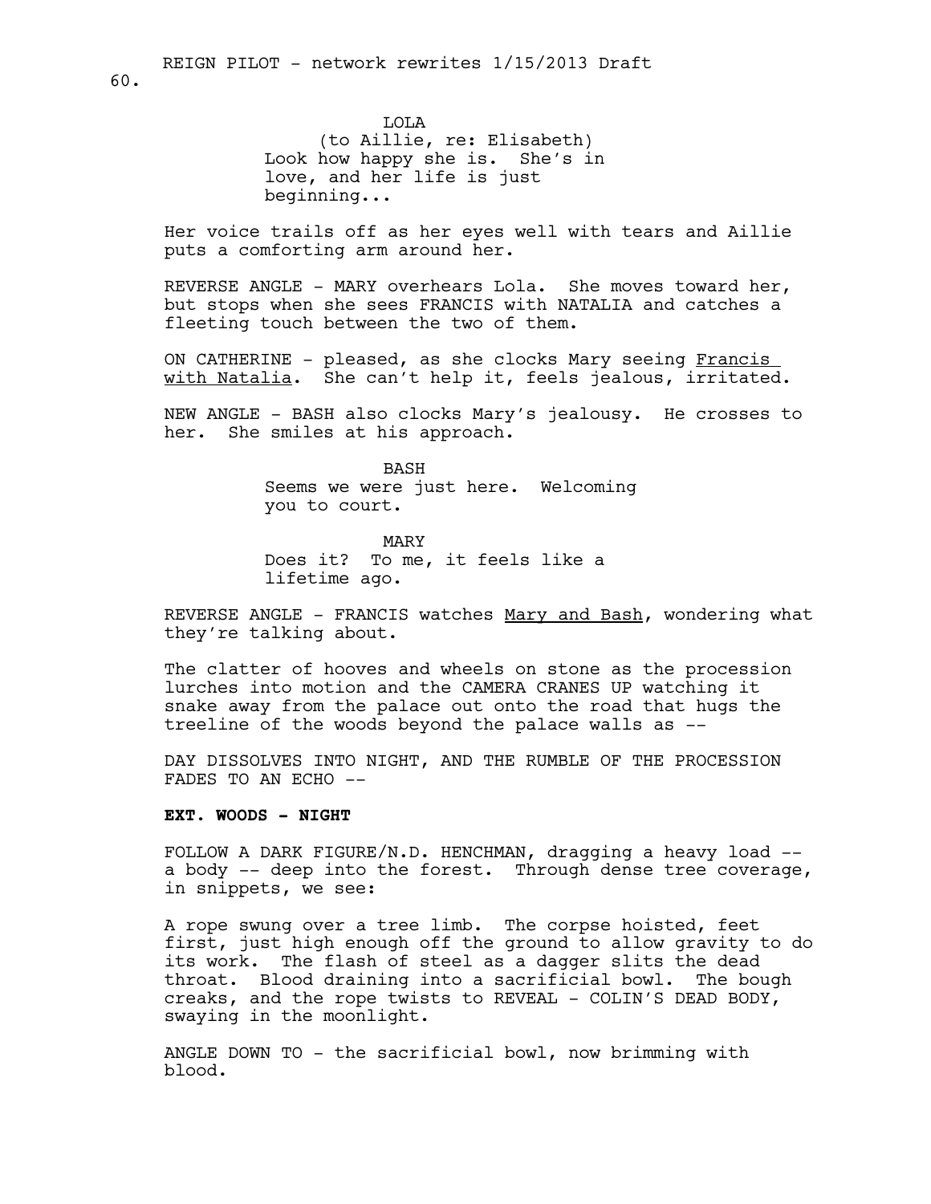LOLA
(to Aillie, re: Elisabeth)
Look how happy she is. She's in love, and her life is just beginning...

Her voice trails off as her eyes well with tears and Aillie puts a comforting arm around her.

REVERSE ANGLE - MARY overhears Lola. She moves toward her, but stops when she sees FRANCIS with NATALIA and catches a fleeting touch between the two of them.

ON CATHERINE - pleased, as she clocks Mary seeing Francis with Natalia. She can't help it, feels jealous, irritated.

NEW ANGLE - BASH also clocks Mary's jealousy. He crosses to her. She smiles at his approach.

BASH
Seems we were just here. Welcoming you to court.

MARY
Does it? To me, it feels like a lifetime ago.

REVERSE ANGLE - FRANCIS watches Mary and Bash, wondering what they're talking about.

The clatter of hooves and wheels on stone as the procession lurches into motion and the CAMERA CRANES UP watching it snake away from the palace out onto the road that hugs the treeline of the woods beyond the palace walls as --

DAY DISSOLVES INTO NIGHT, AND THE RUMBLE OF THE PROCESSION FADES TO AN ECHO --

**EXT. WOODS - NIGHT**

FOLLOW A DARK FIGURE/N.D. HENCHMAN, dragging a heavy load -- a body -- deep into the forest. Through dense tree coverage, in snippets, we see:

A rope swung over a tree limb. The corpse hoisted, feet first, just high enough off the ground to allow gravity to do its work. The flash of steel as a dagger slits the dead throat. Blood draining into a sacrificial bowl. The bough creaks, and the rope twists to REVEAL - COLIN'S DEAD BODY, swaying in the moonlight.

ANGLE DOWN TO - the sacrificial bowl, now brimming with blood.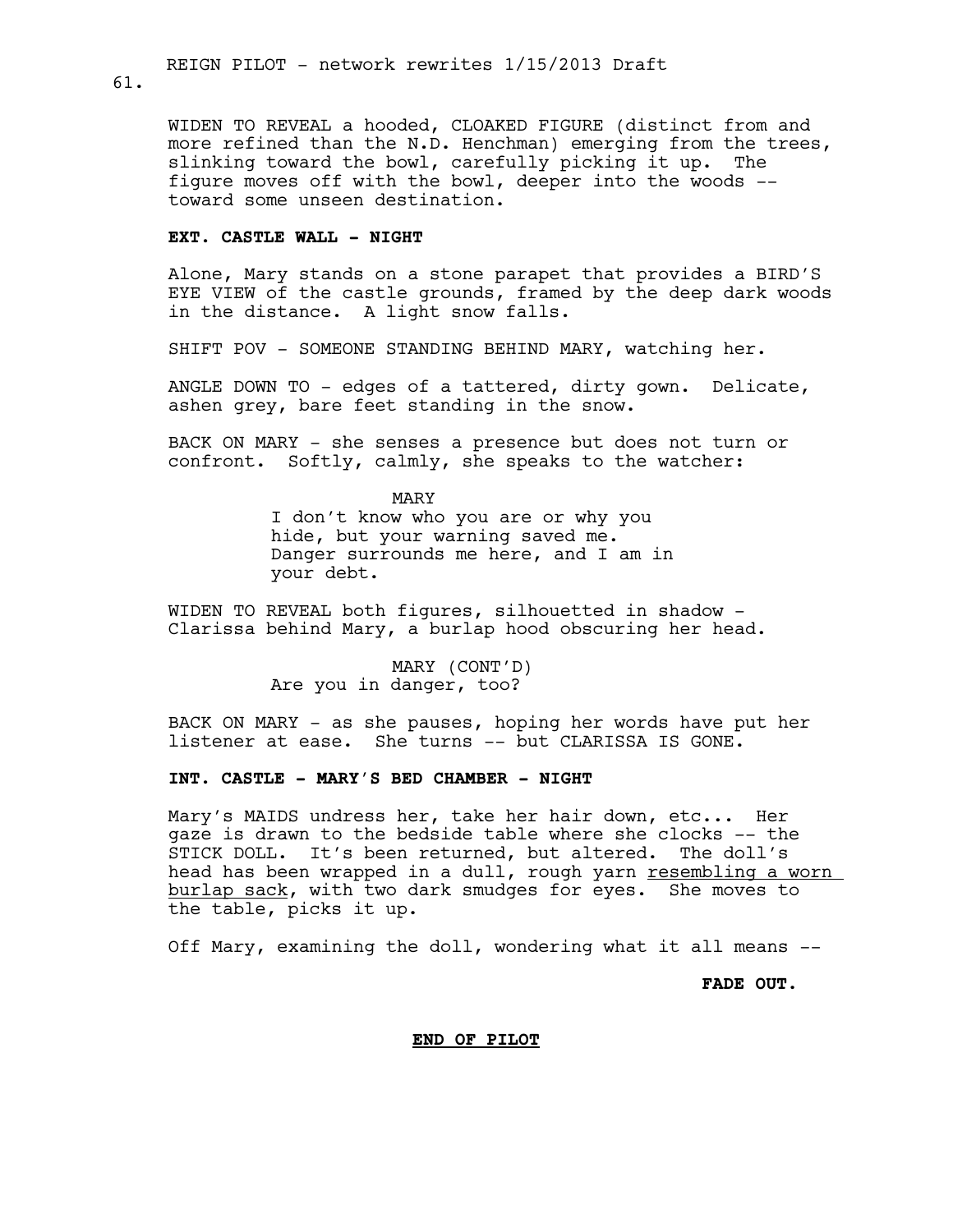WIDEN TO REVEAL a hooded, CLOAKED FIGURE (distinct from and more refined than the N.D. Henchman) emerging from the trees, slinking toward the bowl, carefully picking it up. The figure moves off with the bowl, deeper into the woods -- toward some unseen destination.

**EXT. CASTLE WALL - NIGHT**

Alone, Mary stands on a stone parapet that provides a BIRD'S EYE VIEW of the castle grounds, framed by the deep dark woods in the distance. A light snow falls.

SHIFT POV - SOMEONE STANDING BEHIND MARY, watching her.

ANGLE DOWN TO - edges of a tattered, dirty gown. Delicate, ashen grey, bare feet standing in the snow.

BACK ON MARY - she senses a presence but does not turn or confront. Softly, calmly, she speaks to the watcher:

MARY
I don't know who you are or why you hide, but your warning saved me. Danger surrounds me here, and I am in your debt.

WIDEN TO REVEAL both figures, silhouetted in shadow - Clarissa behind Mary, a burlap hood obscuring her head.

MARY (CONT'D)
Are you in danger, too?

BACK ON MARY - as she pauses, hoping her words have put her listener at ease. She turns -- but CLARISSA IS GONE.

**INT. CASTLE - MARY'S BED CHAMBER - NIGHT**

Mary's MAIDS undress her, take her hair down, etc... Her gaze is drawn to the bedside table where she clocks -- the STICK DOLL. It's been returned, but altered. The doll's head has been wrapped in a dull, rough yarn <u>resembling a worn burlap sack</u>, with two dark smudges for eyes. She moves to the table, picks it up.

Off Mary, examining the doll, wondering what it all means --

**FADE OUT.**

**<u>END OF PILOT</u>**